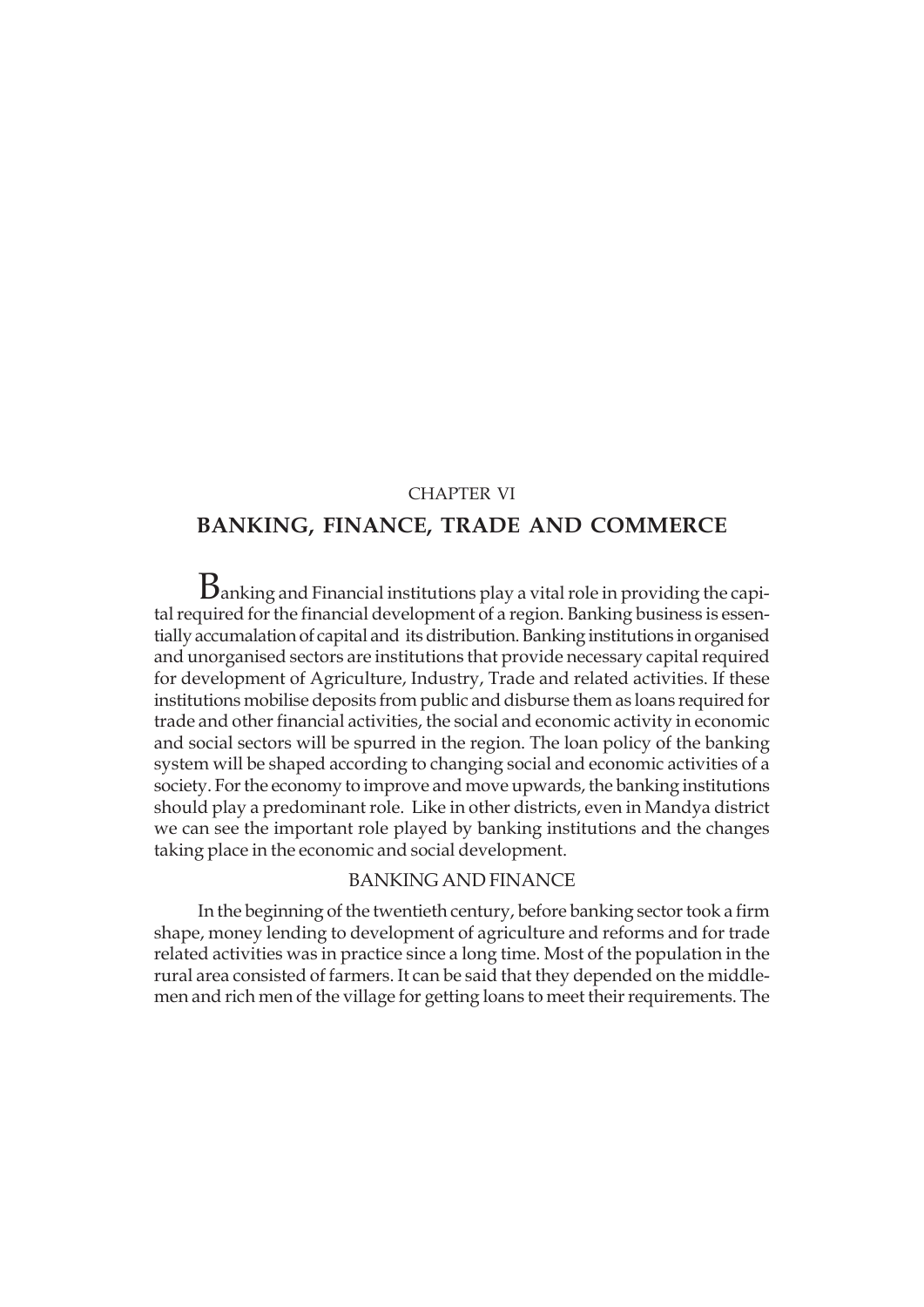CHAPTER VI

# BANKING, FINANCE, TRADE AND COMMERCE

Banking and Financial institutions play a vital role in providing the capital required for the financial development of a region. Banking business is essentially accumalation of capital and its distribution. Banking institutions in organised and unorganised sectors are institutions that provide necessary capital required for development of Agriculture, Industry, Trade and related activities. If these institutions mobilise deposits from public and disburse them as loans required for trade and other financial activities, the social and economic activity in economic and social sectors will be spurred in the region. The loan policy of the banking system will be shaped according to changing social and economic activities of a society. For the economy to improve and move upwards, the banking institutions should play a predominant role. Like in other districts, even in Mandya district we can see the important role played by banking institutions and the changes taking place in the economic and social development.

## BANKING AND FINANCE

In the beginning of the twentieth century, before banking sector took a firm shape, money lending to development of agriculture and reforms and for trade related activities was in practice since a long time. Most of the population in the rural area consisted of farmers. It can be said that they depended on the middlemen and rich men of the village for getting loans to meet their requirements. The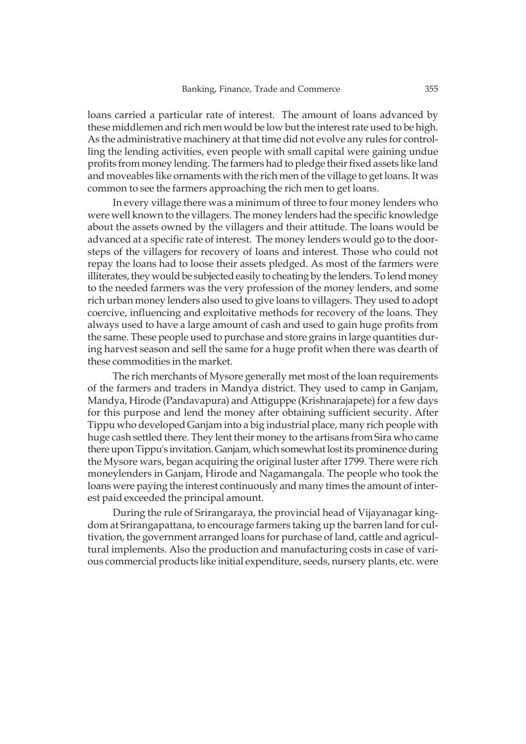loans carried a particular rate of interest. The amount of loans advanced by these middlemen and rich men would be low but the interest rate used to be high. As the administrative machinery at that time did not evolve any rules for controlling the lending activities, even people with small capital were gaining undue profits from money lending. The farmers had to pledge their fixed assets like land and moveables like ornaments with the rich men of the village to get loans. It was common to see the farmers approaching the rich men to get loans.

In every village there was a minimum of three to four money lenders who were well known to the villagers. The money lenders had the specific knowledge about the assets owned by the villagers and their attitude. The loans would be advanced at a specific rate of interest. The money lenders would go to the doorsteps of the villagers for recovery of loans and interest. Those who could not repay the loans had to loose their assets pledged. As most of the farmers were illiterates, they would be subjected easily to cheating by the lenders. To lend money to the needed farmers was the very profession of the money lenders, and some rich urban money lenders also used to give loans to villagers. They used to adopt coercive, influencing and exploitative methods for recovery of the loans. They always used to have a large amount of cash and used to gain huge profits from the same. These people used to purchase and store grains in large quantities during harvest season and sell the same for a huge profit when there was dearth of these commodities in the market.

The rich merchants of Mysore generally met most of the loan requirements of the farmers and traders in Mandya district. They used to camp in Ganjam, Mandya, Hirode (Pandavapura) and Attiguppe (Krishnarajapete) for a few days for this purpose and lend the money after obtaining sufficient security. After Tippu who developed Ganjam into a big industrial place, many rich people with huge cash settled there. They lent their money to the artisans from Sira who came there upon Tippu's invitation. Ganjam, which somewhat lost its prominence during the Mysore wars, began acquiring the original luster after 1799. There were rich moneylenders in Ganjam, Hirode and Nagamangala. The people who took the loans were paying the interest continuously and many times the amount of interest paid exceeded the principal amount.

During the rule of Srirangaraya, the provincial head of Vijayanagar kingdom at Srirangapattana, to encourage farmers taking up the barren land for cultivation, the government arranged loans for purchase of land, cattle and agricultural implements. Also the production and manufacturing costs in case of various commercial products like initial expenditure, seeds, nursery plants, etc. were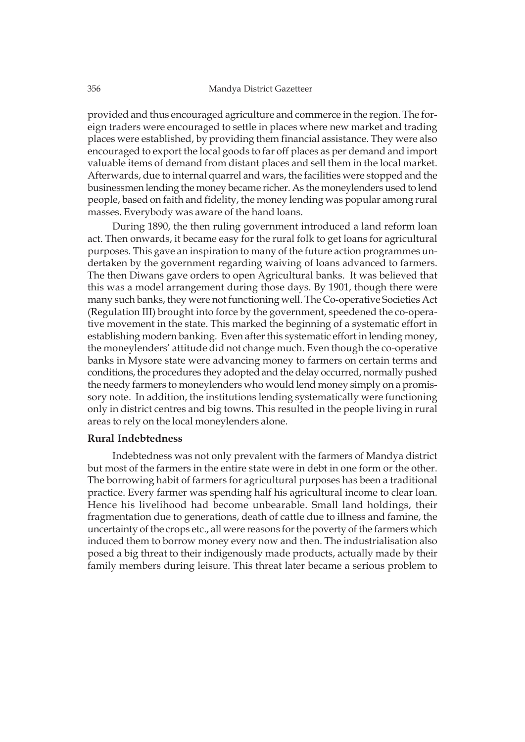provided and thus encouraged agriculture and commerce in the region. The foreign traders were encouraged to settle in places where new market and trading places were established, by providing them financial assistance. They were also encouraged to export the local goods to far off places as per demand and import valuable items of demand from distant places and sell them in the local market. Afterwards, due to internal quarrel and wars, the facilities were stopped and the businessmen lending the money became richer. As the moneylenders used to lend people, based on faith and fidelity, the money lending was popular among rural masses. Everybody was aware of the hand loans.

During 1890, the then ruling government introduced a land reform loan act. Then onwards, it became easy for the rural folk to get loans for agricultural purposes. This gave an inspiration to many of the future action programmes undertaken by the government regarding waiving of loans advanced to farmers. The then Diwans gave orders to open Agricultural banks. It was believed that this was a model arrangement during those days. By 1901, though there were many such banks, they were not functioning well. The Co-operative Societies Act (Regulation III) brought into force by the government, speedened the co-operative movement in the state. This marked the beginning of a systematic effort in establishing modern banking. Even after this systematic effort in lending money, the moneylenders' attitude did not change much. Even though the co-operative banks in Mysore state were advancing money to farmers on certain terms and conditions, the procedures they adopted and the delay occurred, normally pushed the needy farmers to moneylenders who would lend money simply on a promissory note. In addition, the institutions lending systematically were functioning only in district centres and big towns. This resulted in the people living in rural areas to rely on the local moneylenders alone.

### Rural Indebtedness

Indebtedness was not only prevalent with the farmers of Mandya district but most of the farmers in the entire state were in debt in one form or the other. The borrowing habit of farmers for agricultural purposes has been a traditional practice. Every farmer was spending half his agricultural income to clear loan. Hence his livelihood had become unbearable. Small land holdings, their fragmentation due to generations, death of cattle due to illness and famine, the uncertainty of the crops etc., all were reasons for the poverty of the farmers which induced them to borrow money every now and then. The industrialisation also posed a big threat to their indigenously made products, actually made by their family members during leisure. This threat later became a serious problem to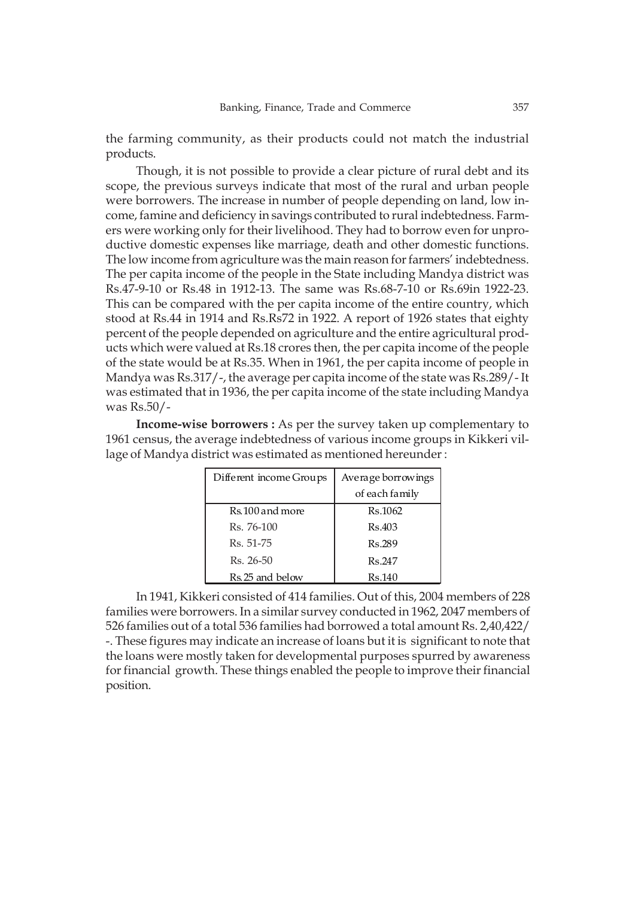the farming community, as their products could not match the industrial products.

Though, it is not possible to provide a clear picture of rural debt and its scope, the previous surveys indicate that most of the rural and urban people were borrowers. The increase in number of people depending on land, low income, famine and deficiency in savings contributed to rural indebtedness. Farmers were working only for their livelihood. They had to borrow even for unproductive domestic expenses like marriage, death and other domestic functions. The low income from agriculture was the main reason for farmers' indebtedness. The per capita income of the people in the State including Mandya district was Rs.47-9-10 or Rs.48 in 1912-13. The same was Rs.68-7-10 or Rs.69in 1922-23. This can be compared with the per capita income of the entire country, which stood at Rs.44 in 1914 and Rs.Rs72 in 1922. A report of 1926 states that eighty percent of the people depended on agriculture and the entire agricultural products which were valued at Rs.18 crores then, the per capita income of the people of the state would be at Rs.35. When in 1961, the per capita income of people in Mandya was Rs.317/-, the average per capita income of the state was Rs.289/- It was estimated that in 1936, the per capita income of the state including Mandya was Rs.50/-

**Income-wise borrowers :** As per the survey taken up complementary to 1961 census, the average indebtedness of various income groups in Kikkeri village of Mandya district was estimated as mentioned hereunder :

| Different income Groups | Average borrowings of each family |
|---|---|
| Rs.100 and more | Rs.1062 |
| Rs. 76-100 | Rs.403 |
| Rs. 51-75 | Rs.289 |
| Rs. 26-50 | Rs.247 |
| Rs.25 and below | Rs.140 |

In 1941, Kikkeri consisted of 414 families. Out of this, 2004 members of 228 families were borrowers. In a similar survey conducted in 1962, 2047 members of 526 families out of a total 536 families had borrowed a total amount Rs. 2,40,422/-. These figures may indicate an increase of loans but it is significant to note that the loans were mostly taken for developmental purposes spurred by awareness for financial growth. These things enabled the people to improve their financial position.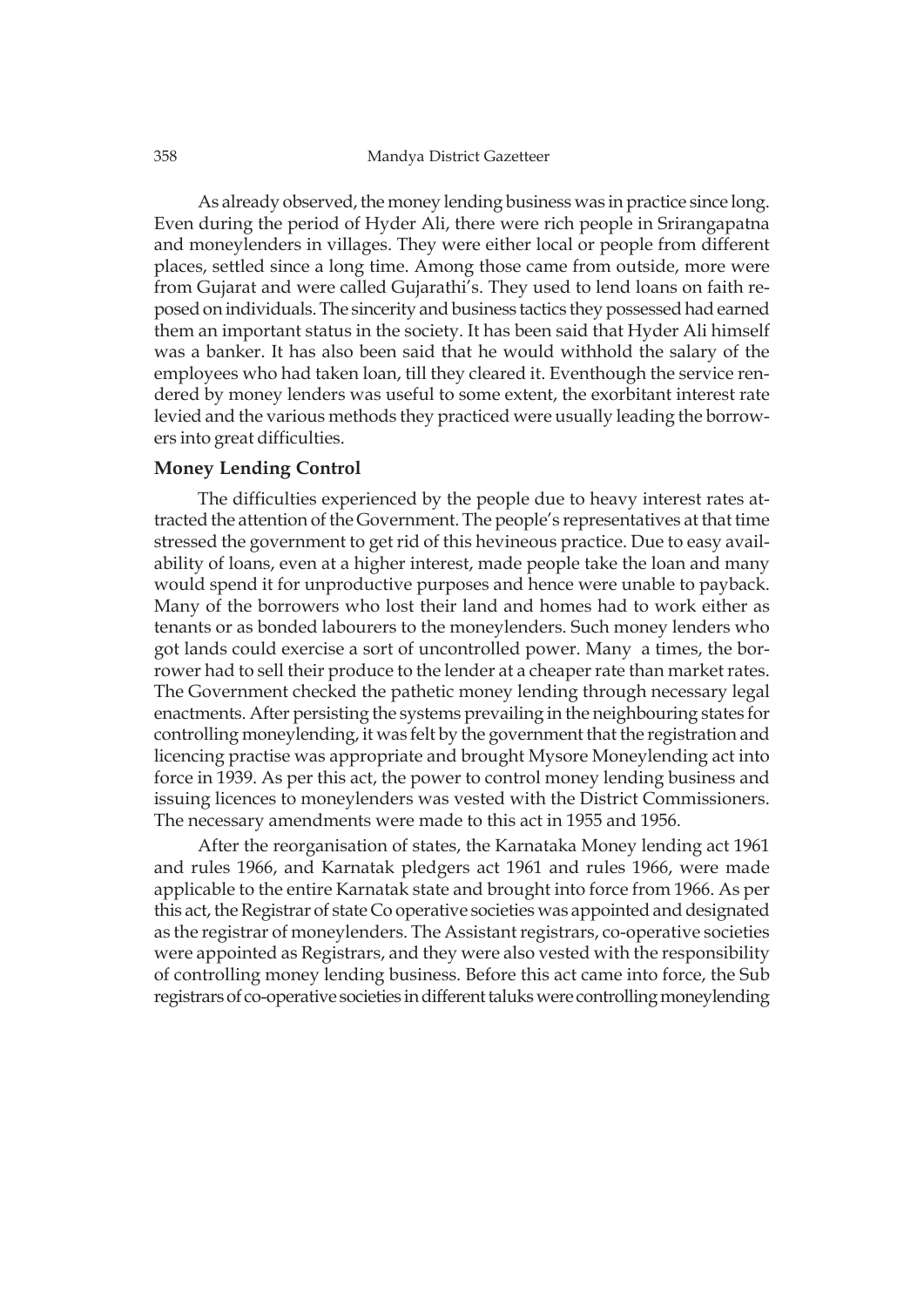As already observed, the money lending business was in practice since long. Even during the period of Hyder Ali, there were rich people in Srirangapatna and moneylenders in villages. They were either local or people from different places, settled since a long time. Among those came from outside, more were from Gujarat and were called Gujarathi's. They used to lend loans on faith reposed on individuals. The sincerity and business tactics they possessed had earned them an important status in the society. It has been said that Hyder Ali himself was a banker. It has also been said that he would withhold the salary of the employees who had taken loan, till they cleared it. Eventhough the service rendered by money lenders was useful to some extent, the exorbitant interest rate levied and the various methods they practiced were usually leading the borrowers into great difficulties.

**Money Lending Control**

The difficulties experienced by the people due to heavy interest rates attracted the attention of the Government. The people's representatives at that time stressed the government to get rid of this hevineous practice. Due to easy availability of loans, even at a higher interest, made people take the loan and many would spend it for unproductive purposes and hence were unable to payback. Many of the borrowers who lost their land and homes had to work either as tenants or as bonded labourers to the moneylenders. Such money lenders who got lands could exercise a sort of uncontrolled power. Many a times, the borrower had to sell their produce to the lender at a cheaper rate than market rates. The Government checked the pathetic money lending through necessary legal enactments. After persisting the systems prevailing in the neighbouring states for controlling moneylending, it was felt by the government that the registration and licencing practise was appropriate and brought Mysore Moneylending act into force in 1939. As per this act, the power to control money lending business and issuing licences to moneylenders was vested with the District Commissioners. The necessary amendments were made to this act in 1955 and 1956.

After the reorganisation of states, the Karnataka Money lending act 1961 and rules 1966, and Karnatak pledgers act 1961 and rules 1966, were made applicable to the entire Karnatak state and brought into force from 1966. As per this act, the Registrar of state Co operative societies was appointed and designated as the registrar of moneylenders. The Assistant registrars, co-operative societies were appointed as Registrars, and they were also vested with the responsibility of controlling money lending business. Before this act came into force, the Sub registrars of co-operative societies in different taluks were controlling moneylending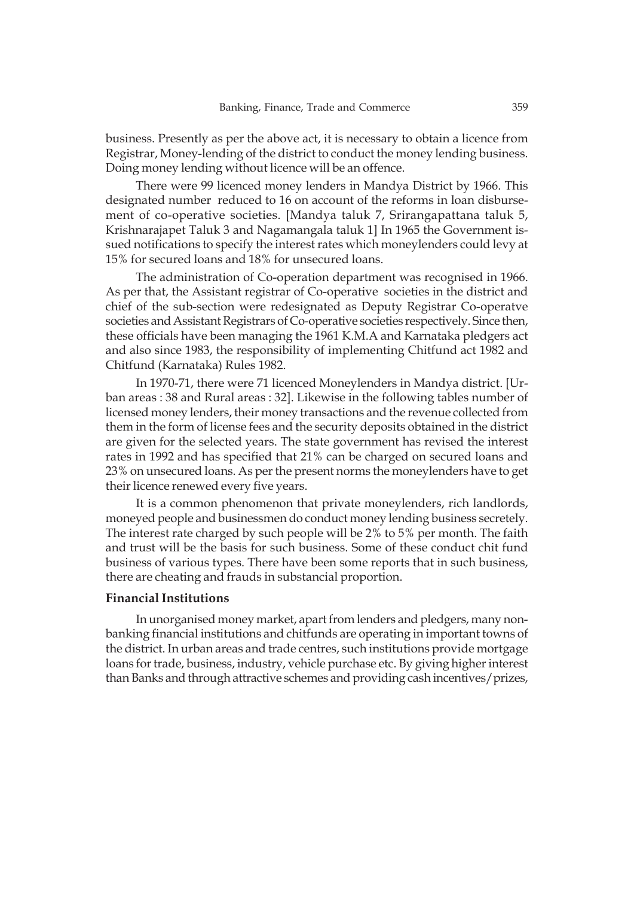business. Presently as per the above act, it is necessary to obtain a licence from Registrar, Money-lending of the district to conduct the money lending business. Doing money lending without licence will be an offence.

There were 99 licenced money lenders in Mandya District by 1966. This designated number reduced to 16 on account of the reforms in loan disbursement of co-operative societies. [Mandya taluk 7, Srirangapattana taluk 5, Krishnarajapet Taluk 3 and Nagamangala taluk 1] In 1965 the Government issued notifications to specify the interest rates which moneylenders could levy at 15% for secured loans and 18% for unsecured loans.

The administration of Co-operation department was recognised in 1966. As per that, the Assistant registrar of Co-operative societies in the district and chief of the sub-section were redesignated as Deputy Registrar Co-operatve societies and Assistant Registrars of Co-operative societies respectively. Since then, these officials have been managing the 1961 K.M.A and Karnataka pledgers act and also since 1983, the responsibility of implementing Chitfund act 1982 and Chitfund (Karnataka) Rules 1982.

In 1970-71, there were 71 licenced Moneylenders in Mandya district. [Urban areas : 38 and Rural areas : 32]. Likewise in the following tables number of licensed money lenders, their money transactions and the revenue collected from them in the form of license fees and the security deposits obtained in the district are given for the selected years. The state government has revised the interest rates in 1992 and has specified that 21% can be charged on secured loans and 23% on unsecured loans. As per the present norms the moneylenders have to get their licence renewed every five years.

It is a common phenomenon that private moneylenders, rich landlords, moneyed people and businessmen do conduct money lending business secretely. The interest rate charged by such people will be 2% to 5% per month. The faith and trust will be the basis for such business. Some of these conduct chit fund business of various types. There have been some reports that in such business, there are cheating and frauds in substancial proportion.

**Financial Institutions**

In unorganised money market, apart from lenders and pledgers, many non-banking financial institutions and chitfunds are operating in important towns of the district. In urban areas and trade centres, such institutions provide mortgage loans for trade, business, industry, vehicle purchase etc. By giving higher interest than Banks and through attractive schemes and providing cash incentives/prizes,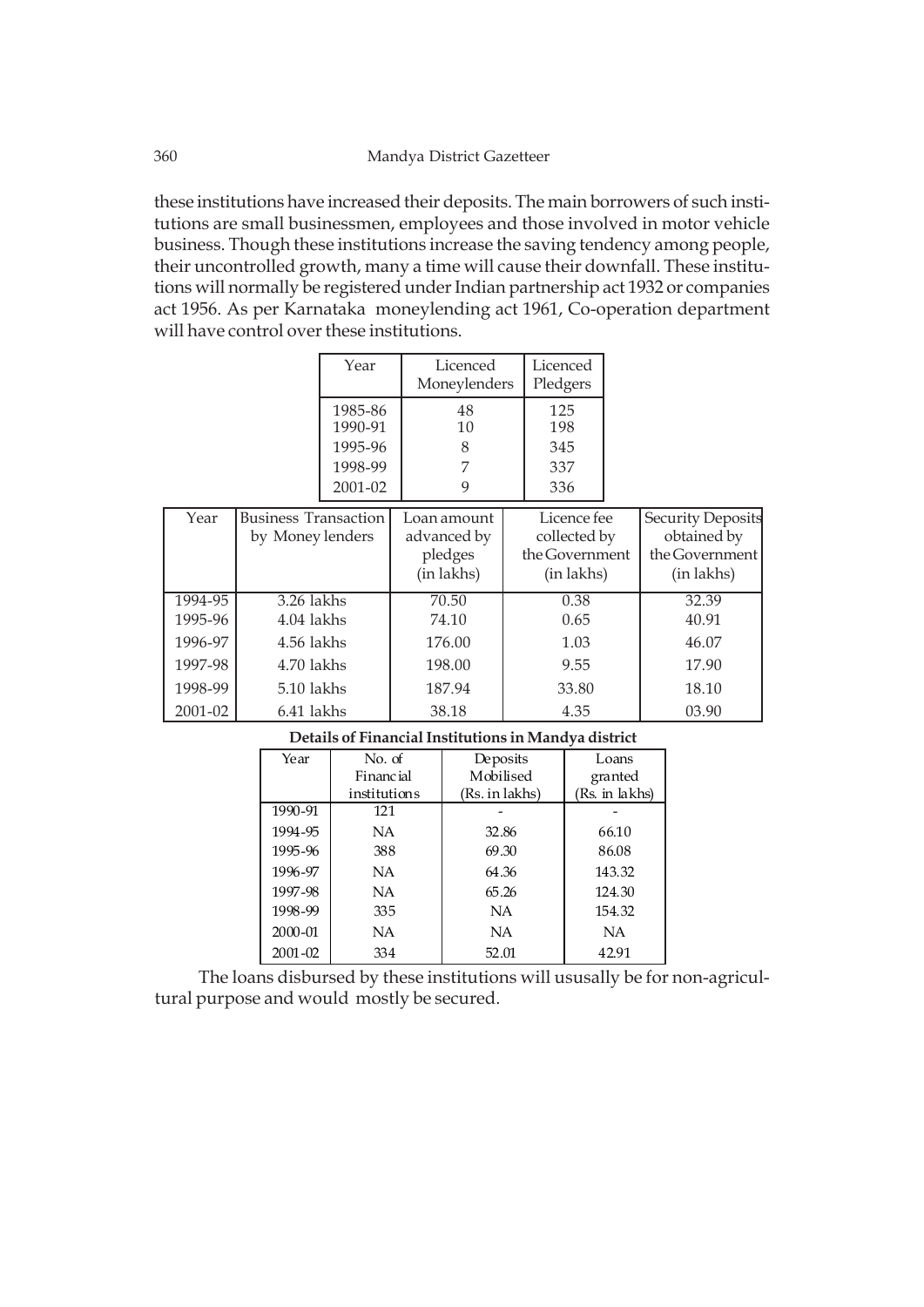these institutions have increased their deposits. The main borrowers of such institutions are small businessmen, employees and those involved in motor vehicle business. Though these institutions increase the saving tendency among people, their uncontrolled growth, many a time will cause their downfall. These institutions will normally be registered under Indian partnership act 1932 or companies act 1956. As per Karnataka moneylending act 1961, Co-operation department will have control over these institutions.

| Year | Licenced Moneylenders | Licenced Pledgers |
|---|---|---|
| 1985-86 | 48 | 125 |
| 1990-91 | 10 | 198 |
| 1995-96 | 8 | 345 |
| 1998-99 | 7 | 337 |
| 2001-02 | 9 | 336 |

| Year | Business Transaction by Money lenders | Loan amount advanced by pledges (in lakhs) | Licence fee collected by the Government (in lakhs) | Security Deposits obtained by the Government (in lakhs) |
|---|---|---|---|---|
| 1994-95 | 3.26 lakhs | 70.50 | 0.38 | 32.39 |
| 1995-96 | 4.04 lakhs | 74.10 | 0.65 | 40.91 |
| 1996-97 | 4.56 lakhs | 176.00 | 1.03 | 46.07 |
| 1997-98 | 4.70 lakhs | 198.00 | 9.55 | 17.90 |
| 1998-99 | 5.10 lakhs | 187.94 | 33.80 | 18.10 |
| 2001-02 | 6.41 lakhs | 38.18 | 4.35 | 03.90 |

**Details of Financial Institutions in Mandya district**

| Year | No. of Financial institutions | Deposits Mobilised (Rs. in lakhs) | Loans granted (Rs. in lakhs) |
|---|---|---|---|
| 1990-91 | 121 | - | - |
| 1994-95 | NA | 32.86 | 66.10 |
| 1995-96 | 388 | 69.30 | 86.08 |
| 1996-97 | NA | 64.36 | 143.32 |
| 1997-98 | NA | 65.26 | 124.30 |
| 1998-99 | 335 | NA | 154.32 |
| 2000-01 | NA | NA | NA |
| 2001-02 | 334 | 52.01 | 42.91 |

The loans disbursed by these institutions will ususally be for non-agricultural purpose and would mostly be secured.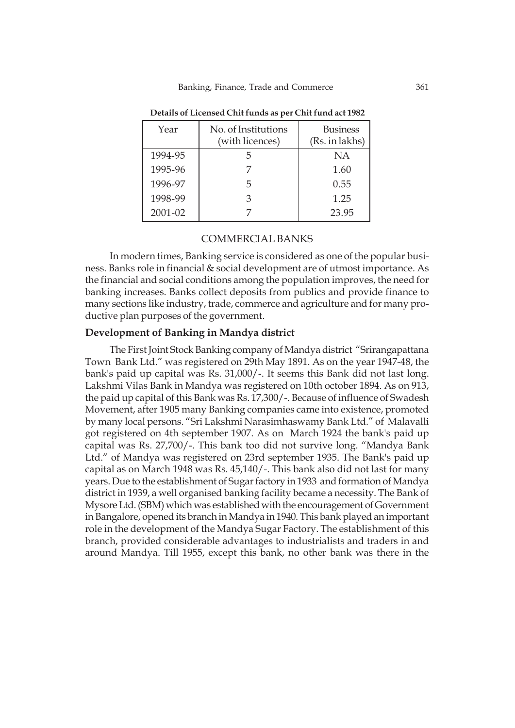**Details of Licensed Chit funds as per Chit fund act 1982**

| Year | No. of Institutions (with licences) | Business (Rs. in lakhs) |
|---|---|---|
| 1994-95 | 5 | NA |
| 1995-96 | 7 | 1.60 |
| 1996-97 | 5 | 0.55 |
| 1998-99 | 3 | 1.25 |
| 2001-02 | 7 | 23.95 |

## COMMERCIAL BANKS

In modern times, Banking service is considered as one of the popular business. Banks role in financial & social development are of utmost importance. As the financial and social conditions among the population improves, the need for banking increases. Banks collect deposits from publics and provide finance to many sections like industry, trade, commerce and agriculture and for many productive plan purposes of the government.

### Development of Banking in Mandya district

The First Joint Stock Banking company of Mandya district "Srirangapattana Town Bank Ltd." was registered on 29th May 1891. As on the year 1947-48, the bank's paid up capital was Rs. 31,000/-. It seems this Bank did not last long. Lakshmi Vilas Bank in Mandya was registered on 10th october 1894. As on 913, the paid up capital of this Bank was Rs. 17,300/-. Because of influence of Swadesh Movement, after 1905 many Banking companies came into existence, promoted by many local persons. "Sri Lakshmi Narasimhaswamy Bank Ltd." of Malavalli got registered on 4th september 1907. As on March 1924 the bank's paid up capital was Rs. 27,700/-. This bank too did not survive long. "Mandya Bank Ltd." of Mandya was registered on 23rd september 1935. The Bank's paid up capital as on March 1948 was Rs. 45,140/-. This bank also did not last for many years. Due to the establishment of Sugar factory in 1933 and formation of Mandya district in 1939, a well organised banking facility became a necessity. The Bank of Mysore Ltd. (SBM) which was established with the encouragement of Government in Bangalore, opened its branch in Mandya in 1940. This bank played an important role in the development of the Mandya Sugar Factory. The establishment of this branch, provided considerable advantages to industrialists and traders in and around Mandya. Till 1955, except this bank, no other bank was there in the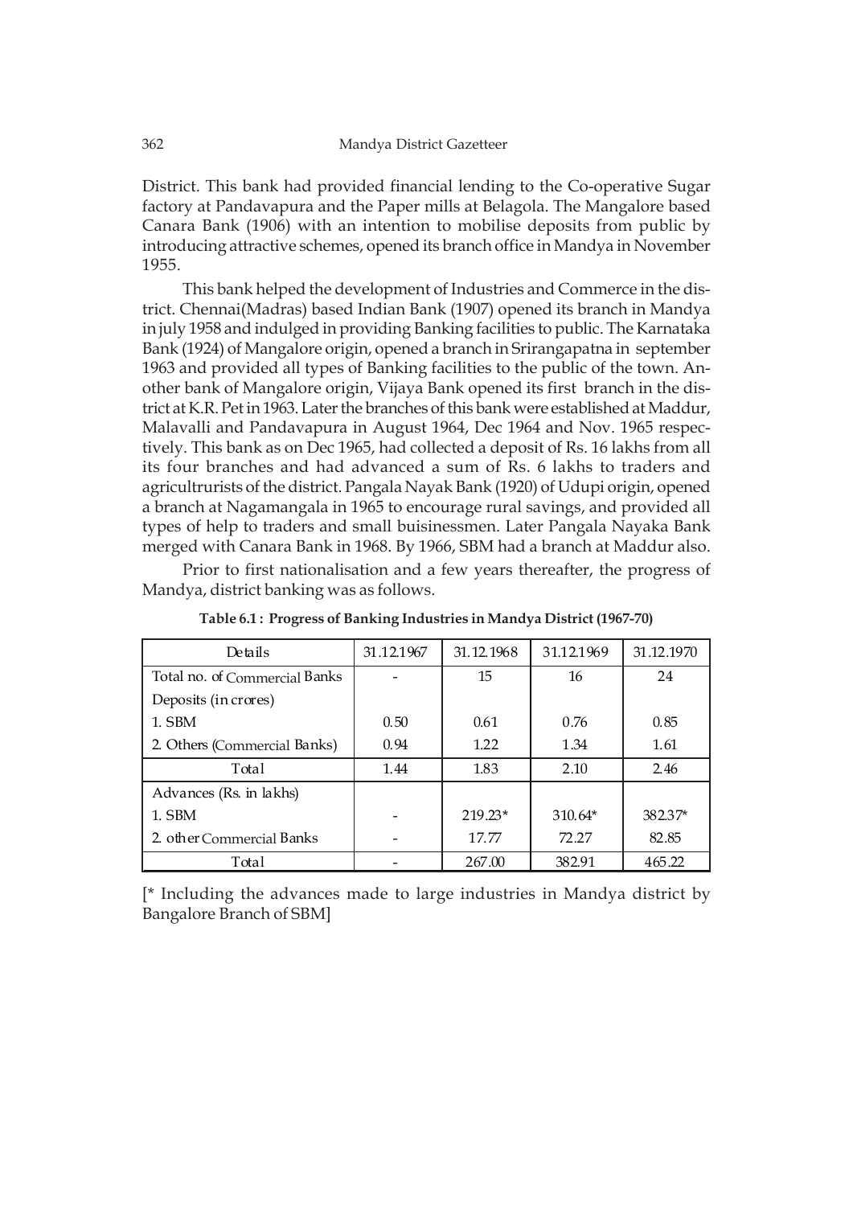District. This bank had provided financial lending to the Co-operative Sugar factory at Pandavapura and the Paper mills at Belagola. The Mangalore based Canara Bank (1906) with an intention to mobilise deposits from public by introducing attractive schemes, opened its branch office in Mandya in November 1955.

This bank helped the development of Industries and Commerce in the district. Chennai(Madras) based Indian Bank (1907) opened its branch in Mandya in july 1958 and indulged in providing Banking facilities to public. The Karnataka Bank (1924) of Mangalore origin, opened a branch in Srirangapatna in september 1963 and provided all types of Banking facilities to the public of the town. Another bank of Mangalore origin, Vijaya Bank opened its first branch in the district at K.R. Pet in 1963. Later the branches of this bank were established at Maddur, Malavalli and Pandavapura in August 1964, Dec 1964 and Nov. 1965 respectively. This bank as on Dec 1965, had collected a deposit of Rs. 16 lakhs from all its four branches and had advanced a sum of Rs. 6 lakhs to traders and agricultrurists of the district. Pangala Nayak Bank (1920) of Udupi origin, opened a branch at Nagamangala in 1965 to encourage rural savings, and provided all types of help to traders and small buisinessmen. Later Pangala Nayaka Bank merged with Canara Bank in 1968. By 1966, SBM had a branch at Maddur also.

Prior to first nationalisation and a few years thereafter, the progress of Mandya, district banking was as follows.

**Table 6.1 : Progress of Banking Industries in Mandya District (1967-70)**

| Details | 31.12.1967 | 31.12.1968 | 31.12.1969 | 31.12.1970 |
|---|---|---|---|---|
| Total no. of Commercial Banks | - | 15 | 16 | 24 |
| Deposits (in crores) | | | | |
| 1. SBM | 0.50 | 0.61 | 0.76 | 0.85 |
| 2. Others (Commercial Banks) | 0.94 | 1.22 | 1.34 | 1.61 |
| Total | 1.44 | 1.83 | 2.10 | 2.46 |
| Advances (Rs. in lakhs) | | | | |
| 1. SBM | - | 219.23* | 310.64* | 382.37* |
| 2. other Commercial Banks | - | 17.77 | 72.27 | 82.85 |
| Total | - | 267.00 | 382.91 | 465.22 |

[* Including the advances made to large industries in Mandya district by Bangalore Branch of SBM]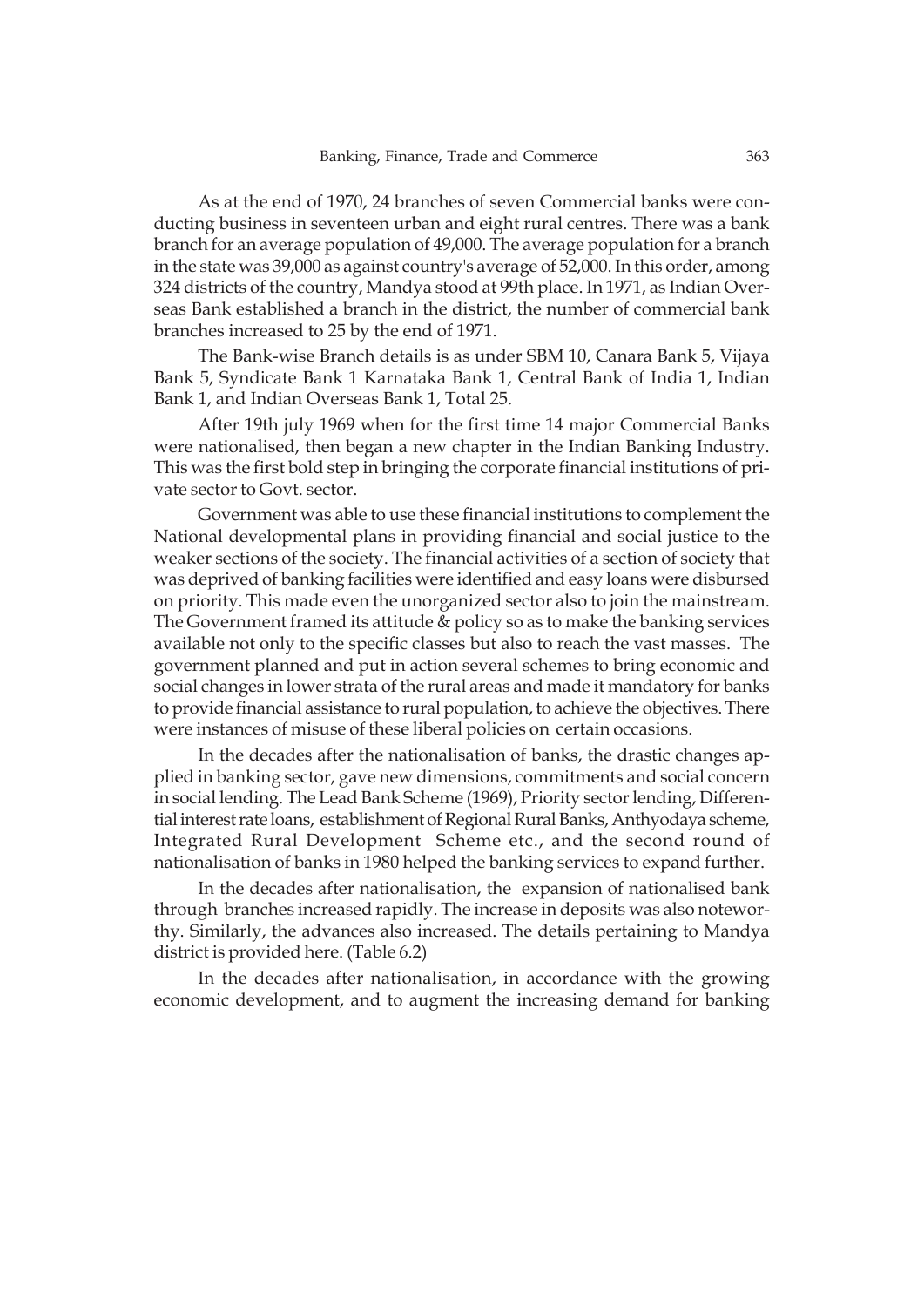As at the end of 1970, 24 branches of seven Commercial banks were conducting business in seventeen urban and eight rural centres. There was a bank branch for an average population of 49,000. The average population for a branch in the state was 39,000 as against country's average of 52,000. In this order, among 324 districts of the country, Mandya stood at 99th place. In 1971, as Indian Overseas Bank established a branch in the district, the number of commercial bank branches increased to 25 by the end of 1971.

The Bank-wise Branch details is as under SBM 10, Canara Bank 5, Vijaya Bank 5, Syndicate Bank 1 Karnataka Bank 1, Central Bank of India 1, Indian Bank 1, and Indian Overseas Bank 1, Total 25.

After 19th july 1969 when for the first time 14 major Commercial Banks were nationalised, then began a new chapter in the Indian Banking Industry. This was the first bold step in bringing the corporate financial institutions of private sector to Govt. sector.

Government was able to use these financial institutions to complement the National developmental plans in providing financial and social justice to the weaker sections of the society. The financial activities of a section of society that was deprived of banking facilities were identified and easy loans were disbursed on priority. This made even the unorganized sector also to join the mainstream. The Government framed its attitude & policy so as to make the banking services available not only to the specific classes but also to reach the vast masses. The government planned and put in action several schemes to bring economic and social changes in lower strata of the rural areas and made it mandatory for banks to provide financial assistance to rural population, to achieve the objectives. There were instances of misuse of these liberal policies on certain occasions.

In the decades after the nationalisation of banks, the drastic changes applied in banking sector, gave new dimensions, commitments and social concern in social lending. The Lead Bank Scheme (1969), Priority sector lending, Differential interest rate loans, establishment of Regional Rural Banks, Anthyodaya scheme, Integrated Rural Development Scheme etc., and the second round of nationalisation of banks in 1980 helped the banking services to expand further.

In the decades after nationalisation, the expansion of nationalised bank through branches increased rapidly. The increase in deposits was also noteworthy. Similarly, the advances also increased. The details pertaining to Mandya district is provided here. (Table 6.2)

In the decades after nationalisation, in accordance with the growing economic development, and to augment the increasing demand for banking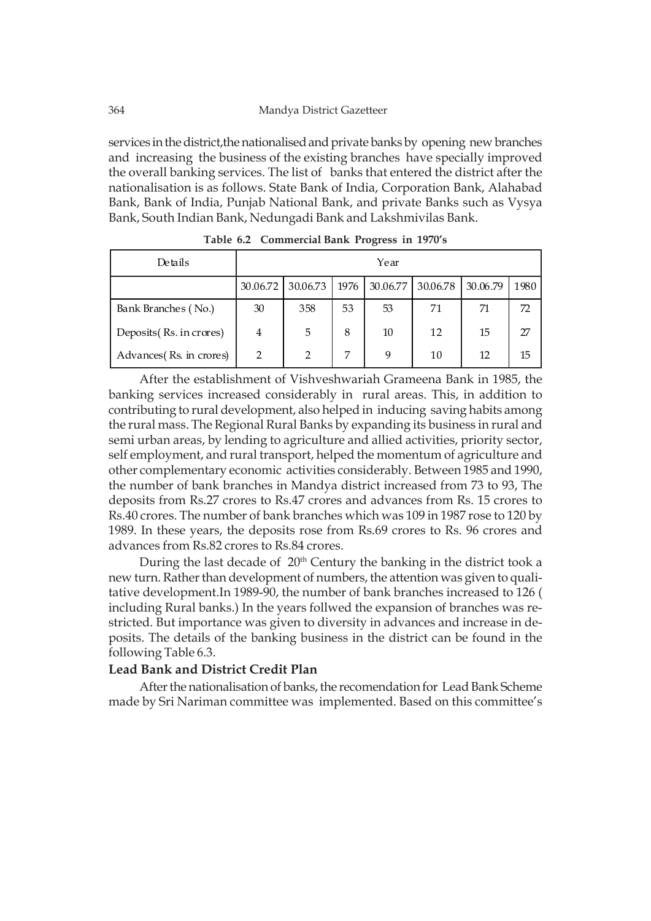services in the district,the nationalised and private banks by opening new branches and increasing the business of the existing branches have specially improved the overall banking services. The list of banks that entered the district after the nationalisation is as follows. State Bank of India, Corporation Bank, Alahabad Bank, Bank of India, Punjab National Bank, and private Banks such as Vysya Bank, South Indian Bank, Nedungadi Bank and Lakshmivilas Bank.

**Table 6.2 Commercial Bank Progress in 1970's**

| Details | Year | | | | | | |
|---|---|---|---|---|---|---|---|
| | 30.06.72 | 30.06.73 | 1976 | 30.06.77 | 30.06.78 | 30.06.79 | 1980 |
| Bank Branches ( No.) | 30 | 358 | 53 | 53 | 71 | 71 | 72 |
| Deposits( Rs. in crores) | 4 | 5 | 8 | 10 | 12 | 15 | 27 |
| Advances( Rs. in crores) | 2 | 2 | 7 | 9 | 10 | 12 | 15 |

After the establishment of Vishveshwariah Grameena Bank in 1985, the banking services increased considerably in rural areas. This, in addition to contributing to rural development, also helped in inducing saving habits among the rural mass. The Regional Rural Banks by expanding its business in rural and semi urban areas, by lending to agriculture and allied activities, priority sector, self employment, and rural transport, helped the momentum of agriculture and other complementary economic activities considerably. Between 1985 and 1990, the number of bank branches in Mandya district increased from 73 to 93, The deposits from Rs.27 crores to Rs.47 crores and advances from Rs. 15 crores to Rs.40 crores. The number of bank branches which was 109 in 1987 rose to 120 by 1989. In these years, the deposits rose from Rs.69 crores to Rs. 96 crores and advances from Rs.82 crores to Rs.84 crores.

During the last decade of 20th Century the banking in the district took a new turn. Rather than development of numbers, the attention was given to qualitative development.In 1989-90, the number of bank branches increased to 126 ( including Rural banks.) In the years follwed the expansion of branches was restricted. But importance was given to diversity in advances and increase in deposits. The details of the banking business in the district can be found in the following Table 6.3.

### Lead Bank and District Credit Plan

After the nationalisation of banks, the recomendation for Lead Bank Scheme made by Sri Nariman committee was implemented. Based on this committee's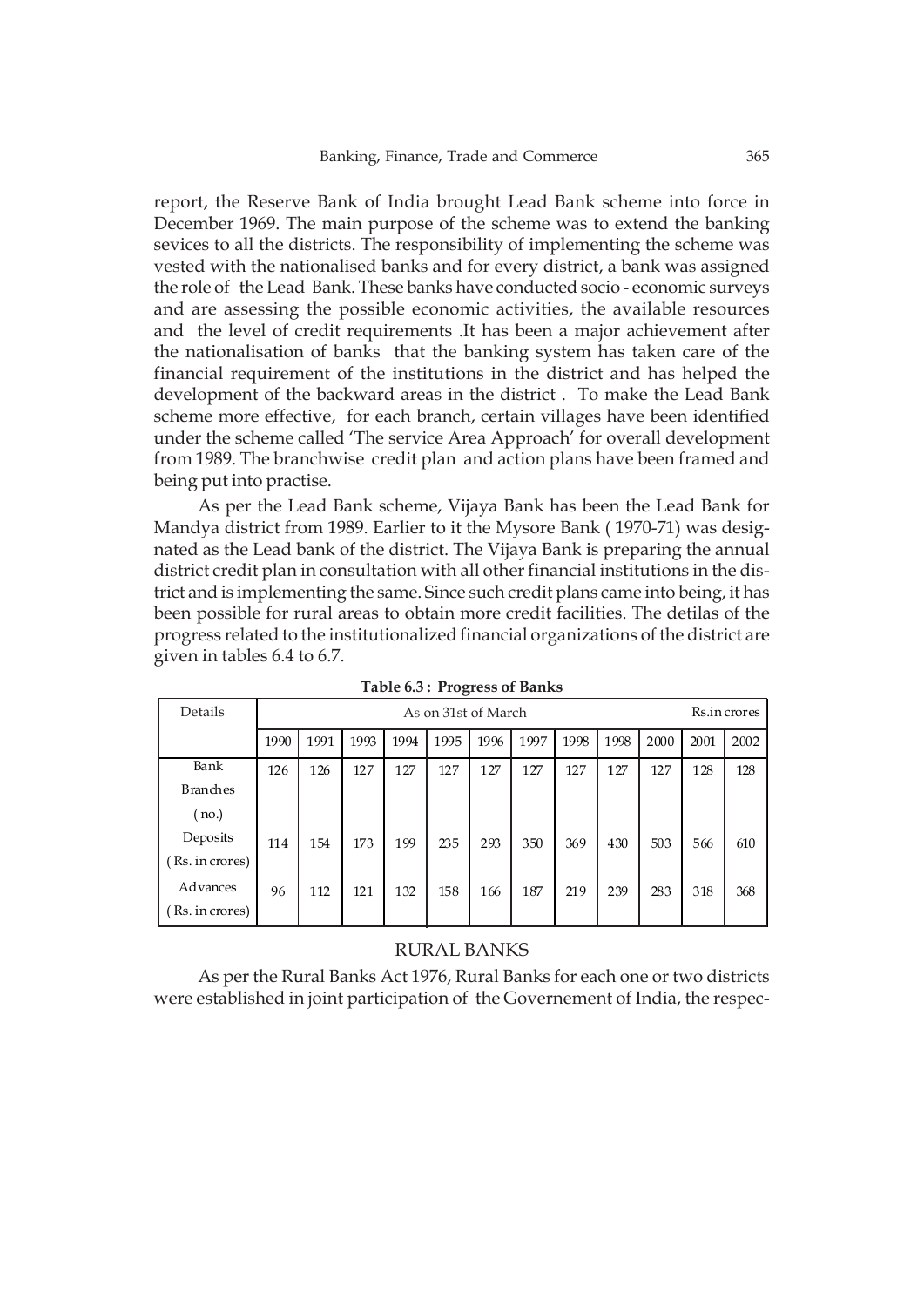report, the Reserve Bank of India brought Lead Bank scheme into force in December 1969. The main purpose of the scheme was to extend the banking sevices to all the districts. The responsibility of implementing the scheme was vested with the nationalised banks and for every district, a bank was assigned the role of the Lead Bank. These banks have conducted socio - economic surveys and are assessing the possible economic activities, the available resources and the level of credit requirements .It has been a major achievement after the nationalisation of banks that the banking system has taken care of the financial requirement of the institutions in the district and has helped the development of the backward areas in the district . To make the Lead Bank scheme more effective, for each branch, certain villages have been identified under the scheme called 'The service Area Approach' for overall development from 1989. The branchwise credit plan and action plans have been framed and being put into practise.

As per the Lead Bank scheme, Vijaya Bank has been the Lead Bank for Mandya district from 1989. Earlier to it the Mysore Bank ( 1970-71) was designated as the Lead bank of the district. The Vijaya Bank is preparing the annual district credit plan in consultation with all other financial institutions in the district and is implementing the same. Since such credit plans came into being, it has been possible for rural areas to obtain more credit facilities. The detilas of the progress related to the institutionalized financial organizations of the district are given in tables 6.4 to 6.7.

**Table 6.3 : Progress of Banks**

| Details | As on 31st of March | | | | | | | | | | | Rs.in crores |
|---|---|---|---|---|---|---|---|---|---|---|---|---|
| | 1990 | 1991 | 1993 | 1994 | 1995 | 1996 | 1997 | 1998 | 1998 | 2000 | 2001 | 2002 |
| Bank Branches ( no.) | 126 | 126 | 127 | 127 | 127 | 127 | 127 | 127 | 127 | 127 | 128 | 128 |
| Deposits ( Rs. in crores) | 114 | 154 | 173 | 199 | 235 | 293 | 350 | 369 | 430 | 503 | 566 | 610 |
| Advances ( Rs. in crores) | 96 | 112 | 121 | 132 | 158 | 166 | 187 | 219 | 239 | 283 | 318 | 368 |

## RURAL BANKS

As per the Rural Banks Act 1976, Rural Banks for each one or two districts were established in joint participation of the Governement of India, the respec-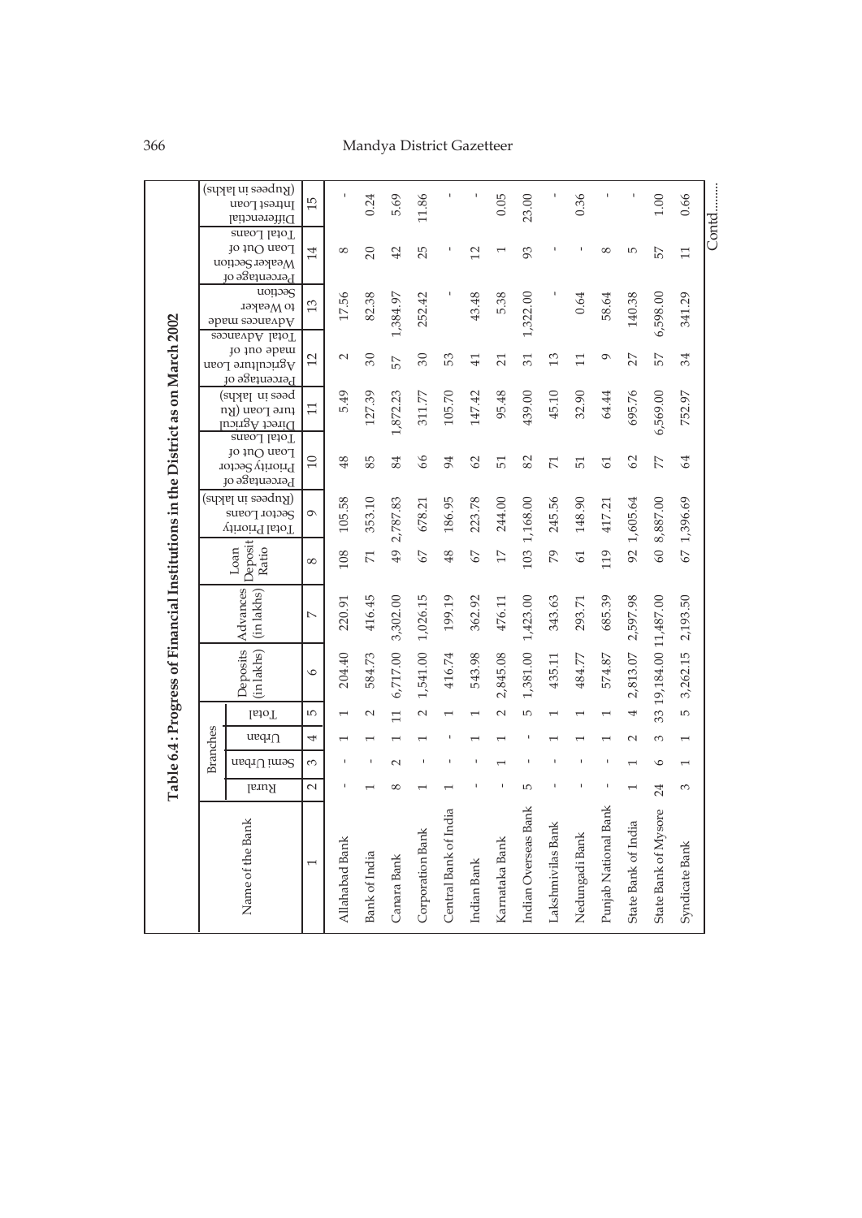## Table 6.4 : Progress of Financial Institutions in the District as on March 2002

| Name of the Bank | Branches | | | | Deposits (in lakhs) | Advances (in lakhs) | Loan Deposit Ratio | Total Priority Sector Loans (Rupees in lakhs) | Percentage of Priority Sector Loan Out of Total Loans | Direct Agricultural Loan (Rupees in lakhs) | Percentage of Agriculture Loan made out of Total Advances | Advances made to Weaker Section | Percentage of Weaker Section Loan Out of Total Loans | Differential Interest Loan (Rupees in lakhs) |
|---|---|---|---|---|---|---|---|---|---|---|---|---|---|---|
| | Rural | Semi Urban | Urban | Total | | | | | | | | | | |
| 1 | 2 | 3 | 4 | 5 | 6 | 7 | 8 | 9 | 10 | 11 | 12 | 13 | 14 | 15 |
| Allahabad Bank | - | - | 1 | 1 | 204.40 | 220.91 | 108 | 105.58 | 48 | 5.49 | 2 | 17.56 | 8 | - |
| Bank of India | 1 | - | 1 | 2 | 584.73 | 416.45 | 71 | 353.10 | 85 | 127.39 | 30 | 82.38 | 20 | 0.24 |
| Canara Bank | 8 | 2 | 1 | 11 | 6,717.00 | 3,302.00 | 49 | 2,787.83 | 84 | 1,872.23 | 57 | 1,384.97 | 42 | 5.69 |
| Corporation Bank | 1 | - | 1 | 2 | 1,541.00 | 1,026.15 | 67 | 678.21 | 66 | 311.77 | 30 | 252.42 | 25 | 11.86 |
| Central Bank of India | 1 | - | - | 1 | 416.74 | 199.19 | 48 | 186.95 | 94 | 105.70 | 53 | - | - | - |
| Indian Bank | - | - | 1 | 1 | 543.98 | 362.92 | 67 | 223.78 | 62 | 147.42 | 41 | 43.48 | 12 | - |
| Karnataka Bank | - | 1 | 1 | 2 | 2,845.08 | 476.11 | 17 | 244.00 | 51 | 95.48 | 21 | 5.38 | 1 | 0.05 |
| Indian Overseas Bank | 5 | - | - | 5 | 1,381.00 | 1,423.00 | 103 | 1,168.00 | 82 | 439.00 | 31 | 1,322.00 | 93 | 23.00 |
| Lakshmivilas Bank | - | - | 1 | 1 | 435.11 | 343.63 | 79 | 245.56 | 71 | 45.10 | 13 | - | - | - |
| Nedungadi Bank | - | - | 1 | 1 | 484.77 | 293.71 | 61 | 148.90 | 51 | 32.90 | 11 | 0.64 | - | 0.36 |
| Punjab National Bank | - | - | 1 | 1 | 574.87 | 685.39 | 119 | 417.21 | 61 | 64.44 | 9 | 58.64 | 8 | - |
| State Bank of India | 1 | 1 | 2 | 4 | 2,813.07 | 2,597.98 | 92 | 1,605.64 | 62 | 695.76 | 27 | 140.38 | 5 | - |
| State Bank of Mysore | 24 | 6 | 3 | 33 | 19,184.00 | 11,487.00 | 60 | 8,887.00 | 77 | 6,569.00 | 57 | 6,598.00 | 57 | 1.00 |
| Syndicate Bank | 3 | 1 | 1 | 5 | 3,262.15 | 2,193.50 | 67 | 1,396.69 | 64 | 752.97 | 34 | 341.29 | 11 | 0.66 |

Contd.........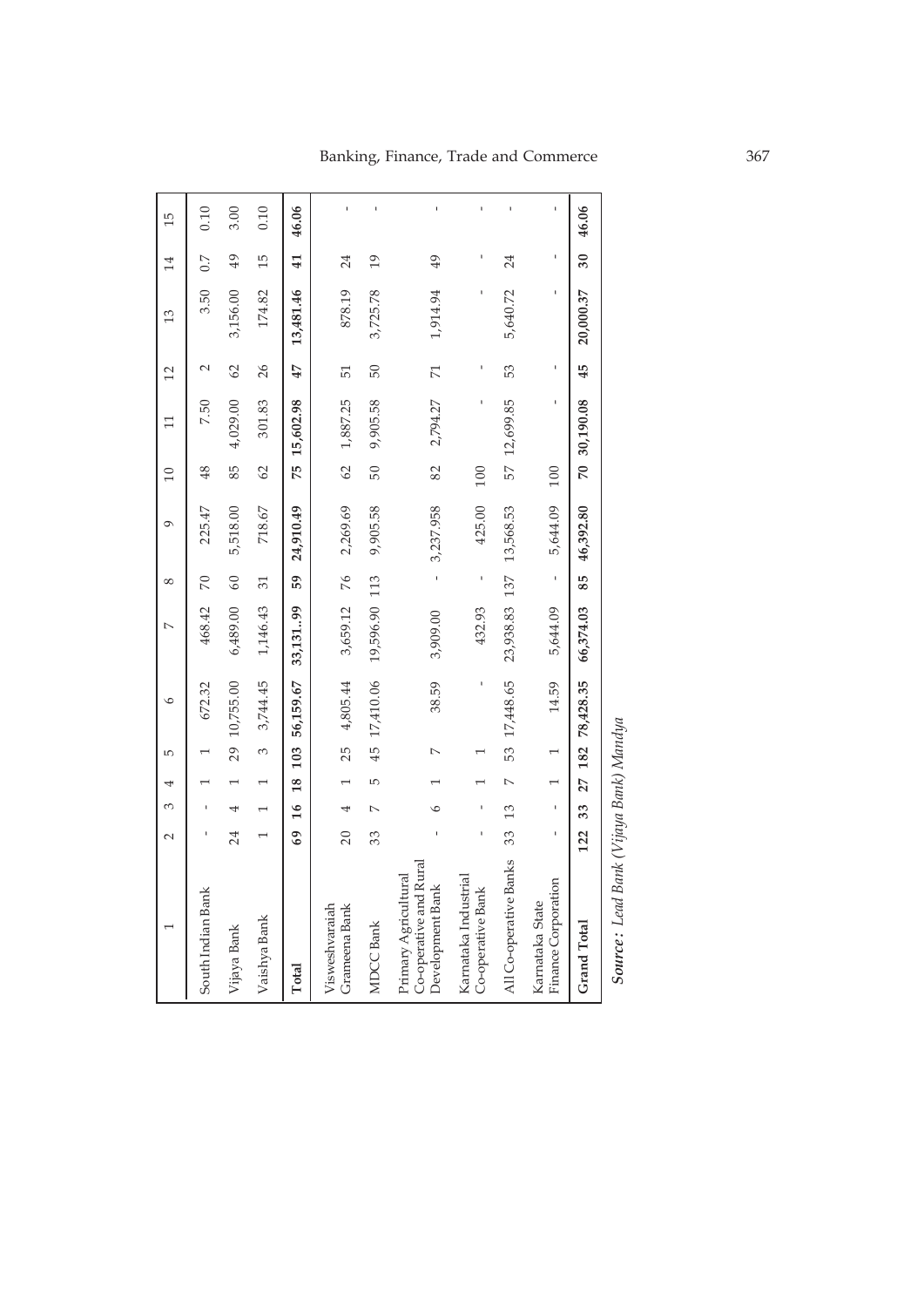| 1 | 2 | 3 | 4 | 5 | 6 | 7 | 8 | 9 | 10 | 11 | 12 | 13 | 14 | 15 |
|---|---|---|---|---|---|---|---|---|---|---|---|---|---|---|
| South Indian Bank | - | - | 1 | 1 | 672.32 | 468.42 | 70 | 225.47 | 48 | 7.50 | 2 | 3.50 | 0.7 | 0.10 |
| Vijaya Bank | 24 | 4 | 1 | 29 | 10,755.00 | 6,489.00 | 60 | 5,518.00 | 85 | 4,029.00 | 62 | 3,156.00 | 49 | 3.00 |
| Vaishya Bank | 1 | 1 | 1 | 3 | 3,744.45 | 1,146.43 | 31 | 718.67 | 62 | 301.83 | 26 | 174.82 | 15 | 0.10 |
| **Total** | **69** | **16** | **18** | **103** | **56,159.67** | **33,131..99** | **59** | **24,910.49** | **75** | **15,602.98** | **47** | **13,481.46** | **41** | **46.06** |
| Visweshvaraiah Grameena Bank | 20 | 4 | 1 | 25 | 4,805.44 | 3,659.12 | 76 | 2,269.69 | 62 | 1,887.25 | 51 | 878.19 | 24 | - |
| MDCC Bank | 33 | 7 | 5 | 45 | 17,410.06 | 19,596.90 | 113 | 9,905.58 | 50 | 9,905.58 | 50 | 3,725.78 | 19 | - |
| Primary Agricultural Co-operative and Rural Development Bank | - | 6 | 1 | 7 | 38.59 | 3,909.00 | - | 3,237.958 | 82 | 2,794.27 | 71 | 1,914.94 | 49 | - |
| Karnataka Industrial Co-operative Bank | - | - | 1 | 1 | - | 432.93 | - | 425.00 | 100 | - | - | - | - | - |
| All Co-operative Banks | 33 | 13 | 7 | 53 | 17,448.65 | 23,938.83 | 137 | 13,568.53 | 57 | 12,699.85 | 53 | 5,640.72 | 24 | - |
| Karnataka State Finance Corporation | - | - | 1 | 1 | 14.59 | 5,644.09 | - | 5,644.09 | 100 | - | - | - | - | - |
| **Grand Total** | **122** | **33** | **27** | **182** | **78,428.35** | **66,374.03** | **85** | **46,392.80** | **70** | **30,190.08** | **45** | **20,000.37** | **30** | **46.06** |

***Source :*** *Lead Bank (Vijaya Bank) Mandya*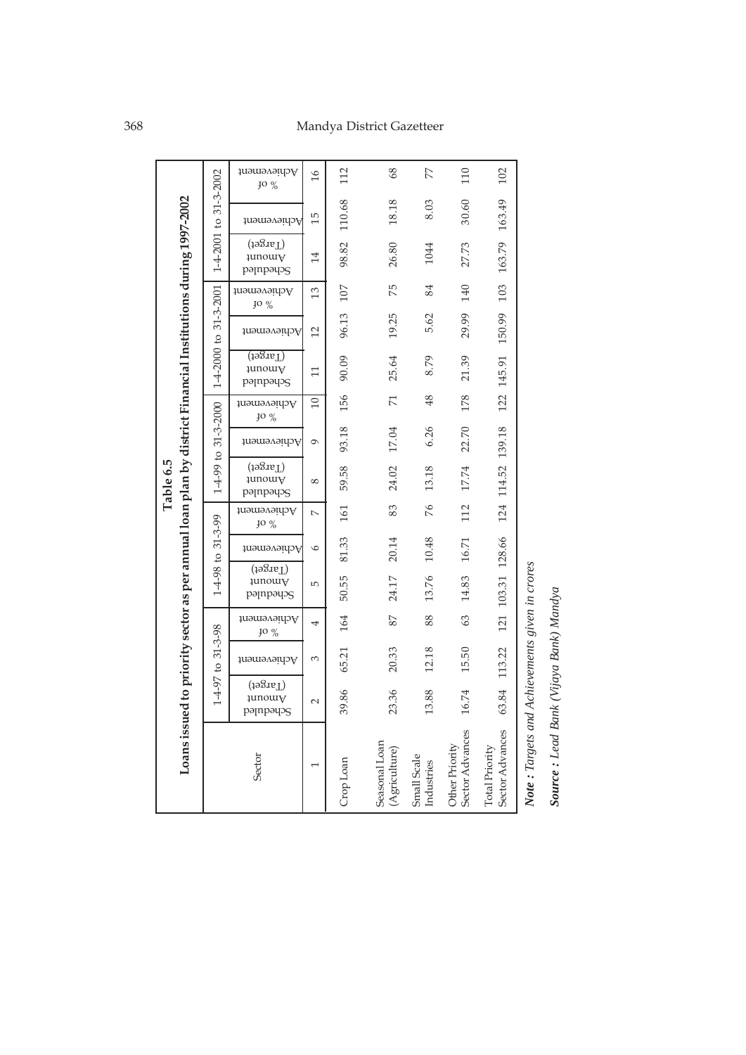**Table 6.5**

**Loans issued to priority sector as per annual loan plan by district Financial Institutions during 1997-2002**

| Sector | 1-4-97 to 31-3-98 | | | 1-4-98 to 31-3-99 | | | 1-4-99 to 31-3-2000 | | | 1-4-2000 to 31-3-2001 | | | 1-4-2001 to 31-3-2002 | | |
|---|---|---|---|---|---|---|---|---|---|---|---|---|---|---|---|
| | Scheduled Amount (Target) | Achievement | % of Achievement | Scheduled Amount (Target) | Achievement | % of Achievement | Scheduled Amount (Target) | Achievement | % of Achievement | Scheduled Amount (Target) | Achievement | % of Achievement | Scheduled Amount (Target) | Achievement | % of Achievement |
| 1 | 2 | 3 | 4 | 5 | 6 | 7 | 8 | 9 | 10 | 11 | 12 | 13 | 14 | 15 | 16 |
| Crop Loan | 39.86 | 65.21 | 164 | 50.55 | 81.33 | 161 | 59.58 | 93.18 | 156 | 90.09 | 96.13 | 107 | 98.82 | 110.68 | 112 |
| Seasonal Loan (Agriculture) | 23.36 | 20.33 | 87 | 24.17 | 20.14 | 83 | 24.02 | 17.04 | 71 | 25.64 | 19.25 | 75 | 26.80 | 18.18 | 68 |
| Small Scale Industries | 13.88 | 12.18 | 88 | 13.76 | 10.48 | 76 | 13.18 | 6.26 | 48 | 8.79 | 5.62 | 84 | 1044 | 8.03 | 77 |
| Other Priority Sector Advances | 16.74 | 15.50 | 63 | 14.83 | 16.71 | 112 | 17.74 | 22.70 | 178 | 21.39 | 29.99 | 140 | 27.73 | 30.60 | 110 |
| Total Priority Sector Advances | 63.84 | 113.22 | 121 | 103.31 | 128.66 | 124 | 114.52 | 139.18 | 122 | 145.91 | 150.99 | 103 | 163.79 | 163.49 | 102 |

***Note :** Targets and Achievements given in crores*

***Source :** Lead Bank (Vijaya Bank) Mandya*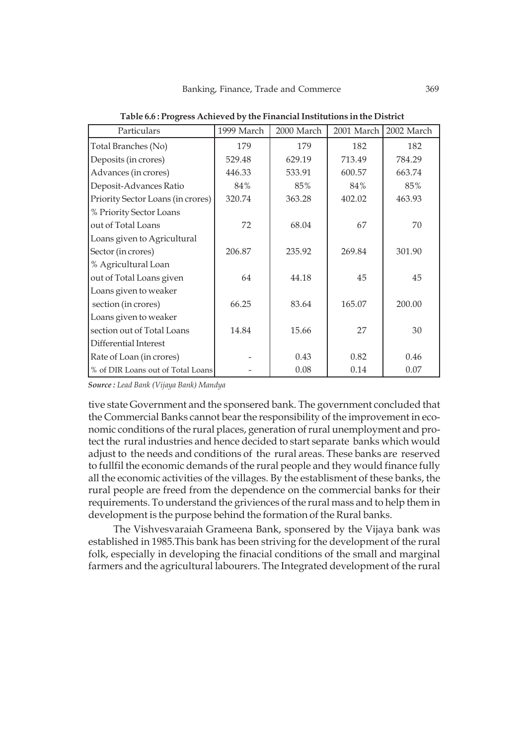**Table 6.6 : Progress Achieved by the Financial Institutions in the District**

| Particulars | 1999 March | 2000 March | 2001 March | 2002 March |
|---|---|---|---|---|
| Total Branches (No) | 179 | 179 | 182 | 182 |
| Deposits (in crores) | 529.48 | 629.19 | 713.49 | 784.29 |
| Advances (in crores) | 446.33 | 533.91 | 600.57 | 663.74 |
| Deposit-Advances Ratio | 84% | 85% | 84% | 85% |
| Priority Sector Loans (in crores) | 320.74 | 363.28 | 402.02 | 463.93 |
| % Priority Sector Loans out of Total Loans | 72 | 68.04 | 67 | 70 |
| Loans given to Agricultural Sector (in crores) | 206.87 | 235.92 | 269.84 | 301.90 |
| % Agricultural Loan out of Total Loans given | 64 | 44.18 | 45 | 45 |
| Loans given to weaker section (in crores) | 66.25 | 83.64 | 165.07 | 200.00 |
| Loans given to weaker section out of Total Loans | 14.84 | 15.66 | 27 | 30 |
| Differential Interest Rate of Loan (in crores) | - | 0.43 | 0.82 | 0.46 |
| % of DIR Loans out of Total Loans | - | 0.08 | 0.14 | 0.07 |

***Source :*** *Lead Bank (Vijaya Bank) Mandya*

tive state Government and the sponsered bank. The government concluded that the Commercial Banks cannot bear the responsibility of the improvement in economic conditions of the rural places, generation of rural unemployment and protect the rural industries and hence decided to start separate banks which would adjust to the needs and conditions of the rural areas. These banks are reserved to fullfil the economic demands of the rural people and they would finance fully all the economic activities of the villages. By the establisment of these banks, the rural people are freed from the dependence on the commercial banks for their requirements. To understand the griviences of the rural mass and to help them in development is the purpose behind the formation of the Rural banks.

The Vishvesvaraiah Grameena Bank, sponsered by the Vijaya bank was established in 1985.This bank has been striving for the development of the rural folk, especially in developing the finacial conditions of the small and marginal farmers and the agricultural labourers. The Integrated development of the rural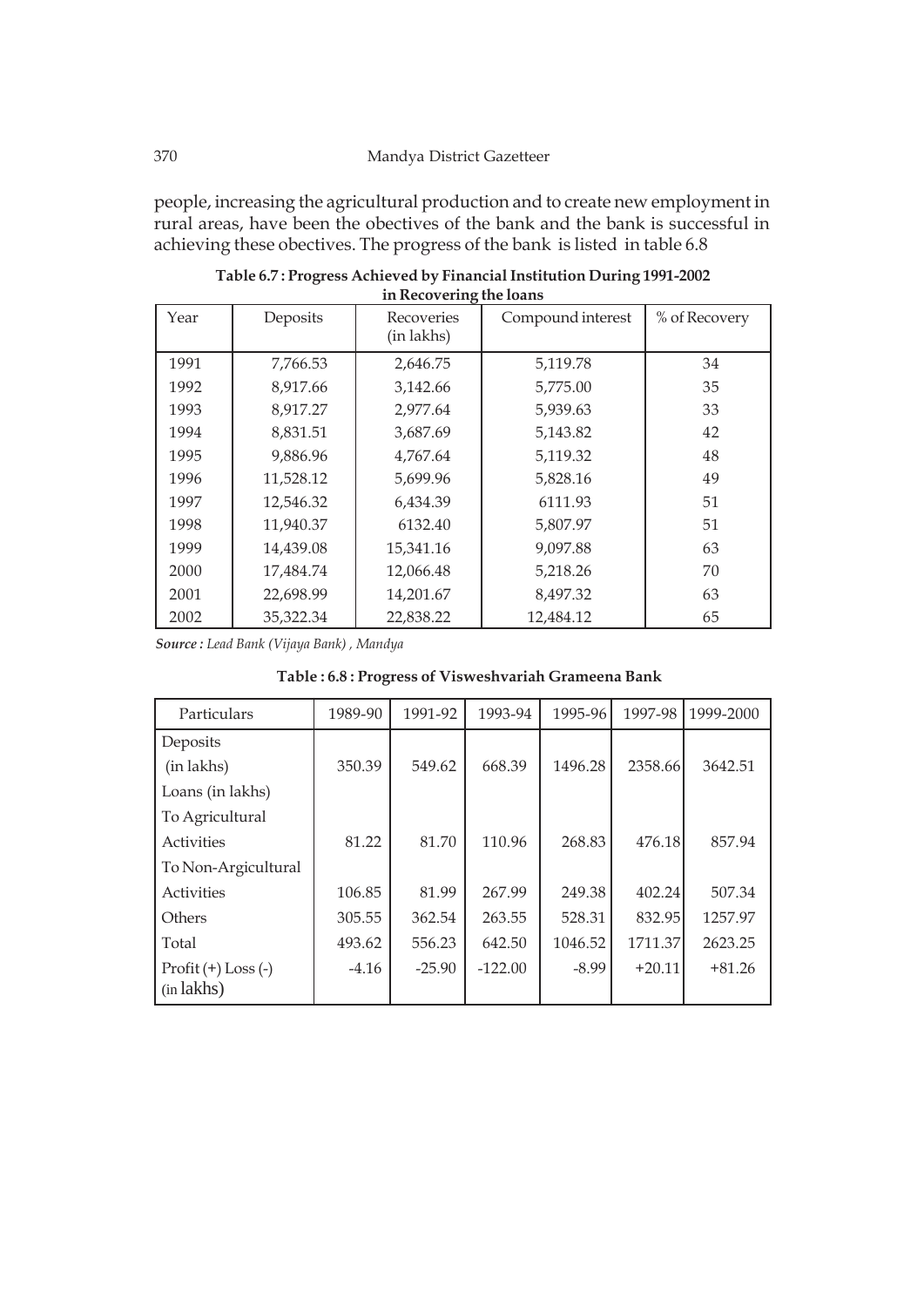people, increasing the agricultural production and to create new employment in rural areas, have been the obectives of the bank and the bank is successful in achieving these obectives. The progress of the bank is listed in table 6.8

**Table 6.7 : Progress Achieved by Financial Institution During 1991-2002 in Recovering the loans**

| Year | Deposits | Recoveries (in lakhs) | Compound interest | % of Recovery |
|---|---|---|---|---|
| 1991 | 7,766.53 | 2,646.75 | 5,119.78 | 34 |
| 1992 | 8,917.66 | 3,142.66 | 5,775.00 | 35 |
| 1993 | 8,917.27 | 2,977.64 | 5,939.63 | 33 |
| 1994 | 8,831.51 | 3,687.69 | 5,143.82 | 42 |
| 1995 | 9,886.96 | 4,767.64 | 5,119.32 | 48 |
| 1996 | 11,528.12 | 5,699.96 | 5,828.16 | 49 |
| 1997 | 12,546.32 | 6,434.39 | 6111.93 | 51 |
| 1998 | 11,940.37 | 6132.40 | 5,807.97 | 51 |
| 1999 | 14,439.08 | 15,341.16 | 9,097.88 | 63 |
| 2000 | 17,484.74 | 12,066.48 | 5,218.26 | 70 |
| 2001 | 22,698.99 | 14,201.67 | 8,497.32 | 63 |
| 2002 | 35,322.34 | 22,838.22 | 12,484.12 | 65 |

***Source :** Lead Bank (Vijaya Bank) , Mandya*

**Table : 6.8 : Progress of Visweshvariah Grameena Bank**

| Particulars | 1989-90 | 1991-92 | 1993-94 | 1995-96 | 1997-98 | 1999-2000 |
|---|---|---|---|---|---|---|
| Deposits (in lakhs) | 350.39 | 549.62 | 668.39 | 1496.28 | 2358.66 | 3642.51 |
| Loans (in lakhs) | | | | | | |
| To Agricultural Activities | 81.22 | 81.70 | 110.96 | 268.83 | 476.18 | 857.94 |
| To Non-Argicultural Activities | 106.85 | 81.99 | 267.99 | 249.38 | 402.24 | 507.34 |
| Others | 305.55 | 362.54 | 263.55 | 528.31 | 832.95 | 1257.97 |
| Total | 493.62 | 556.23 | 642.50 | 1046.52 | 1711.37 | 2623.25 |
| Profit (+) Loss (-) (in lakhs) | -4.16 | -25.90 | -122.00 | -8.99 | +20.11 | +81.26 |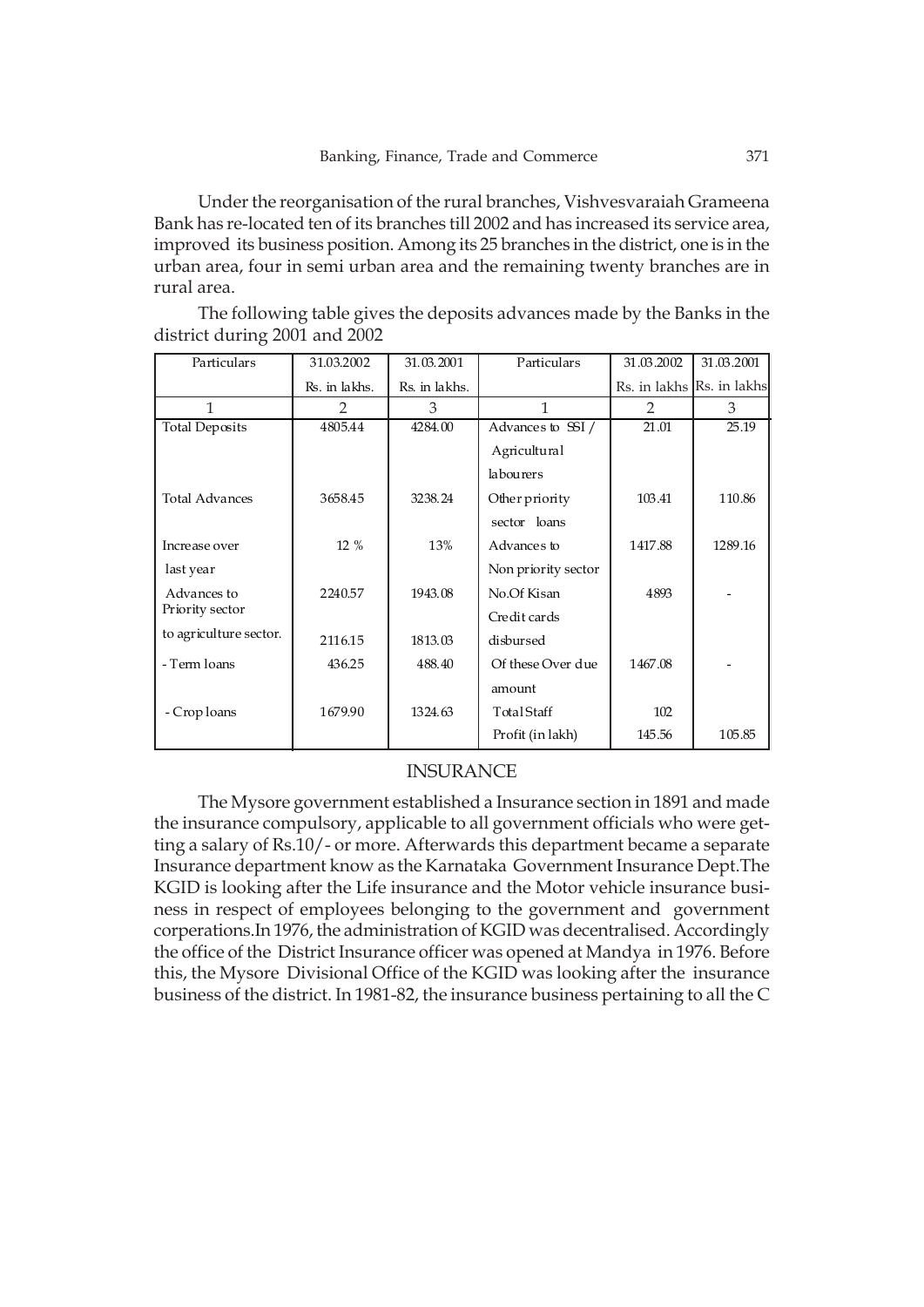Under the reorganisation of the rural branches, Vishvesvaraiah Grameena Bank has re-located ten of its branches till 2002 and has increased its service area, improved its business position. Among its 25 branches in the district, one is in the urban area, four in semi urban area and the remaining twenty branches are in rural area.

The following table gives the deposits advances made by the Banks in the district during 2001 and 2002

| Particulars | 31.03.2002 | 31.03.2001 | Particulars | 31.03.2002 | 31.03.2001 |
|---|---|---|---|---|---|
| | Rs. in lakhs. | Rs. in lakhs. | | Rs. in lakhs | Rs. in lakhs |
| 1 | 2 | 3 | 1 | 2 | 3 |
| Total Deposits | 4805.44 | 4284.00 | Advances to SSI / Agricultural labourers | 21.01 | 25.19 |
| Total Advances | 3658.45 | 3238.24 | Other priority sector loans | 103.41 | 110.86 |
| Increase over last year | 12 % | 13% | Advances to Non priority sector | 1417.88 | 1289.16 |
| Advances to Priority sector | 2240.57 | 1943.08 | No.Of Kisan Credit cards | 4893 | - |
| to agriculture sector. | 2116.15 | 1813.03 | disbursed | | |
| - Term loans | 436.25 | 488.40 | Of these Over due amount | 1467.08 | - |
| - Crop loans | 1679.90 | 1324.63 | Total Staff | 102 | |
| | | | Profit (in lakh) | 145.56 | 105.85 |

## INSURANCE

The Mysore government established a Insurance section in 1891 and made the insurance compulsory, applicable to all government officials who were getting a salary of Rs.10/- or more. Afterwards this department became a separate Insurance department know as the Karnataka Government Insurance Dept.The KGID is looking after the Life insurance and the Motor vehicle insurance business in respect of employees belonging to the government and government corperations.In 1976, the administration of KGID was decentralised. Accordingly the office of the District Insurance officer was opened at Mandya in 1976. Before this, the Mysore Divisional Office of the KGID was looking after the insurance business of the district. In 1981-82, the insurance business pertaining to all the C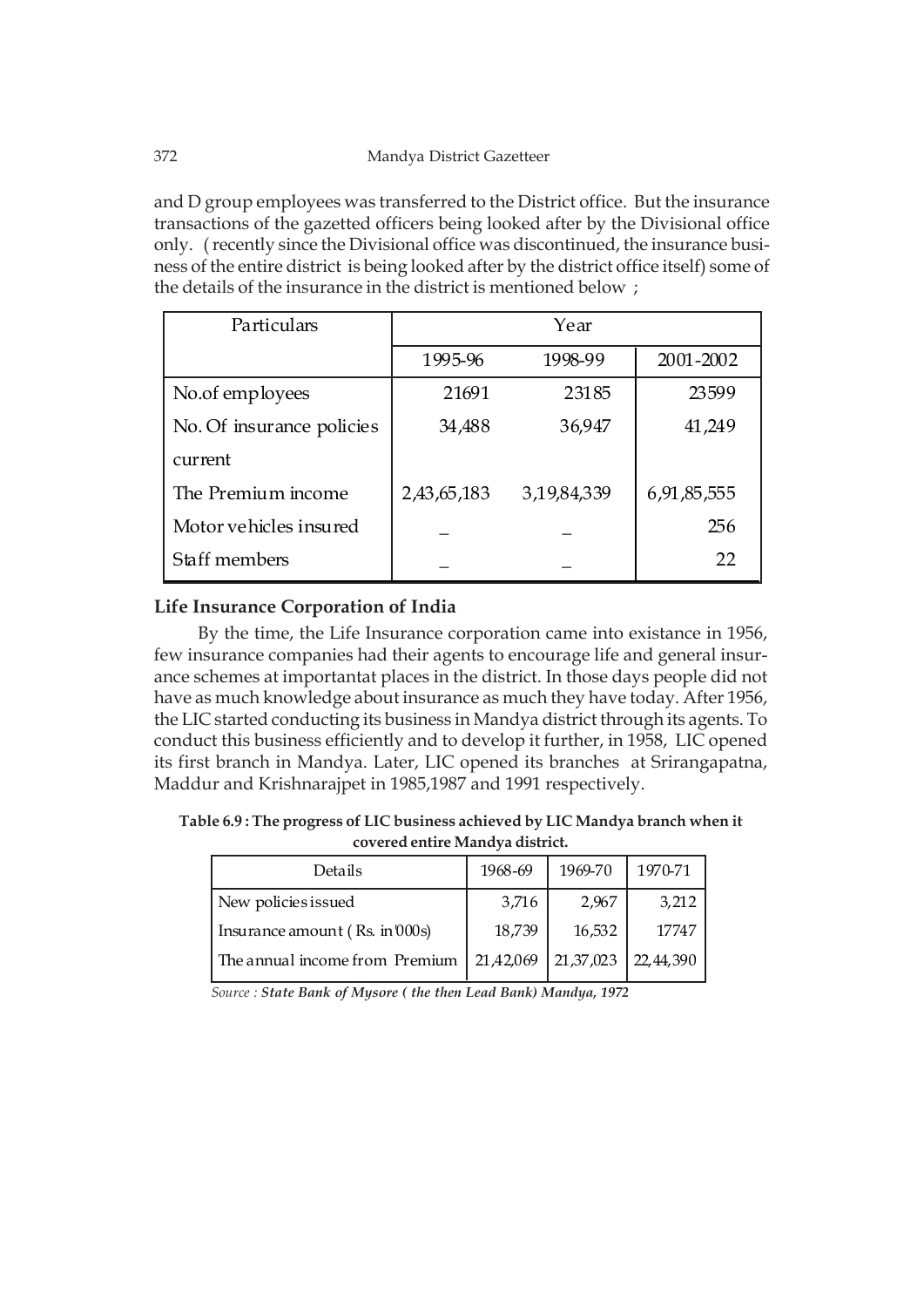and D group employees was transferred to the District office. But the insurance transactions of the gazetted officers being looked after by the Divisional office only. ( recently since the Divisional office was discontinued, the insurance business of the entire district is being looked after by the district office itself) some of the details of the insurance in the district is mentioned below ;

| Particulars | Year | | |
|---|---|---|---|
| | 1995-96 | 1998-99 | 2001-2002 |
| No.of employees | 21691 | 23185 | 23599 |
| No. Of insurance policies current | 34,488 | 36,947 | 41,249 |
| The Premium income | 2,43,65,183 | 3,19,84,339 | 6,91,85,555 |
| Motor vehicles insured | _ | _ | 256 |
| Staff members | _ | _ | 22 |

**Life Insurance Corporation of India**

By the time, the Life Insurance corporation came into existance in 1956, few insurance companies had their agents to encourage life and general insurance schemes at importantat places in the district. In those days people did not have as much knowledge about insurance as much they have today. After 1956, the LIC started conducting its business in Mandya district through its agents. To conduct this business efficiently and to develop it further, in 1958, LIC opened its first branch in Mandya. Later, LIC opened its branches at Srirangapatna, Maddur and Krishnarajpet in 1985,1987 and 1991 respectively.

**Table 6.9 : The progress of LIC business achieved by LIC Mandya branch when it covered entire Mandya district.**

| Details | 1968-69 | 1969-70 | 1970-71 |
|---|---|---|---|
| New policies issued | 3,716 | 2,967 | 3,212 |
| Insurance amount ( Rs. in'000s) | 18,739 | 16,532 | 17747 |
| The annual income from Premium | 21,42,069 | 21,37,023 | 22,44,390 |

*Source :* ***State Bank of Mysore ( the then Lead Bank) Mandya, 1972***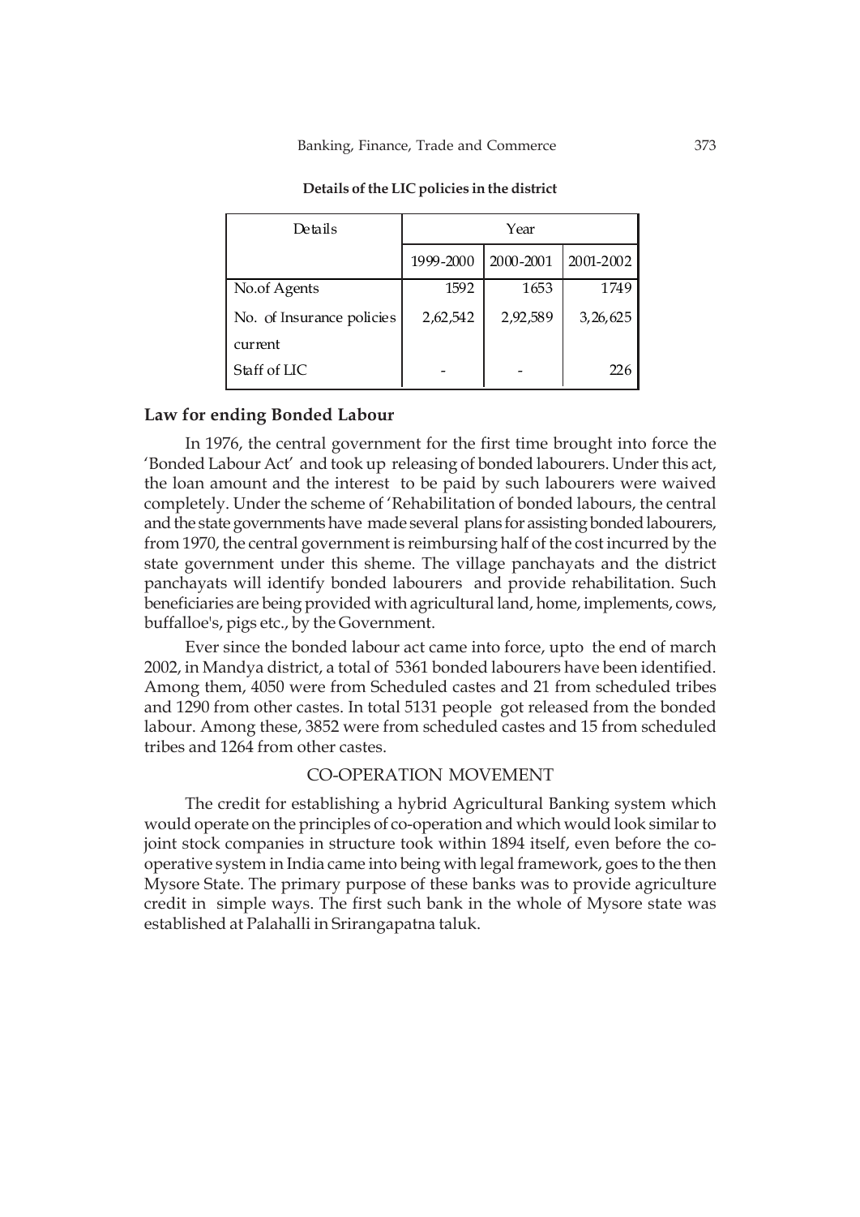**Details of the LIC policies in the district**

| Details | Year | | |
|---|---|---|---|
| | 1999-2000 | 2000-2001 | 2001-2002 |
| No.of Agents | 1592 | 1653 | 1749 |
| No. of Insurance policies current | 2,62,542 | 2,92,589 | 3,26,625 |
| Staff of LIC | - | - | 226 |

### Law for ending Bonded Labour

In 1976, the central government for the first time brought into force the 'Bonded Labour Act' and took up releasing of bonded labourers. Under this act, the loan amount and the interest to be paid by such labourers were waived completely. Under the scheme of 'Rehabilitation of bonded labours, the central and the state governments have made several plans for assisting bonded labourers, from 1970, the central government is reimbursing half of the cost incurred by the state government under this sheme. The village panchayats and the district panchayats will identify bonded labourers and provide rehabilitation. Such beneficiaries are being provided with agricultural land, home, implements, cows, buffalloe's, pigs etc., by the Government.

Ever since the bonded labour act came into force, upto the end of march 2002, in Mandya district, a total of 5361 bonded labourers have been identified. Among them, 4050 were from Scheduled castes and 21 from scheduled tribes and 1290 from other castes. In total 5131 people got released from the bonded labour. Among these, 3852 were from scheduled castes and 15 from scheduled tribes and 1264 from other castes.

## CO-OPERATION MOVEMENT

The credit for establishing a hybrid Agricultural Banking system which would operate on the principles of co-operation and which would look similar to joint stock companies in structure took within 1894 itself, even before the co-operative system in India came into being with legal framework, goes to the then Mysore State. The primary purpose of these banks was to provide agriculture credit in simple ways. The first such bank in the whole of Mysore state was established at Palahalli in Srirangapatna taluk.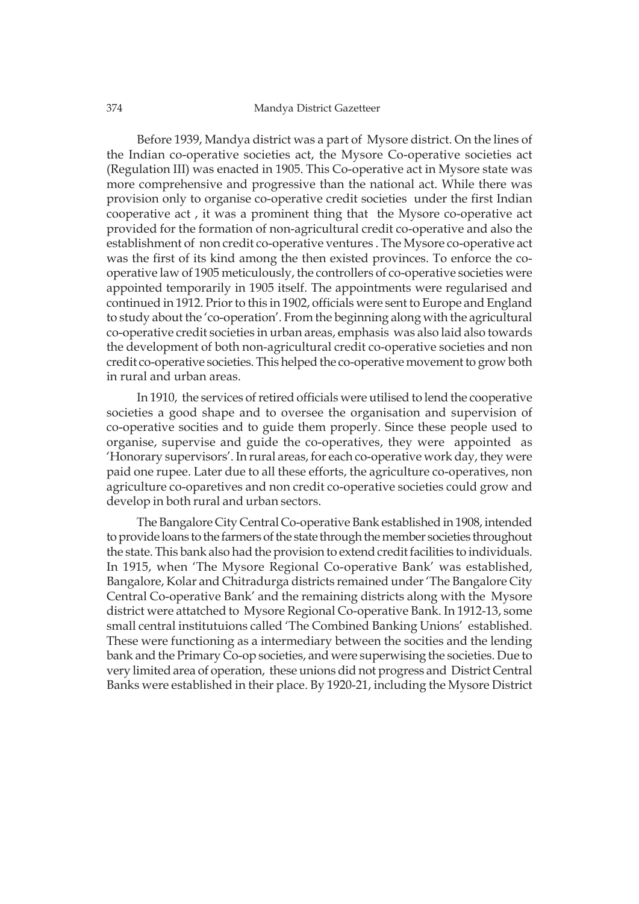Before 1939, Mandya district was a part of Mysore district. On the lines of the Indian co-operative societies act, the Mysore Co-operative societies act (Regulation III) was enacted in 1905. This Co-operative act in Mysore state was more comprehensive and progressive than the national act. While there was provision only to organise co-operative credit societies under the first Indian cooperative act , it was a prominent thing that the Mysore co-operative act provided for the formation of non-agricultural credit co-operative and also the establishment of non credit co-operative ventures . The Mysore co-operative act was the first of its kind among the then existed provinces. To enforce the co-operative law of 1905 meticulously, the controllers of co-operative societies were appointed temporarily in 1905 itself. The appointments were regularised and continued in 1912. Prior to this in 1902, officials were sent to Europe and England to study about the 'co-operation'. From the beginning along with the agricultural co-operative credit societies in urban areas, emphasis was also laid also towards the development of both non-agricultural credit co-operative societies and non credit co-operative societies. This helped the co-operative movement to grow both in rural and urban areas.

In 1910, the services of retired officials were utilised to lend the cooperative societies a good shape and to oversee the organisation and supervision of co-operative socities and to guide them properly. Since these people used to organise, supervise and guide the co-operatives, they were appointed as 'Honorary supervisors'. In rural areas, for each co-operative work day, they were paid one rupee. Later due to all these efforts, the agriculture co-operatives, non agriculture co-oparetives and non credit co-operative societies could grow and develop in both rural and urban sectors.

The Bangalore City Central Co-operative Bank established in 1908, intended to provide loans to the farmers of the state through the member societies throughout the state. This bank also had the provision to extend credit facilities to individuals. In 1915, when 'The Mysore Regional Co-operative Bank' was established, Bangalore, Kolar and Chitradurga districts remained under 'The Bangalore City Central Co-operative Bank' and the remaining districts along with the Mysore district were attatched to Mysore Regional Co-operative Bank. In 1912-13, some small central institutuions called 'The Combined Banking Unions' established. These were functioning as a intermediary between the socities and the lending bank and the Primary Co-op societies, and were superwising the societies. Due to very limited area of operation, these unions did not progress and District Central Banks were established in their place. By 1920-21, including the Mysore District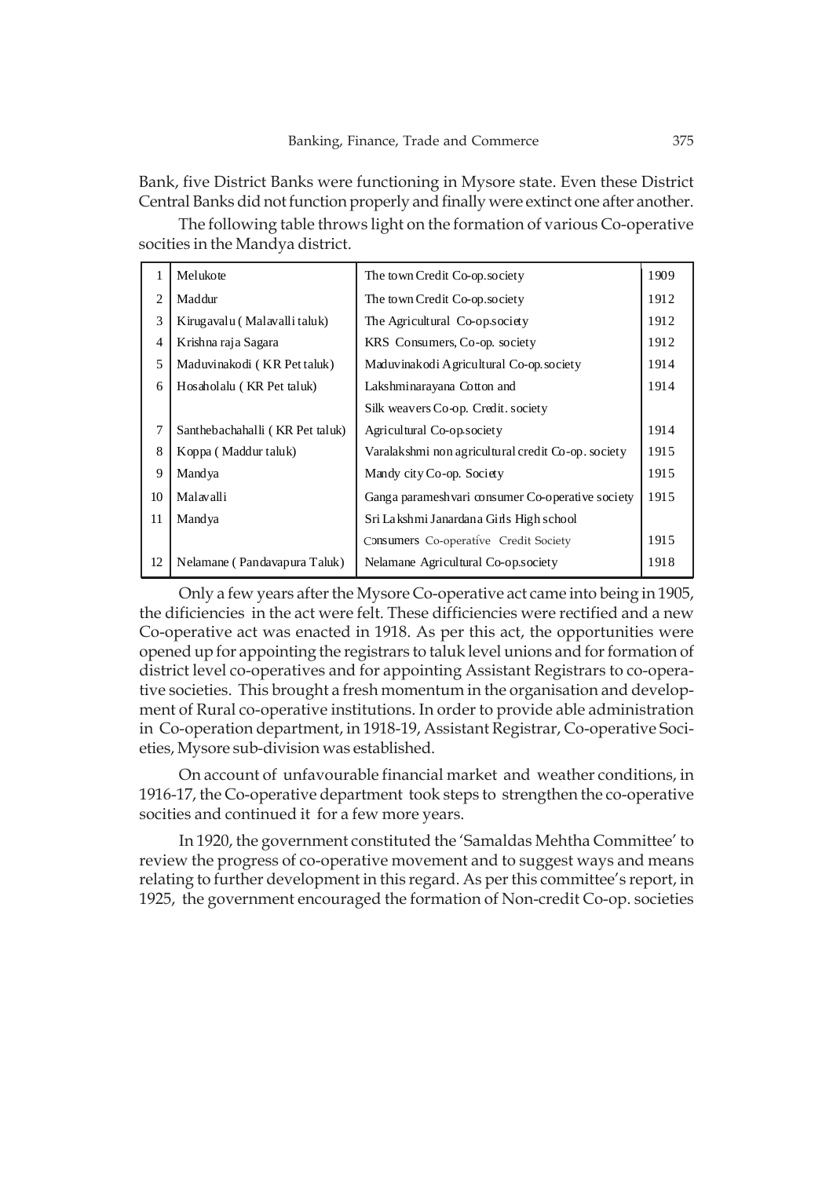Bank, five District Banks were functioning in Mysore state. Even these District Central Banks did not function properly and finally were extinct one after another.

The following table throws light on the formation of various Co-operative socities in the Mandya district.

| | | | |
|---|---|---|---|
| 1 | Melukote | The town Credit Co-op.society | 1909 |
| 2 | Maddur | The town Credit Co-op.society | 1912 |
| 3 | Kirugavalu ( Malavalli taluk) | The Agricultural Co-op.society | 1912 |
| 4 | Krishna raja Sagara | KRS Consumers, Co-op. society | 1912 |
| 5 | Maduvinakodi ( KR Pet taluk) | Maduvinakodi Agricultural Co-op.society | 1914 |
| 6 | Hosaholalu ( KR Pet taluk) | Lakshminarayana Cotton and Silk weavers Co-op. Credit. society | 1914 |
| 7 | Santhebachahalli ( KR Pet taluk) | Agricultural Co-op.society | 1914 |
| 8 | Koppa ( Maddur taluk) | Varalakshmi non agricultural credit Co-op. society | 1915 |
| 9 | Mandya | Mandy city Co-op. Society | 1915 |
| 10 | Malavalli | Ganga parameshvari consumer Co-operative society | 1915 |
| 11 | Mandya | Sri Lakshmi Janardana Girls High school Consumers Co-operative Credit Society | 1915 |
| 12 | Nelamane ( Pandavapura Taluk) | Nelamane Agricultural Co-op.society | 1918 |

Only a few years after the Mysore Co-operative act came into being in 1905, the dificiencies in the act were felt. These difficiencies were rectified and a new Co-operative act was enacted in 1918. As per this act, the opportunities were opened up for appointing the registrars to taluk level unions and for formation of district level co-operatives and for appointing Assistant Registrars to co-operative societies. This brought a fresh momentum in the organisation and development of Rural co-operative institutions. In order to provide able administration in Co-operation department, in 1918-19, Assistant Registrar, Co-operative Societies, Mysore sub-division was established.

On account of unfavourable financial market and weather conditions, in 1916-17, the Co-operative department took steps to strengthen the co-operative socities and continued it for a few more years.

In 1920, the government constituted the 'Samaldas Mehtha Committee' to review the progress of co-operative movement and to suggest ways and means relating to further development in this regard. As per this committee's report, in 1925, the government encouraged the formation of Non-credit Co-op. societies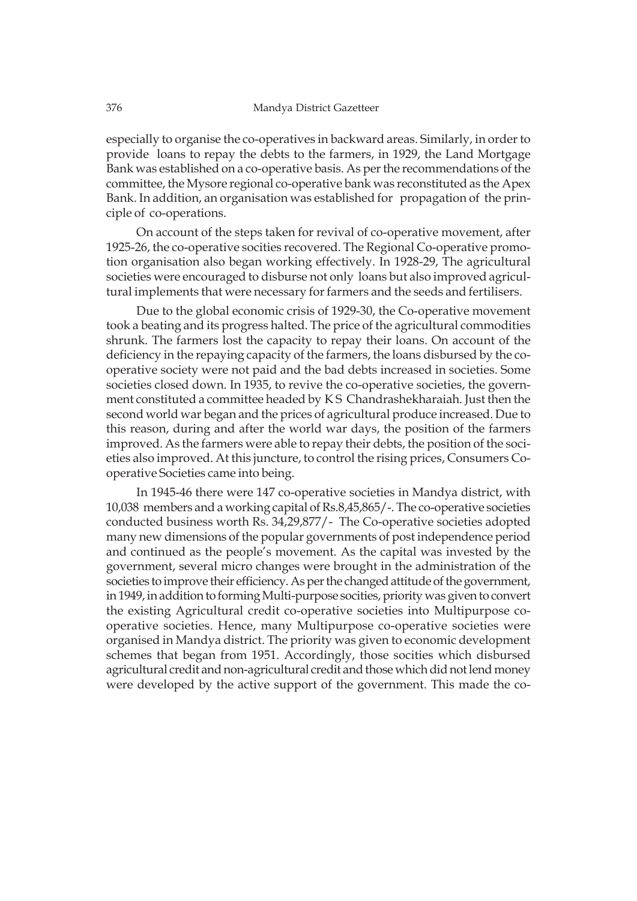especially to organise the co-operatives in backward areas. Similarly, in order to provide loans to repay the debts to the farmers, in 1929, the Land Mortgage Bank was established on a co-operative basis. As per the recommendations of the committee, the Mysore regional co-operative bank was reconstituted as the Apex Bank. In addition, an organisation was established for propagation of the principle of co-operations.

On account of the steps taken for revival of co-operative movement, after 1925-26, the co-operative socities recovered. The Regional Co-operative promotion organisation also began working effectively. In 1928-29, The agricultural societies were encouraged to disburse not only loans but also improved agricultural implements that were necessary for farmers and the seeds and fertilisers.

Due to the global economic crisis of 1929-30, the Co-operative movement took a beating and its progress halted. The price of the agricultural commodities shrunk. The farmers lost the capacity to repay their loans. On account of the deficiency in the repaying capacity of the farmers, the loans disbursed by the co-operative society were not paid and the bad debts increased in societies. Some societies closed down. In 1935, to revive the co-operative societies, the government constituted a committee headed by K S Chandrashekharaiah. Just then the second world war began and the prices of agricultural produce increased. Due to this reason, during and after the world war days, the position of the farmers improved. As the farmers were able to repay their debts, the position of the societies also improved. At this juncture, to control the rising prices, Consumers Co-operative Societies came into being.

In 1945-46 there were 147 co-operative societies in Mandya district, with 10,038 members and a working capital of Rs.8,45,865/-. The co-operative societies conducted business worth Rs. 34,29,877/- The Co-operative societies adopted many new dimensions of the popular governments of post independence period and continued as the people's movement. As the capital was invested by the government, several micro changes were brought in the administration of the societies to improve their efficiency. As per the changed attitude of the government, in 1949, in addition to forming Multi-purpose socities, priority was given to convert the existing Agricultural credit co-operative societies into Multipurpose co-operative societies. Hence, many Multipurpose co-operative societies were organised in Mandya district. The priority was given to economic development schemes that began from 1951. Accordingly, those socities which disbursed agricultural credit and non-agricultural credit and those which did not lend money were developed by the active support of the government. This made the co-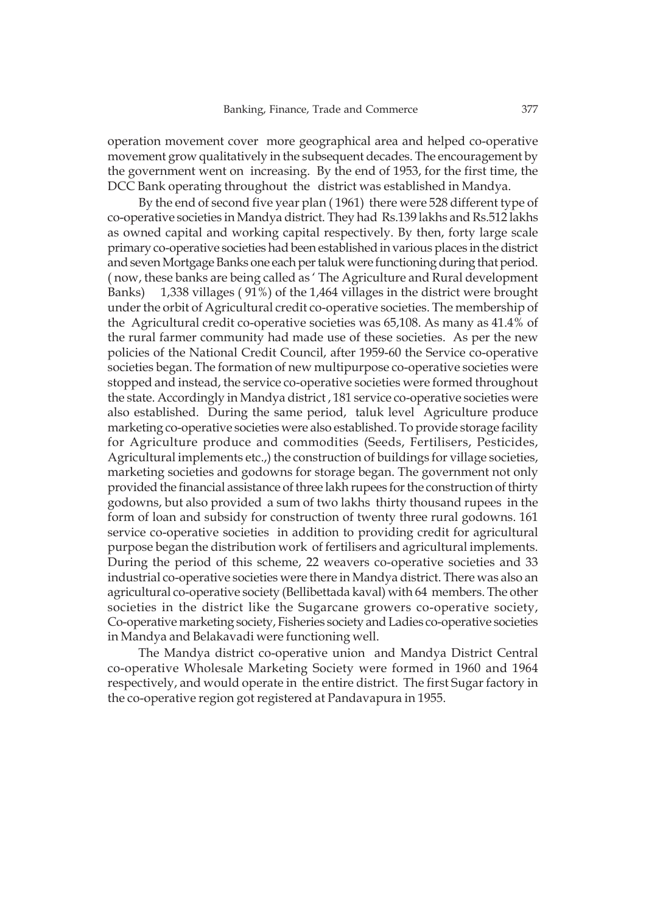operation movement cover more geographical area and helped co-operative movement grow qualitatively in the subsequent decades. The encouragement by the government went on increasing. By the end of 1953, for the first time, the DCC Bank operating throughout the district was established in Mandya.

By the end of second five year plan ( 1961) there were 528 different type of co-operative societies in Mandya district. They had Rs.139 lakhs and Rs.512 lakhs as owned capital and working capital respectively. By then, forty large scale primary co-operative societies had been established in various places in the district and seven Mortgage Banks one each per taluk were functioning during that period. ( now, these banks are being called as ' The Agriculture and Rural development Banks) 1,338 villages ( 91%) of the 1,464 villages in the district were brought under the orbit of Agricultural credit co-operative societies. The membership of the Agricultural credit co-operative societies was 65,108. As many as 41.4% of the rural farmer community had made use of these societies. As per the new policies of the National Credit Council, after 1959-60 the Service co-operative societies began. The formation of new multipurpose co-operative societies were stopped and instead, the service co-operative societies were formed throughout the state. Accordingly in Mandya district , 181 service co-operative societies were also established. During the same period, taluk level Agriculture produce marketing co-operative societies were also established. To provide storage facility for Agriculture produce and commodities (Seeds, Fertilisers, Pesticides, Agricultural implements etc.,) the construction of buildings for village societies, marketing societies and godowns for storage began. The government not only provided the financial assistance of three lakh rupees for the construction of thirty godowns, but also provided a sum of two lakhs thirty thousand rupees in the form of loan and subsidy for construction of twenty three rural godowns. 161 service co-operative societies in addition to providing credit for agricultural purpose began the distribution work of fertilisers and agricultural implements. During the period of this scheme, 22 weavers co-operative societies and 33 industrial co-operative societies were there in Mandya district. There was also an agricultural co-operative society (Bellibettada kaval) with 64 members. The other societies in the district like the Sugarcane growers co-operative society, Co-operative marketing society, Fisheries society and Ladies co-operative societies in Mandya and Belakavadi were functioning well.

The Mandya district co-operative union and Mandya District Central co-operative Wholesale Marketing Society were formed in 1960 and 1964 respectively, and would operate in the entire district. The first Sugar factory in the co-operative region got registered at Pandavapura in 1955.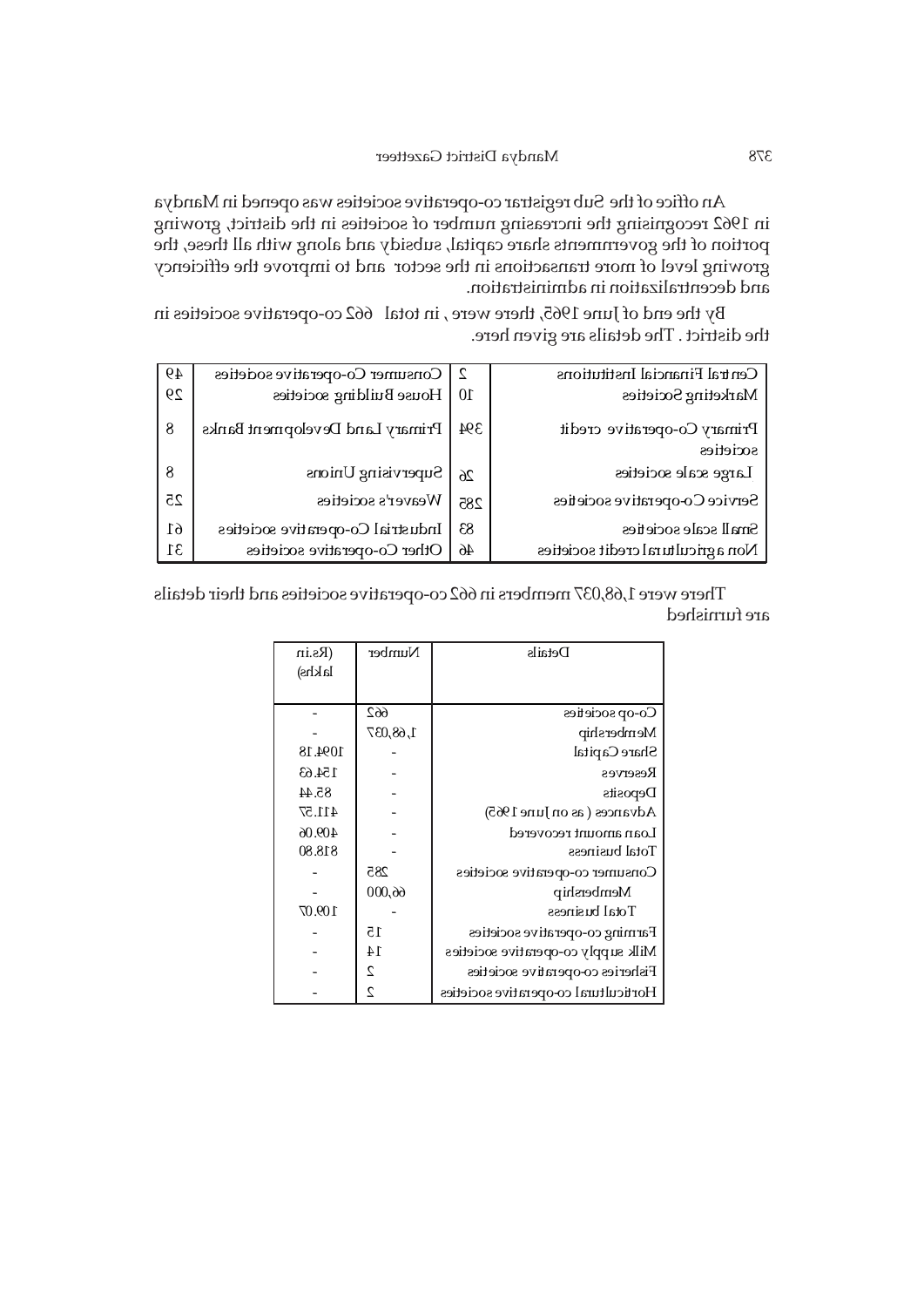An office of the Sub registrar co-operative societies was opened in Mandya in 1962 recognising the increasing number of societies in the district, growing portion of the governments share capital, subsidy and along with all these, the growing level of more transactions in the sector and to improve the efficiency and decentralization in administration.

By the end of June 1965, there were , in total 662 co-operative societies in the district . The details are given here.

| | | | |
|---|---|---|---|
| Central Financial Institutions | 2 | Consumer Co-operative societies | 49 |
| Marketing Societies | 10 | House Building societies | 29 |
| Primary Co-operative credit societies | 394 | Primary Land Development Banks | 8 |
| Large scale societies | 26 | Supervising Unions | 8 |
| Service Co-operative societies | 285 | Weaver's societies | 25 |
| Small scale societies | 83 | Industrial Co-operative societies | 61 |
| Non agricultural credit societies | 46 | Other Co-operative societies | 31 |

There were 1,68,037 members in 662 co-operative societies and their details are furnished

| Details | Number | (Rs.in lakhs) |
|---|---|---|
| Co-op societies | 662 | - |
| Membership | 1,68,037 | - |
| Share Capital | - | 1094.18 |
| Reserves | - | 154.63 |
| Deposits | - | 85.44 |
| Advances ( as on June 1965) | - | 411.57 |
| Loan amount recovered | - | 409.06 |
| Total business | - | 818.80 |
| Consumer co-operative societies | 285 | - |
| Membership | 66,000 | - |
| Total business | - | 109.07 |
| Farming co-operative societies | 15 | - |
| Milk supply co-operative societies | 14 | - |
| Fisheries co-operative societies | 2 | - |
| Horticultural co-operative societies | 2 | - |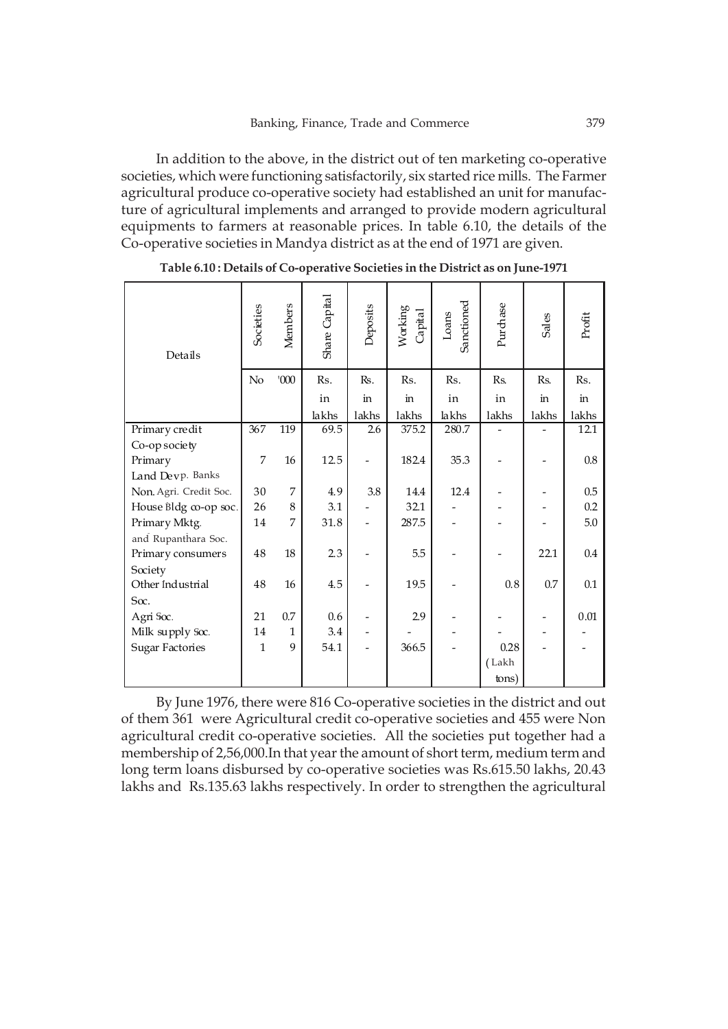In addition to the above, in the district out of ten marketing co-operative societies, which were functioning satisfactorily, six started rice mills. The Farmer agricultural produce co-operative society had established an unit for manufacture of agricultural implements and arranged to provide modern agricultural equipments to farmers at reasonable prices. In table 6.10, the details of the Co-operative societies in Mandya district as at the end of 1971 are given.

**Table 6.10 : Details of Co-operative Societies in the District as on June-1971**

| Details | Societies | Members | Share Capital | Deposits | Working Capital | Loans Sanctioned | Purchase | Sales | Profit |
|---|---|---|---|---|---|---|---|---|---|
| | No | '000 | Rs. in lakhs | Rs. in lakhs | Rs. in lakhs | Rs. in lakhs | Rs. in lakhs | Rs. in lakhs | Rs. in lakhs |
| Primary credit Co-op society | 367 | 119 | 69.5 | 2.6 | 375.2 | 280.7 | - | - | 12.1 |
| Primary Land Devp. Banks | 7 | 16 | 12.5 | - | 182.4 | 35.3 | - | - | 0.8 |
| Non. Agri. Credit Soc. | 30 | 7 | 4.9 | 3.8 | 14.4 | 12.4 | - | - | 0.5 |
| House Bldg co-op soc. | 26 | 8 | 3.1 | - | 32.1 | - | - | - | 0.2 |
| Primary Mktg. and Rupanthara Soc. | 14 | 7 | 31.8 | - | 287.5 | - | - | - | 5.0 |
| Primary consumers Society | 48 | 18 | 2.3 | - | 5.5 | - | - | 22.1 | 0.4 |
| Other Industrial Soc. | 48 | 16 | 4.5 | - | 19.5 | - | 0.8 | 0.7 | 0.1 |
| Agri Soc. | 21 | 0.7 | 0.6 | - | 2.9 | - | - | - | 0.01 |
| Milk supply Soc. | 14 | 1 | 3.4 | - | - | - | - | - | - |
| Sugar Factories | 1 | 9 | 54.1 | - | 366.5 | - | 0.28 (Lakh tons) | - | - |

By June 1976, there were 816 Co-operative societies in the district and out of them 361 were Agricultural credit co-operative societies and 455 were Non agricultural credit co-operative societies. All the societies put together had a membership of 2,56,000.In that year the amount of short term, medium term and long term loans disbursed by co-operative societies was Rs.615.50 lakhs, 20.43 lakhs and Rs.135.63 lakhs respectively. In order to strengthen the agricultural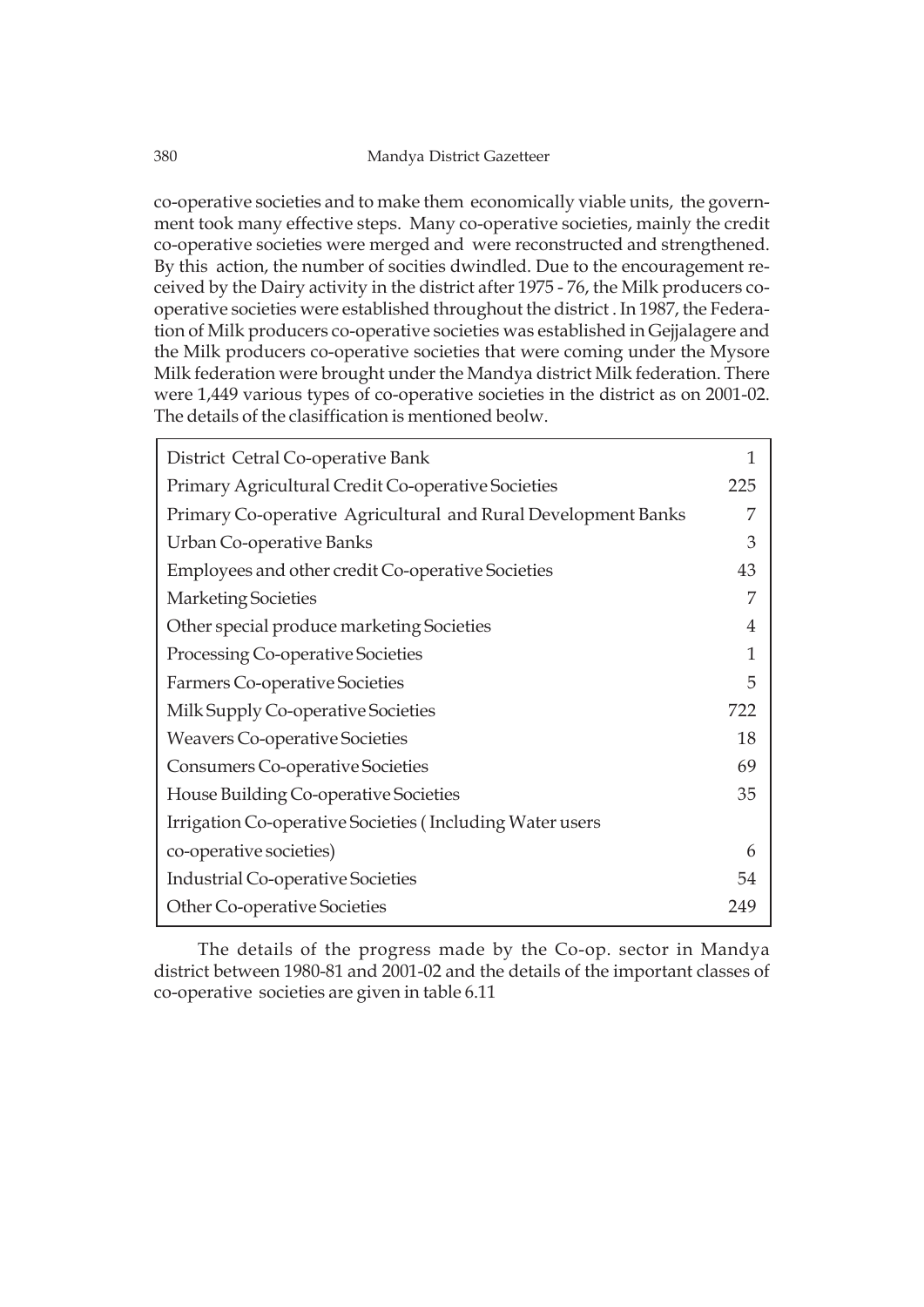co-operative societies and to make them economically viable units, the government took many effective steps. Many co-operative societies, mainly the credit co-operative societies were merged and were reconstructed and strengthened. By this action, the number of socities dwindled. Due to the encouragement received by the Dairy activity in the district after 1975 - 76, the Milk producers co-operative societies were established throughout the district . In 1987, the Federation of Milk producers co-operative societies was established in Gejjalagere and the Milk producers co-operative societies that were coming under the Mysore Milk federation were brought under the Mandya district Milk federation. There were 1,449 various types of co-operative societies in the district as on 2001-02. The details of the clasiffication is mentioned beolw.

| | |
|---|---|
| District Cetral Co-operative Bank | 1 |
| Primary Agricultural Credit Co-operative Societies | 225 |
| Primary Co-operative Agricultural and Rural Development Banks | 7 |
| Urban Co-operative Banks | 3 |
| Employees and other credit Co-operative Societies | 43 |
| Marketing Societies | 7 |
| Other special produce marketing Societies | 4 |
| Processing Co-operative Societies | 1 |
| Farmers Co-operative Societies | 5 |
| Milk Supply Co-operative Societies | 722 |
| Weavers Co-operative Societies | 18 |
| Consumers Co-operative Societies | 69 |
| House Building Co-operative Societies | 35 |
| Irrigation Co-operative Societies ( Including Water users co-operative societies) | 6 |
| Industrial Co-operative Societies | 54 |
| Other Co-operative Societies | 249 |

The details of the progress made by the Co-op. sector in Mandya district between 1980-81 and 2001-02 and the details of the important classes of co-operative societies are given in table 6.11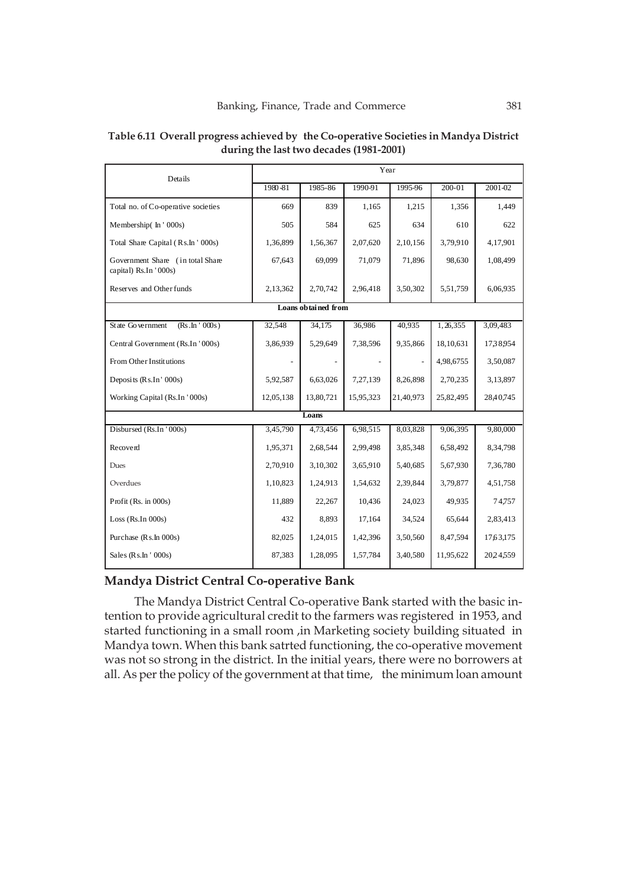**Table 6.11 Overall progress achieved by the Co-operative Societies in Mandya District during the last two decades (1981-2001)**

| Details | Year | | | | | |
|---|---|---|---|---|---|---|
| | 1980-81 | 1985-86 | 1990-91 | 1995-96 | 200-01 | 2001-02 |
| Total no. of Co-operative societies | 669 | 839 | 1,165 | 1,215 | 1,356 | 1,449 |
| Membership( In ' 000s) | 505 | 584 | 625 | 634 | 610 | 622 |
| Total Share Capital ( Rs.In ' 000s) | 1,36,899 | 1,56,367 | 2,07,620 | 2,10,156 | 3,79,910 | 4,17,901 |
| Government Share (in total Share capital) Rs.In ' 000s) | 67,643 | 69,099 | 71,079 | 71,896 | 98,630 | 1,08,499 |
| Reserves and Other funds | 2,13,362 | 2,70,742 | 2,96,418 | 3,50,302 | 5,51,759 | 6,06,935 |
| **Loans obtained from** | | | | | | |
| State Government (Rs.In ' 000s) | 32,548 | 34,175 | 36,986 | 40,935 | 1,26,355 | 3,09,483 |
| Central Government (Rs.In ' 000s) | 3,86,939 | 5,29,649 | 7,38,596 | 9,35,866 | 18,10,631 | 17,38,954 |
| From Other Institutions | - | - | - | - | 4,98,6755 | 3,50,087 |
| Deposits (Rs.In' 000s) | 5,92,587 | 6,63,026 | 7,27,139 | 8,26,898 | 2,70,235 | 3,13,897 |
| Working Capital (Rs.In ' 000s) | 12,05,138 | 13,80,721 | 15,95,323 | 21,40,973 | 25,82,495 | 28,40,745 |
| **Loans** | | | | | | |
| Disbursed (Rs.In ' 000s) | 3,45,790 | 4,73,456 | 6,98,515 | 8,03,828 | 9,06,395 | 9,80,000 |
| Recoverd | 1,95,371 | 2,68,544 | 2,99,498 | 3,85,348 | 6,58,492 | 8,34,798 |
| Dues | 2,70,910 | 3,10,302 | 3,65,910 | 5,40,685 | 5,67,930 | 7,36,780 |
| Overdues | 1,10,823 | 1,24,913 | 1,54,632 | 2,39,844 | 3,79,877 | 4,51,758 |
| Profit (Rs. in 000s) | 11,889 | 22,267 | 10,436 | 24,023 | 49,935 | 74,757 |
| Loss (Rs.In 000s) | 432 | 8,893 | 17,164 | 34,524 | 65,644 | 2,83,413 |
| Purchase (Rs.In 000s) | 82,025 | 1,24,015 | 1,42,396 | 3,50,560 | 8,47,594 | 17,63,175 |
| Sales (Rs.In ' 000s) | 87,383 | 1,28,095 | 1,57,784 | 3,40,580 | 11,95,622 | 20,24,559 |

## Mandya District Central Co-operative Bank

The Mandya District Central Co-operative Bank started with the basic intention to provide agricultural credit to the farmers was registered in 1953, and started functioning in a small room ,in Marketing society building situated in Mandya town. When this bank satrted functioning, the co-operative movement was not so strong in the district. In the initial years, there were no borrowers at all. As per the policy of the government at that time, the minimum loan amount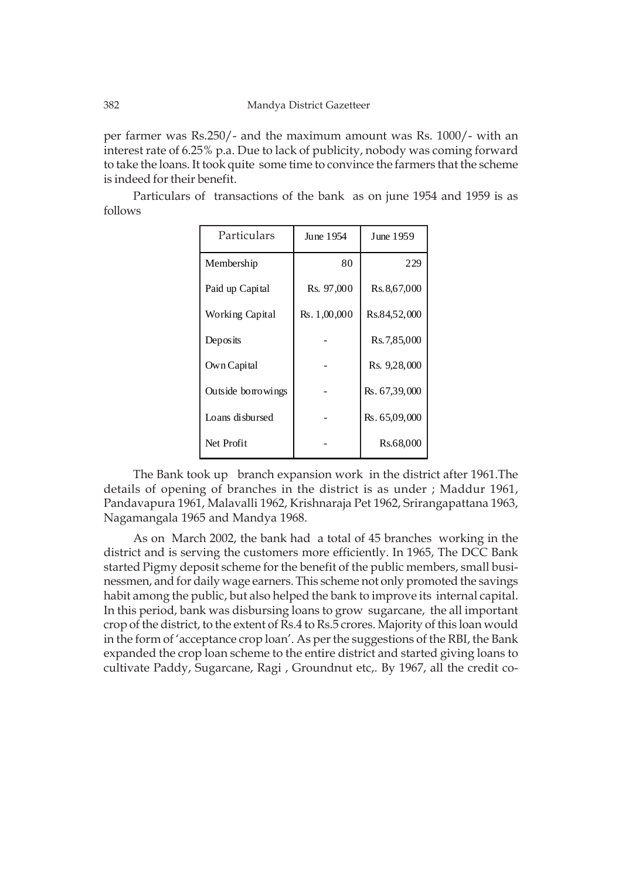per farmer was Rs.250/- and the maximum amount was Rs. 1000/- with an interest rate of 6.25% p.a. Due to lack of publicity, nobody was coming forward to take the loans. It took quite some time to convince the farmers that the scheme is indeed for their benefit.

Particulars of transactions of the bank as on june 1954 and 1959 is as follows

| Particulars | June 1954 | June 1959 |
|---|---|---|
| Membership | 80 | 229 |
| Paid up Capital | Rs. 97,000 | Rs.8,67,000 |
| Working Capital | Rs. 1,00,000 | Rs.84,52,000 |
| Deposits | - | Rs.7,85,000 |
| Own Capital | - | Rs. 9,28,000 |
| Outside borrowings | - | Rs. 67,39,000 |
| Loans disbursed | - | Rs. 65,09,000 |
| Net Profit | - | Rs.68,000 |

The Bank took up branch expansion work in the district after 1961.The details of opening of branches in the district is as under ; Maddur 1961, Pandavapura 1961, Malavalli 1962, Krishnaraja Pet 1962, Srirangapattana 1963, Nagamangala 1965 and Mandya 1968.

As on March 2002, the bank had a total of 45 branches working in the district and is serving the customers more efficiently. In 1965, The DCC Bank started Pigmy deposit scheme for the benefit of the public members, small businessmen, and for daily wage earners. This scheme not only promoted the savings habit among the public, but also helped the bank to improve its internal capital. In this period, bank was disbursing loans to grow sugarcane, the all important crop of the district, to the extent of Rs.4 to Rs.5 crores. Majority of this loan would in the form of 'acceptance crop loan'. As per the suggestions of the RBI, the Bank expanded the crop loan scheme to the entire district and started giving loans to cultivate Paddy, Sugarcane, Ragi , Groundnut etc,. By 1967, all the credit co-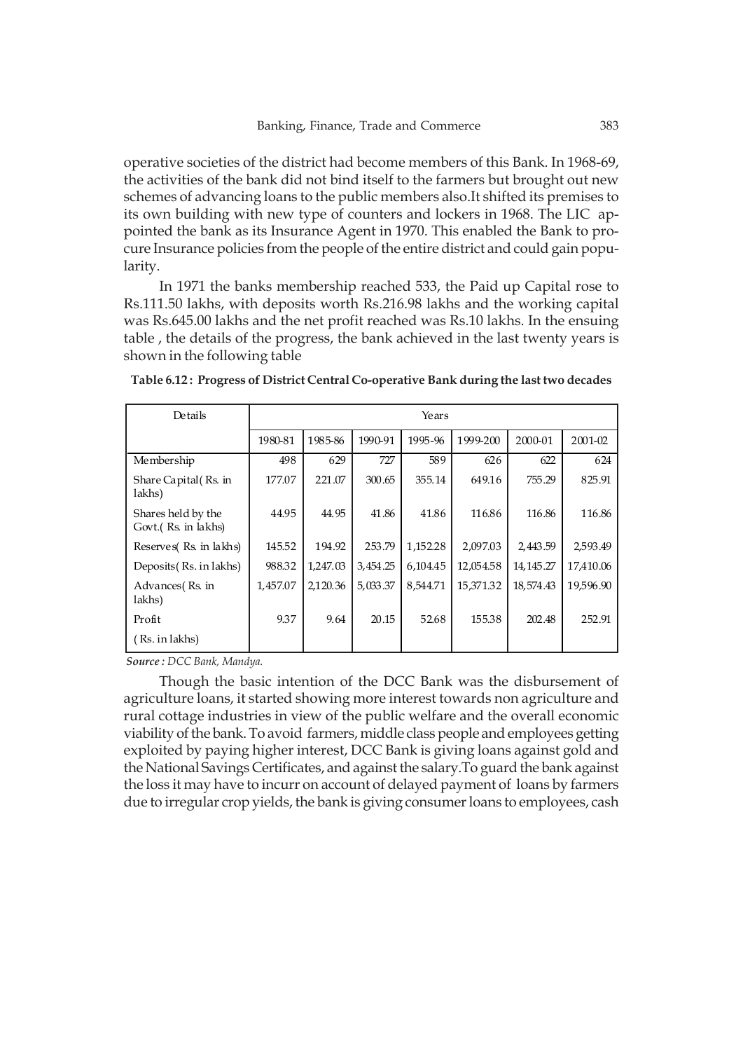operative societies of the district had become members of this Bank. In 1968-69, the activities of the bank did not bind itself to the farmers but brought out new schemes of advancing loans to the public members also.It shifted its premises to its own building with new type of counters and lockers in 1968. The LIC appointed the bank as its Insurance Agent in 1970. This enabled the Bank to procure Insurance policies from the people of the entire district and could gain popularity.

In 1971 the banks membership reached 533, the Paid up Capital rose to Rs.111.50 lakhs, with deposits worth Rs.216.98 lakhs and the working capital was Rs.645.00 lakhs and the net profit reached was Rs.10 lakhs. In the ensuing table , the details of the progress, the bank achieved in the last twenty years is shown in the following table

**Table 6.12 : Progress of District Central Co-operative Bank during the last two decades**

| Details | Years | | | | | | |
|---|---|---|---|---|---|---|---|
| | 1980-81 | 1985-86 | 1990-91 | 1995-96 | 1999-200 | 2000-01 | 2001-02 |
| Membership | 498 | 629 | 727 | 589 | 626 | 622 | 624 |
| Share Capital( Rs. in lakhs) | 177.07 | 221.07 | 300.65 | 355.14 | 649.16 | 755.29 | 825.91 |
| Shares held by the Govt.( Rs. in lakhs) | 44.95 | 44.95 | 41.86 | 41.86 | 116.86 | 116.86 | 116.86 |
| Reserves( Rs. in lakhs) | 145.52 | 194.92 | 253.79 | 1,152.28 | 2,097.03 | 2,443.59 | 2,593.49 |
| Deposits( Rs. in lakhs) | 988.32 | 1,247.03 | 3,454.25 | 6,104.45 | 12,054.58 | 14,145.27 | 17,410.06 |
| Advances( Rs. in lakhs) | 1,457.07 | 2,120.36 | 5,033.37 | 8,544.71 | 15,371.32 | 18,574.43 | 19,596.90 |
| Profit ( Rs. in lakhs) | 9.37 | 9.64 | 20.15 | 52.68 | 155.38 | 202.48 | 252.91 |

***Source :** DCC Bank, Mandya.*

Though the basic intention of the DCC Bank was the disbursement of agriculture loans, it started showing more interest towards non agriculture and rural cottage industries in view of the public welfare and the overall economic viability of the bank. To avoid farmers, middle class people and employees getting exploited by paying higher interest, DCC Bank is giving loans against gold and the National Savings Certificates, and against the salary.To guard the bank against the loss it may have to incurr on account of delayed payment of loans by farmers due to irregular crop yields, the bank is giving consumer loans to employees, cash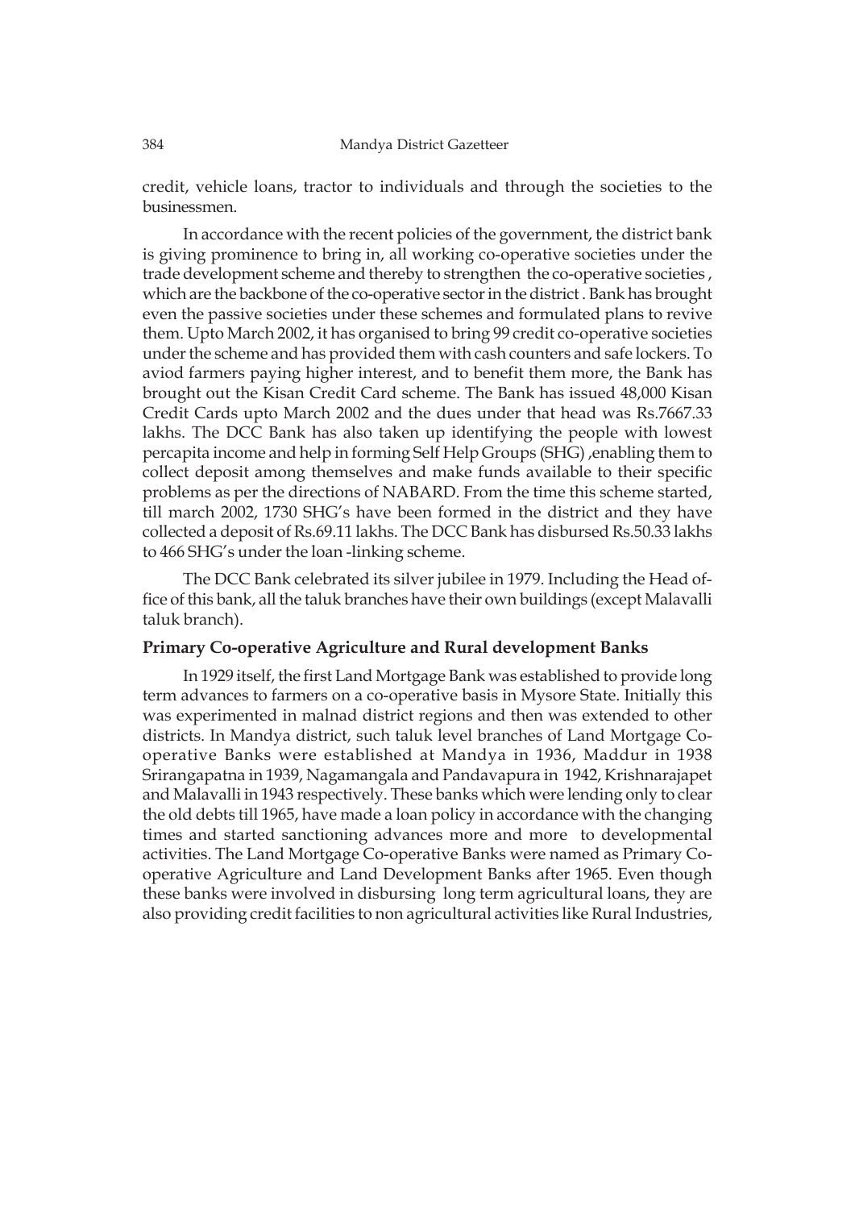credit, vehicle loans, tractor to individuals and through the societies to the businessmen.

In accordance with the recent policies of the government, the district bank is giving prominence to bring in, all working co-operative societies under the trade development scheme and thereby to strengthen the co-operative societies , which are the backbone of the co-operative sector in the district . Bank has brought even the passive societies under these schemes and formulated plans to revive them. Upto March 2002, it has organised to bring 99 credit co-operative societies under the scheme and has provided them with cash counters and safe lockers. To aviod farmers paying higher interest, and to benefit them more, the Bank has brought out the Kisan Credit Card scheme. The Bank has issued 48,000 Kisan Credit Cards upto March 2002 and the dues under that head was Rs.7667.33 lakhs. The DCC Bank has also taken up identifying the people with lowest percapita income and help in forming Self Help Groups (SHG) ,enabling them to collect deposit among themselves and make funds available to their specific problems as per the directions of NABARD. From the time this scheme started, till march 2002, 1730 SHG's have been formed in the district and they have collected a deposit of Rs.69.11 lakhs. The DCC Bank has disbursed Rs.50.33 lakhs to 466 SHG's under the loan -linking scheme.

The DCC Bank celebrated its silver jubilee in 1979. Including the Head office of this bank, all the taluk branches have their own buildings (except Malavalli taluk branch).

**Primary Co-operative Agriculture and Rural development Banks**

In 1929 itself, the first Land Mortgage Bank was established to provide long term advances to farmers on a co-operative basis in Mysore State. Initially this was experimented in malnad district regions and then was extended to other districts. In Mandya district, such taluk level branches of Land Mortgage Co-operative Banks were established at Mandya in 1936, Maddur in 1938 Srirangapatna in 1939, Nagamangala and Pandavapura in 1942, Krishnarajapet and Malavalli in 1943 respectively. These banks which were lending only to clear the old debts till 1965, have made a loan policy in accordance with the changing times and started sanctioning advances more and more to developmental activities. The Land Mortgage Co-operative Banks were named as Primary Co-operative Agriculture and Land Development Banks after 1965. Even though these banks were involved in disbursing long term agricultural loans, they are also providing credit facilities to non agricultural activities like Rural Industries,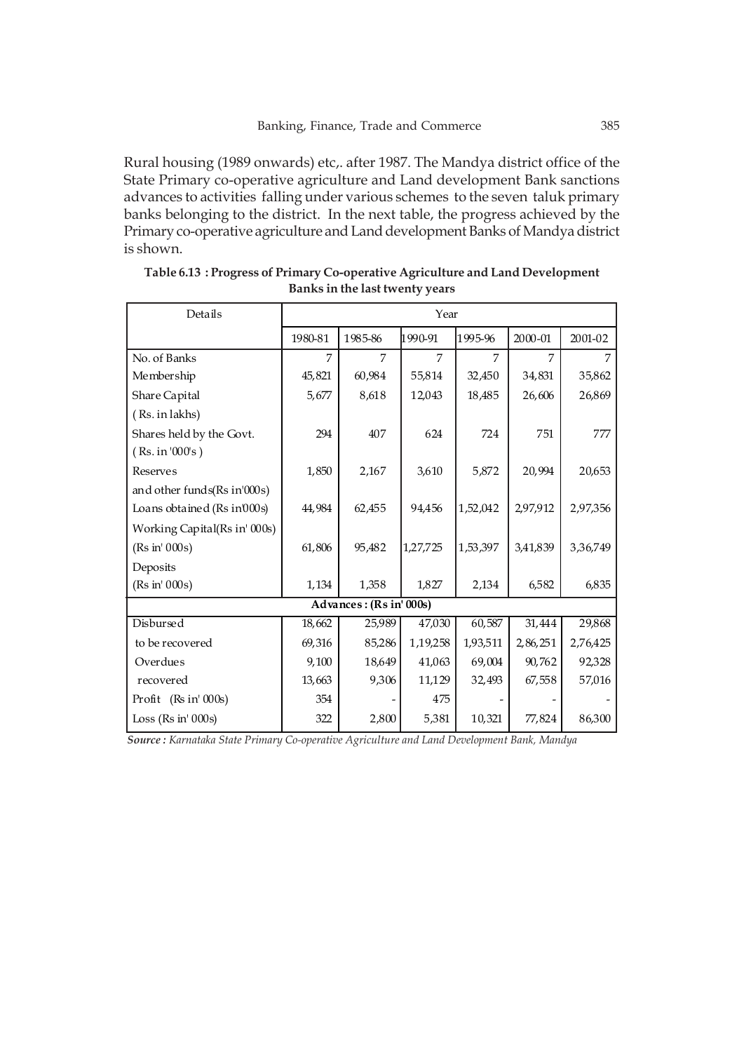Rural housing (1989 onwards) etc,. after 1987. The Mandya district office of the State Primary co-operative agriculture and Land development Bank sanctions advances to activities falling under various schemes to the seven taluk primary banks belonging to the district. In the next table, the progress achieved by the Primary co-operative agriculture and Land development Banks of Mandya district is shown.

**Table 6.13 : Progress of Primary Co-operative Agriculture and Land Development Banks in the last twenty years**

| Details | Year | | | | | |
|---|---|---|---|---|---|---|
| | 1980-81 | 1985-86 | 1990-91 | 1995-96 | 2000-01 | 2001-02 |
| No. of Banks | 7 | 7 | 7 | 7 | 7 | 7 |
| Membership | 45,821 | 60,984 | 55,814 | 32,450 | 34,831 | 35,862 |
| Share Capital (Rs. in lakhs) | 5,677 | 8,618 | 12,043 | 18,485 | 26,606 | 26,869 |
| Shares held by the Govt. (Rs. in '000's) | 294 | 407 | 624 | 724 | 751 | 777 |
| Reserves and other funds(Rs in'000s) | 1,850 | 2,167 | 3,610 | 5,872 | 20,994 | 20,653 |
| Loans obtained (Rs in'000s) | 44,984 | 62,455 | 94,456 | 1,52,042 | 2,97,912 | 2,97,356 |
| Working Capital(Rs in' 000s) (Rs in' 000s) | 61,806 | 95,482 | 1,27,725 | 1,53,397 | 3,41,839 | 3,36,749 |
| Deposits (Rs in' 000s) | 1,134 | 1,358 | 1,827 | 2,134 | 6,582 | 6,835 |
| **Advances : (Rs in' 000s)** | | | | | | |
| Disbursed | 18,662 | 25,989 | 47,030 | 60,587 | 31,444 | 29,868 |
| to be recovered | 69,316 | 85,286 | 1,19,258 | 1,93,511 | 2,86,251 | 2,76,425 |
| Overdues | 9,100 | 18,649 | 41,063 | 69,004 | 90,762 | 92,328 |
| recovered | 13,663 | 9,306 | 11,129 | 32,493 | 67,558 | 57,016 |
| Profit (Rs in' 000s) | 354 | - | 475 | - | - | - |
| Loss (Rs in' 000s) | 322 | 2,800 | 5,381 | 10,321 | 77,824 | 86,300 |

*Source : Karnataka State Primary Co-operative Agriculture and Land Development Bank, Mandya*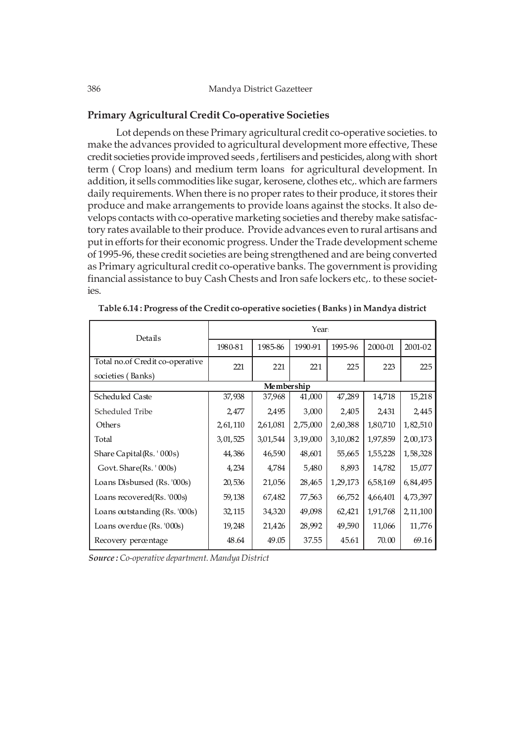## Primary Agricultural Credit Co-operative Societies

Lot depends on these Primary agricultural credit co-operative societies. to make the advances provided to agricultural development more effective, These credit societies provide improved seeds , fertilisers and pesticides, along with short term ( Crop loans) and medium term loans for agricultural development. In addition, it sells commodities like sugar, kerosene, clothes etc,. which are farmers daily requirements. When there is no proper rates to their produce, it stores their produce and make arrangements to provide loans against the stocks. It also develops contacts with co-operative marketing societies and thereby make satisfactory rates available to their produce. Provide advances even to rural artisans and put in efforts for their economic progress. Under the Trade development scheme of 1995-96, these credit societies are being strengthened and are being converted as Primary agricultural credit co-operative banks. The government is providing financial assistance to buy Cash Chests and Iron safe lockers etc,. to these societies.

**Table 6.14 : Progress of the Credit co-operative societies ( Banks ) in Mandya district**

| Details | Year | | | | | |
|---|---|---|---|---|---|---|
| | 1980-81 | 1985-86 | 1990-91 | 1995-96 | 2000-01 | 2001-02 |
| Total no.of Credit co-operative societies ( Banks) | 221 | 221 | 221 | 225 | 223 | 225 |
| **Membership** | | | | | | |
| Scheduled Caste | 37,938 | 37,968 | 41,000 | 47,289 | 14,718 | 15,218 |
| Scheduled Tribe | 2,477 | 2,495 | 3,000 | 2,405 | 2,431 | 2,445 |
| Others | 2,61,110 | 2,61,081 | 2,75,000 | 2,60,388 | 1,80,710 | 1,82,510 |
| Total | 3,01,525 | 3,01,544 | 3,19,000 | 3,10,082 | 1,97,859 | 2,00,173 |
| Share Capital(Rs. ' 000s) | 44,386 | 46,590 | 48,601 | 55,665 | 1,55,228 | 1,58,328 |
| Govt. Share(Rs. ' 000s) | 4,234 | 4,784 | 5,480 | 8,893 | 14,782 | 15,077 |
| Loans Disbursed (Rs. '000s) | 20,536 | 21,056 | 28,465 | 1,29,173 | 6,58,169 | 6,84,495 |
| Loans recovered(Rs. '000s) | 59,138 | 67,482 | 77,563 | 66,752 | 4,66,401 | 4,73,397 |
| Loans outstanding (Rs. '000s) | 32,115 | 34,320 | 49,098 | 62,421 | 1,91,768 | 2,11,100 |
| Loans overdue (Rs. '000s) | 19,248 | 21,426 | 28,992 | 49,590 | 11,066 | 11,776 |
| Recovery percentage | 48.64 | 49.05 | 37.55 | 45.61 | 70.00 | 69.16 |

***Source :*** *Co-operative department. Mandya District*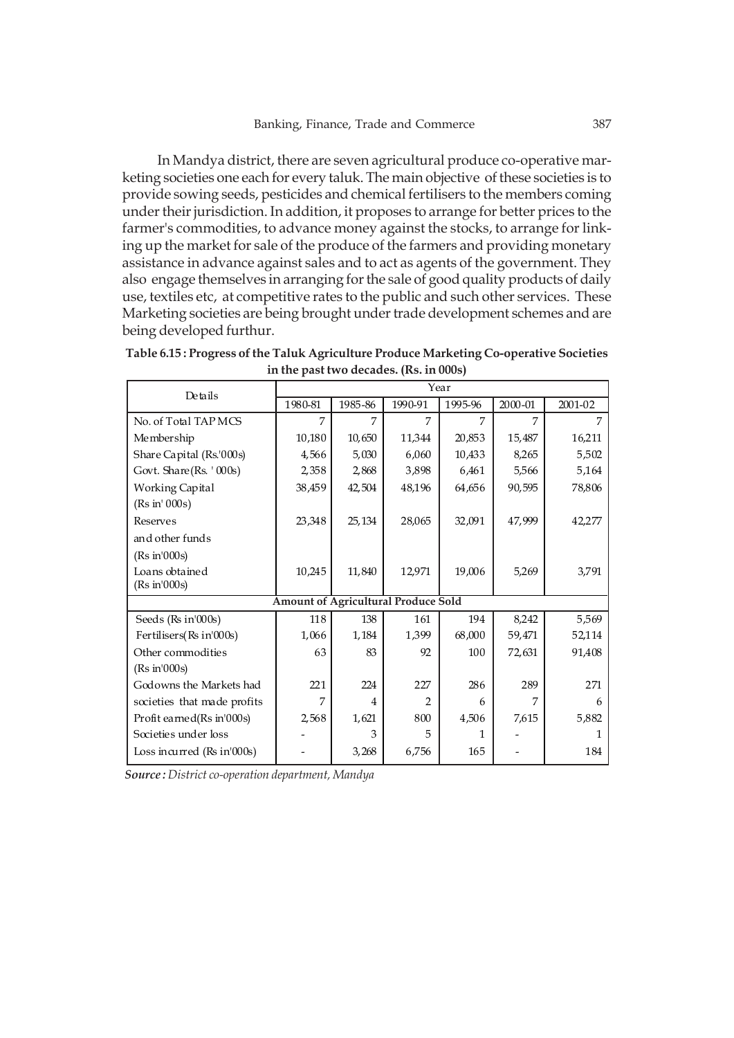In Mandya district, there are seven agricultural produce co-operative marketing societies one each for every taluk. The main objective of these societies is to provide sowing seeds, pesticides and chemical fertilisers to the members coming under their jurisdiction. In addition, it proposes to arrange for better prices to the farmer's commodities, to advance money against the stocks, to arrange for linking up the market for sale of the produce of the farmers and providing monetary assistance in advance against sales and to act as agents of the government. They also engage themselves in arranging for the sale of good quality products of daily use, textiles etc, at competitive rates to the public and such other services. These Marketing societies are being brought under trade development schemes and are being developed furthur.

**Table 6.15 : Progress of the Taluk Agriculture Produce Marketing Co-operative Societies in the past two decades. (Rs. in 000s)**

| Details | Year | | | | | |
|---|---|---|---|---|---|---|
| | 1980-81 | 1985-86 | 1990-91 | 1995-96 | 2000-01 | 2001-02 |
| No. of Total TAPMCS | 7 | 7 | 7 | 7 | 7 | 7 |
| Membership | 10,180 | 10,650 | 11,344 | 20,853 | 15,487 | 16,211 |
| Share Capital (Rs.'000s) | 4,566 | 5,030 | 6,060 | 10,433 | 8,265 | 5,502 |
| Govt. Share(Rs. ' 000s) | 2,358 | 2,868 | 3,898 | 6,461 | 5,566 | 5,164 |
| Working Capital (Rs in' 000s) | 38,459 | 42,504 | 48,196 | 64,656 | 90,595 | 78,806 |
| Reserves and other funds (Rs in'000s) | 23,348 | 25,134 | 28,065 | 32,091 | 47,999 | 42,277 |
| Loans obtained (Rs in'000s) | 10,245 | 11,840 | 12,971 | 19,006 | 5,269 | 3,791 |
| **Amount of Agricultural Produce Sold** | | | | | | |
| Seeds (Rs in'000s) | 118 | 138 | 161 | 194 | 8,242 | 5,569 |
| Fertilisers(Rs in'000s) | 1,066 | 1,184 | 1,399 | 68,000 | 59,471 | 52,114 |
| Other commodities (Rs in'000s) | 63 | 83 | 92 | 100 | 72,631 | 91,408 |
| Godowns the Markets had | 221 | 224 | 227 | 286 | 289 | 271 |
| societies that made profits | 7 | 4 | 2 | 6 | 7 | 6 |
| Profit earned(Rs in'000s) | 2,568 | 1,621 | 800 | 4,506 | 7,615 | 5,882 |
| Societies under loss | - | 3 | 5 | 1 | - | 1 |
| Loss incurred (Rs in'000s) | - | 3,268 | 6,756 | 165 | - | 184 |

***Source :** District co-operation department, Mandya*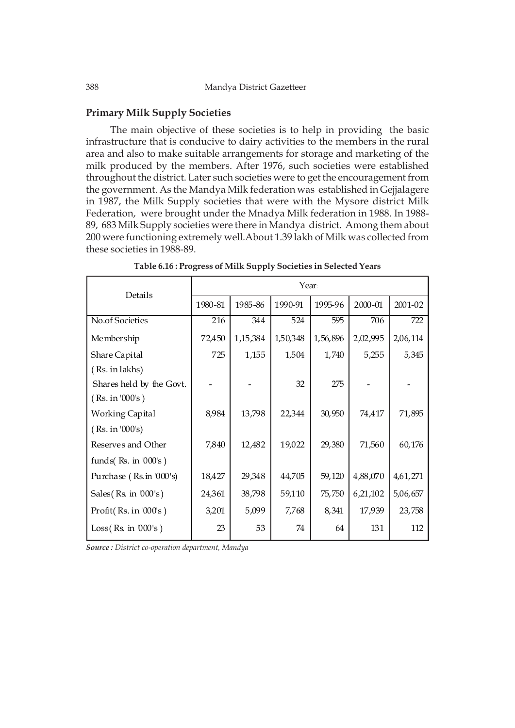## Primary Milk Supply Societies

The main objective of these societies is to help in providing the basic infrastructure that is conducive to dairy activities to the members in the rural area and also to make suitable arrangements for storage and marketing of the milk produced by the members. After 1976, such societies were established throughout the district. Later such societies were to get the encouragement from the government. As the Mandya Milk federation was established in Gejjalagere in 1987, the Milk Supply societies that were with the Mysore district Milk Federation, were brought under the Mnadya Milk federation in 1988. In 1988-89, 683 Milk Supply societies were there in Mandya district. Among them about 200 were functioning extremely well.About 1.39 lakh of Milk was collected from these societies in 1988-89.

**Table 6.16 : Progress of Milk Supply Societies in Selected Years**

| Details | Year | | | | | |
|---|---|---|---|---|---|---|
| | 1980-81 | 1985-86 | 1990-91 | 1995-96 | 2000-01 | 2001-02 |
| No.of Societies | 216 | 344 | 524 | 595 | 706 | 722 |
| Membership | 72,450 | 1,15,384 | 1,50,348 | 1,56,896 | 2,02,995 | 2,06,114 |
| Share Capital (Rs. in lakhs) | 725 | 1,155 | 1,504 | 1,740 | 5,255 | 5,345 |
| Shares held by the Govt. (Rs. in '000's ) | - | - | 32 | 275 | - | - |
| Working Capital (Rs. in '000's) | 8,984 | 13,798 | 22,344 | 30,950 | 74,417 | 71,895 |
| Reserves and Other funds( Rs. in '000's ) | 7,840 | 12,482 | 19,022 | 29,380 | 71,560 | 60,176 |
| Purchase ( Rs.in '000's) | 18,427 | 29,348 | 44,705 | 59,120 | 4,88,070 | 4,61,271 |
| Sales( Rs. in '000's ) | 24,361 | 38,798 | 59,110 | 75,750 | 6,21,102 | 5,06,657 |
| Profit( Rs. in '000's ) | 3,201 | 5,099 | 7,768 | 8,341 | 17,939 | 23,758 |
| Loss( Rs. in '000's ) | 23 | 53 | 74 | 64 | 131 | 112 |

***Source :*** *District co-operation department, Mandya*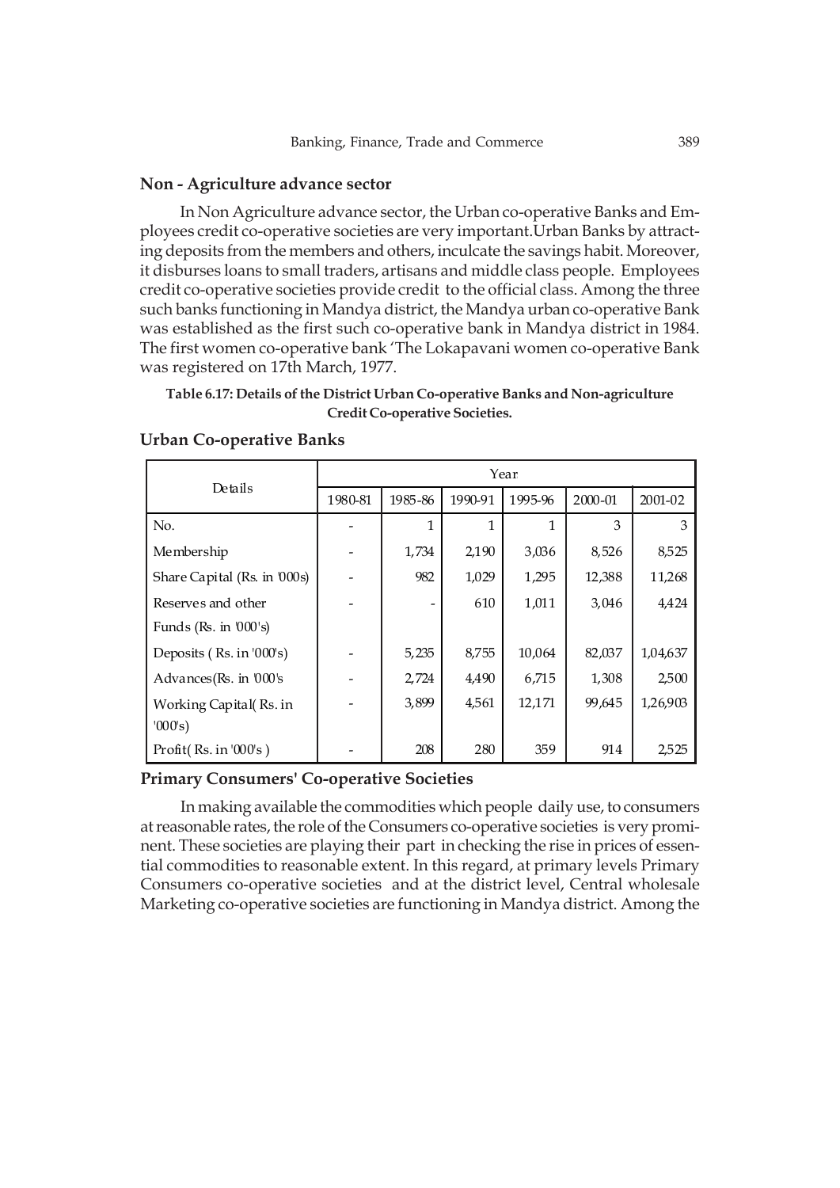## Non - Agriculture advance sector

In Non Agriculture advance sector, the Urban co-operative Banks and Employees credit co-operative societies are very important.Urban Banks by attracting deposits from the members and others, inculcate the savings habit. Moreover, it disburses loans to small traders, artisans and middle class people. Employees credit co-operative societies provide credit to the official class. Among the three such banks functioning in Mandya district, the Mandya urban co-operative Bank was established as the first such co-operative bank in Mandya district in 1984. The first women co-operative bank 'The Lokapavani women co-operative Bank was registered on 17th March, 1977.

**Table 6.17: Details of the District Urban Co-operative Banks and Non-agriculture Credit Co-operative Societies.**

### Urban Co-operative Banks

| Details | Year | | | | | |
|---|---|---|---|---|---|---|
| | 1980-81 | 1985-86 | 1990-91 | 1995-96 | 2000-01 | 2001-02 |
| No. | - | 1 | 1 | 1 | 3 | 3 |
| Membership | - | 1,734 | 2,190 | 3,036 | 8,526 | 8,525 |
| Share Capital (Rs. in '000s) | - | 982 | 1,029 | 1,295 | 12,388 | 11,268 |
| Reserves and other Funds (Rs. in '000's) | - | - | 610 | 1,011 | 3,046 | 4,424 |
| Deposits ( Rs. in '000's) | - | 5,235 | 8,755 | 10,064 | 82,037 | 1,04,637 |
| Advances(Rs. in '000's | - | 2,724 | 4,490 | 6,715 | 1,308 | 2,500 |
| Working Capital( Rs. in '000's) | - | 3,899 | 4,561 | 12,171 | 99,645 | 1,26,903 |
| Profit( Rs. in '000's ) | - | 208 | 280 | 359 | 914 | 2,525 |

## Primary Consumers' Co-operative Societies

In making available the commodities which people daily use, to consumers at reasonable rates, the role of the Consumers co-operative societies is very prominent. These societies are playing their part in checking the rise in prices of essential commodities to reasonable extent. In this regard, at primary levels Primary Consumers co-operative societies and at the district level, Central wholesale Marketing co-operative societies are functioning in Mandya district. Among the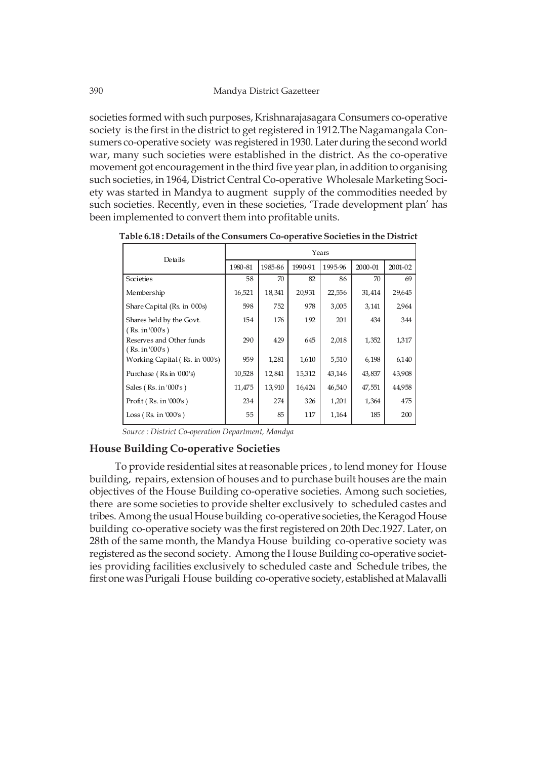societies formed with such purposes, Krishnarajasagara Consumers co-operative society is the first in the district to get registered in 1912.The Nagamangala Consumers co-operative society was registered in 1930. Later during the second world war, many such societies were established in the district. As the co-operative movement got encouragement in the third five year plan, in addition to organising such societies, in 1964, District Central Co-operative Wholesale Marketing Society was started in Mandya to augment supply of the commodities needed by such societies. Recently, even in these societies, 'Trade development plan' has been implemented to convert them into profitable units.

**Table 6.18 : Details of the Consumers Co-operative Societies in the District**

| Details | Years | | | | | |
|---|---|---|---|---|---|---|
| | 1980-81 | 1985-86 | 1990-91 | 1995-96 | 2000-01 | 2001-02 |
| Societies | 58 | 70 | 82 | 86 | 70 | 69 |
| Membership | 16,521 | 18,341 | 20,931 | 22,556 | 31,414 | 29,645 |
| Share Capital (Rs. in '000s) | 598 | 752 | 978 | 3,005 | 3,141 | 2,964 |
| Shares held by the Govt. ( Rs. in '000's ) | 154 | 176 | 192 | 201 | 434 | 344 |
| Reserves and Other funds ( Rs. in '000's ) | 290 | 429 | 645 | 2,018 | 1,352 | 1,317 |
| Working Capital ( Rs. in '000's) | 959 | 1,281 | 1,610 | 5,510 | 6,198 | 6,140 |
| Purchase ( Rs.in '000's) | 10,528 | 12,841 | 15,312 | 43,146 | 43,837 | 43,908 |
| Sales ( Rs. in '000's ) | 11,475 | 13,910 | 16,424 | 46,540 | 47,551 | 44,958 |
| Profit ( Rs. in '000's ) | 234 | 274 | 326 | 1,201 | 1,364 | 475 |
| Loss ( Rs. in '000's ) | 55 | 85 | 117 | 1,164 | 185 | 200 |

*Source : District Co-operation Department, Mandya*

## House Building Co-operative Societies

To provide residential sites at reasonable prices , to lend money for House building, repairs, extension of houses and to purchase built houses are the main objectives of the House Building co-operative societies. Among such societies, there are some societies to provide shelter exclusively to scheduled castes and tribes. Among the usual House building co-operative societies, the Keragod House building co-operative society was the first registered on 20th Dec.1927. Later, on 28th of the same month, the Mandya House building co-operative society was registered as the second society. Among the House Building co-operative societies providing facilities exclusively to scheduled caste and Schedule tribes, the first one was Purigali House building co-operative society, established at Malavalli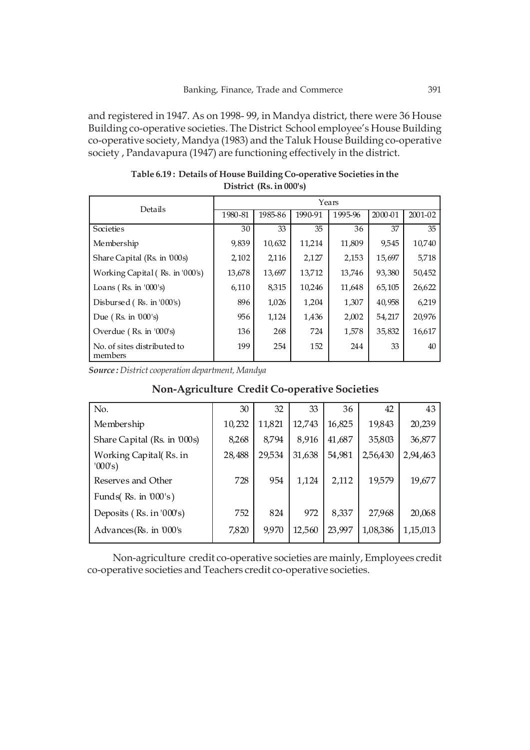and registered in 1947. As on 1998- 99, in Mandya district, there were 36 House Building co-operative societies. The District School employee's House Building co-operative society, Mandya (1983) and the Taluk House Building co-operative society , Pandavapura (1947) are functioning effectively in the district.

**Table 6.19 : Details of House Building Co-operative Societies in the District (Rs. in 000's)**

| Details | Years | | | | | |
|---|---|---|---|---|---|---|
| | 1980-81 | 1985-86 | 1990-91 | 1995-96 | 2000-01 | 2001-02 |
| Societies | 30 | 33 | 35 | 36 | 37 | 35 |
| Membership | 9,839 | 10,632 | 11,214 | 11,809 | 9,545 | 10,740 |
| Share Capital (Rs. in '000s) | 2,102 | 2,116 | 2,127 | 2,153 | 15,697 | 5,718 |
| Working Capital ( Rs. in '000's) | 13,678 | 13,697 | 13,712 | 13,746 | 93,380 | 50,452 |
| Loans ( Rs. in '000's) | 6,110 | 8,315 | 10,246 | 11,648 | 65,105 | 26,622 |
| Disbursed ( Rs. in '000's) | 896 | 1,026 | 1,204 | 1,307 | 40,958 | 6,219 |
| Due ( Rs. in '000's) | 956 | 1,124 | 1,436 | 2,002 | 54,217 | 20,976 |
| Overdue ( Rs. in '000's) | 136 | 268 | 724 | 1,578 | 35,832 | 16,617 |
| No. of sites distributed to members | 199 | 254 | 152 | 244 | 33 | 40 |

***Source :*** *District cooperation department, Mandya*

## Non-Agriculture Credit Co-operative Societies

| No. | 30 | 32 | 33 | 36 | 42 | 43 |
|---|---|---|---|---|---|---|
| Membership | 10,232 | 11,821 | 12,743 | 16,825 | 19,843 | 20,239 |
| Share Capital (Rs. in '000s) | 8,268 | 8,794 | 8,916 | 41,687 | 35,803 | 36,877 |
| Working Capital( Rs. in '000's) | 28,488 | 29,534 | 31,638 | 54,981 | 2,56,430 | 2,94,463 |
| Reserves and Other Funds( Rs. in '000's) | 728 | 954 | 1,124 | 2,112 | 19,579 | 19,677 |
| Deposits ( Rs. in '000's) | 752 | 824 | 972 | 8,337 | 27,968 | 20,068 |
| Advances(Rs. in '000's | 7,820 | 9,970 | 12,560 | 23,997 | 1,08,386 | 1,15,013 |

Non-agriculture credit co-operative societies are mainly, Employees credit co-operative societies and Teachers credit co-operative societies.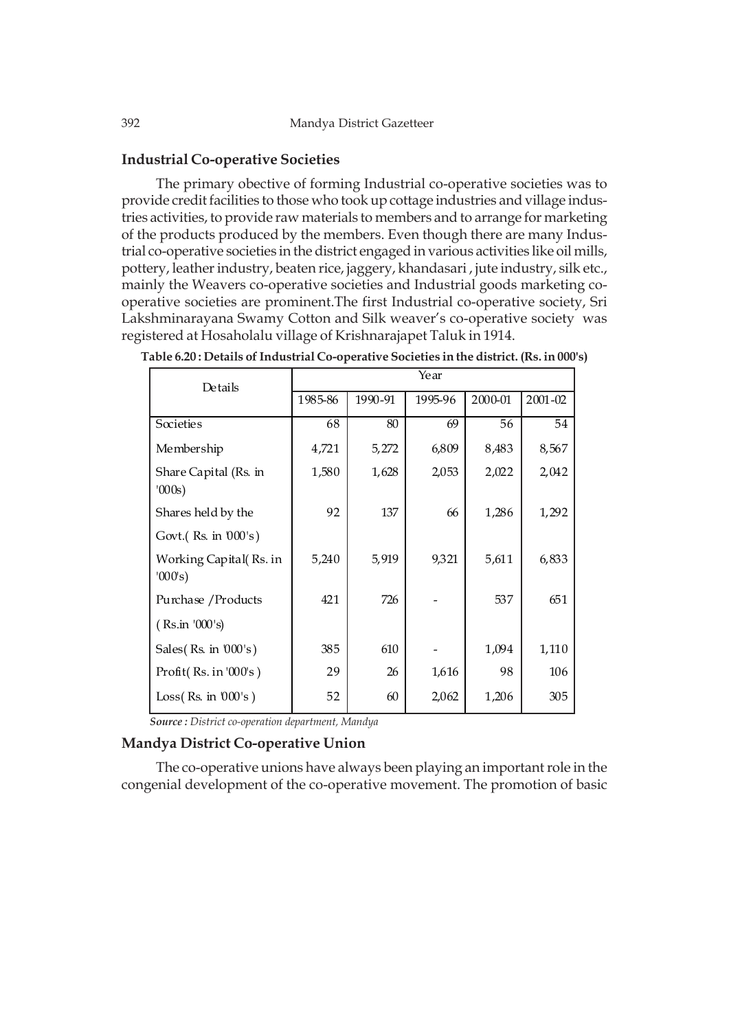## Industrial Co-operative Societies

The primary obective of forming Industrial co-operative societies was to provide credit facilities to those who took up cottage industries and village industries activities, to provide raw materials to members and to arrange for marketing of the products produced by the members. Even though there are many Industrial co-operative societies in the district engaged in various activities like oil mills, pottery, leather industry, beaten rice, jaggery, khandasari , jute industry, silk etc., mainly the Weavers co-operative societies and Industrial goods marketing co-operative societies are prominent.The first Industrial co-operative society, Sri Lakshminarayana Swamy Cotton and Silk weaver's co-operative society was registered at Hosaholalu village of Krishnarajapet Taluk in 1914.

**Table 6.20 : Details of Industrial Co-operative Societies in the district. (Rs. in 000's)**

| Details | Year | | | | |
|---|---|---|---|---|---|
| | 1985-86 | 1990-91 | 1995-96 | 2000-01 | 2001-02 |
| Societies | 68 | 80 | 69 | 56 | 54 |
| Membership | 4,721 | 5,272 | 6,809 | 8,483 | 8,567 |
| Share Capital (Rs. in '000s) | 1,580 | 1,628 | 2,053 | 2,022 | 2,042 |
| Shares held by the Govt.( Rs. in '000's) | 92 | 137 | 66 | 1,286 | 1,292 |
| Working Capital( Rs. in '000's) | 5,240 | 5,919 | 9,321 | 5,611 | 6,833 |
| Purchase /Products ( Rs.in '000's) | 421 | 726 | - | 537 | 651 |
| Sales( Rs. in '000's) | 385 | 610 | - | 1,094 | 1,110 |
| Profit( Rs. in '000's ) | 29 | 26 | 1,616 | 98 | 106 |
| Loss( Rs. in '000's ) | 52 | 60 | 2,062 | 1,206 | 305 |

*Source : District co-operation department, Mandya*

## Mandya District Co-operative Union

The co-operative unions have always been playing an important role in the congenial development of the co-operative movement. The promotion of basic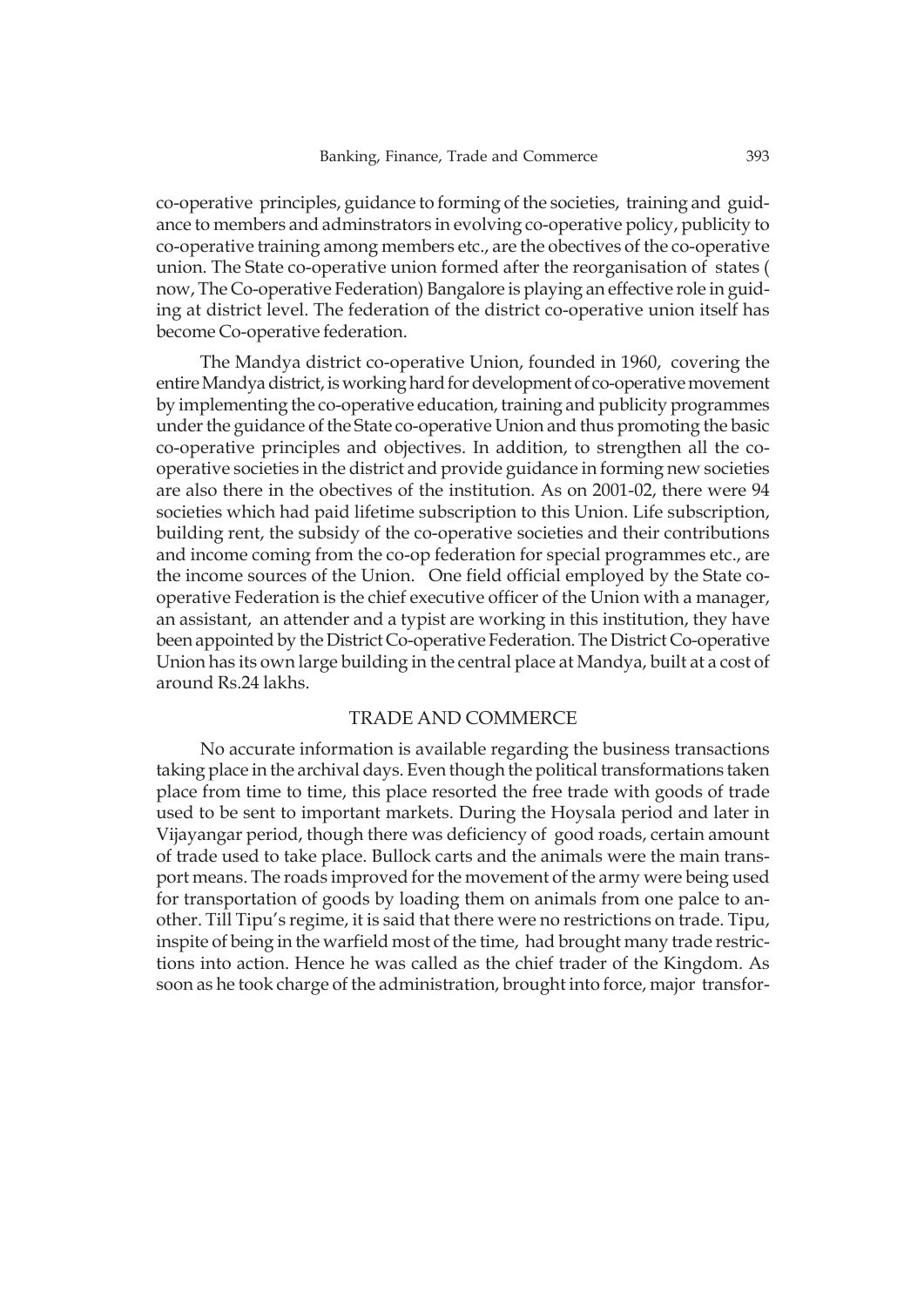co-operative principles, guidance to forming of the societies, training and guidance to members and adminstrators in evolving co-operative policy, publicity to co-operative training among members etc., are the obectives of the co-operative union. The State co-operative union formed after the reorganisation of states ( now, The Co-operative Federation) Bangalore is playing an effective role in guiding at district level. The federation of the district co-operative union itself has become Co-operative federation.

The Mandya district co-operative Union, founded in 1960, covering the entire Mandya district, is working hard for development of co-operative movement by implementing the co-operative education, training and publicity programmes under the guidance of the State co-operative Union and thus promoting the basic co-operative principles and objectives. In addition, to strengthen all the co-operative societies in the district and provide guidance in forming new societies are also there in the obectives of the institution. As on 2001-02, there were 94 societies which had paid lifetime subscription to this Union. Life subscription, building rent, the subsidy of the co-operative societies and their contributions and income coming from the co-op federation for special programmes etc., are the income sources of the Union. One field official employed by the State co-operative Federation is the chief executive officer of the Union with a manager, an assistant, an attender and a typist are working in this institution, they have been appointed by the District Co-operative Federation. The District Co-operative Union has its own large building in the central place at Mandya, built at a cost of around Rs.24 lakhs.

## TRADE AND COMMERCE

No accurate information is available regarding the business transactions taking place in the archival days. Even though the political transformations taken place from time to time, this place resorted the free trade with goods of trade used to be sent to important markets. During the Hoysala period and later in Vijayangar period, though there was deficiency of good roads, certain amount of trade used to take place. Bullock carts and the animals were the main transport means. The roads improved for the movement of the army were being used for transportation of goods by loading them on animals from one palce to another. Till Tipu's regime, it is said that there were no restrictions on trade. Tipu, inspite of being in the warfield most of the time, had brought many trade restrictions into action. Hence he was called as the chief trader of the Kingdom. As soon as he took charge of the administration, brought into force, major transfor-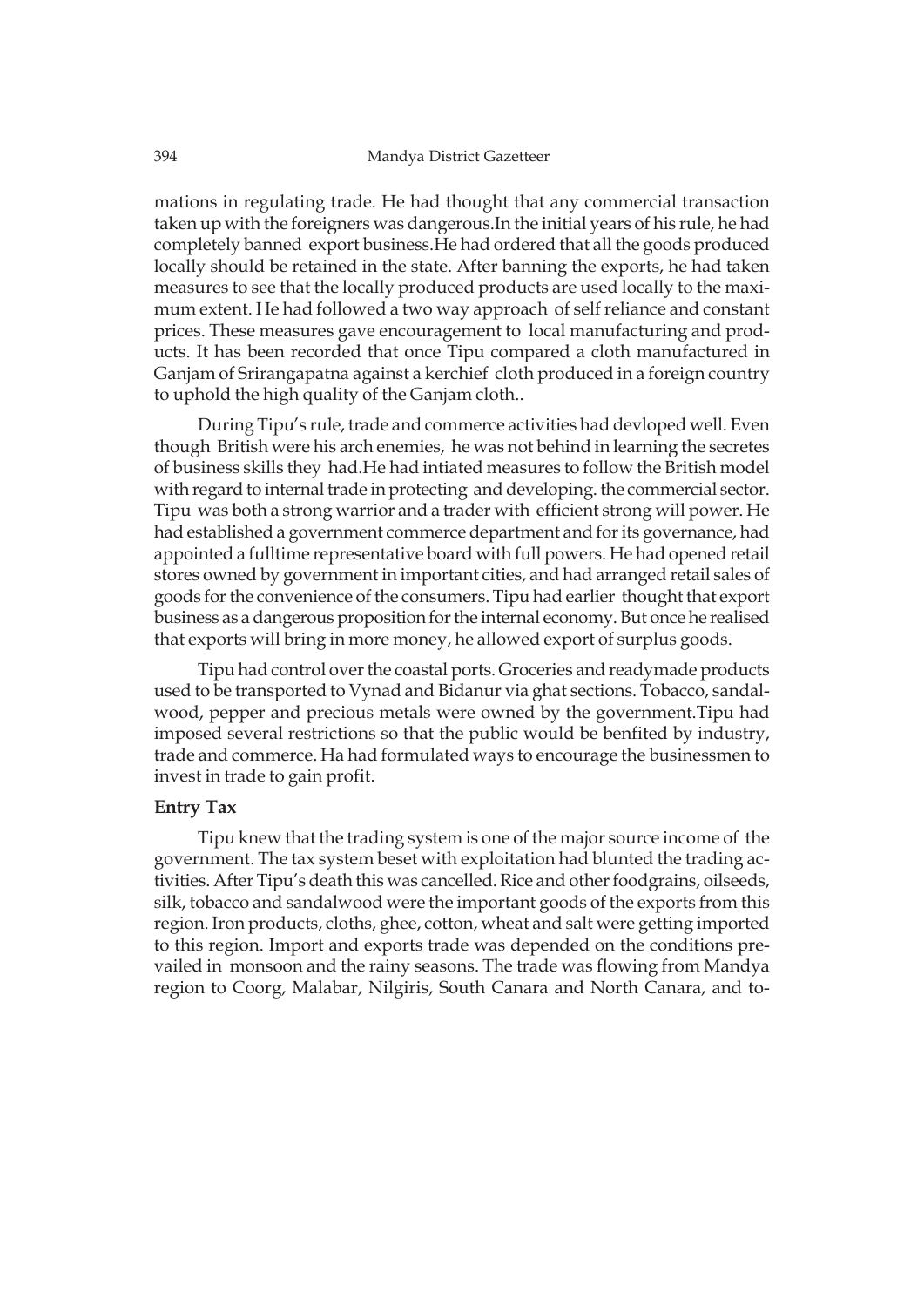mations in regulating trade. He had thought that any commercial transaction taken up with the foreigners was dangerous.In the initial years of his rule, he had completely banned export business.He had ordered that all the goods produced locally should be retained in the state. After banning the exports, he had taken measures to see that the locally produced products are used locally to the maximum extent. He had followed a two way approach of self reliance and constant prices. These measures gave encouragement to local manufacturing and products. It has been recorded that once Tipu compared a cloth manufactured in Ganjam of Srirangapatna against a kerchief cloth produced in a foreign country to uphold the high quality of the Ganjam cloth..

During Tipu's rule, trade and commerce activities had devloped well. Even though British were his arch enemies, he was not behind in learning the secretes of business skills they had.He had intiated measures to follow the British model with regard to internal trade in protecting and developing. the commercial sector. Tipu was both a strong warrior and a trader with efficient strong will power. He had established a government commerce department and for its governance, had appointed a fulltime representative board with full powers. He had opened retail stores owned by government in important cities, and had arranged retail sales of goods for the convenience of the consumers. Tipu had earlier thought that export business as a dangerous proposition for the internal economy. But once he realised that exports will bring in more money, he allowed export of surplus goods.

Tipu had control over the coastal ports. Groceries and readymade products used to be transported to Vynad and Bidanur via ghat sections. Tobacco, sandalwood, pepper and precious metals were owned by the government.Tipu had imposed several restrictions so that the public would be benfited by industry, trade and commerce. Ha had formulated ways to encourage the businessmen to invest in trade to gain profit.

**Entry Tax**

Tipu knew that the trading system is one of the major source income of the government. The tax system beset with exploitation had blunted the trading activities. After Tipu's death this was cancelled. Rice and other foodgrains, oilseeds, silk, tobacco and sandalwood were the important goods of the exports from this region. Iron products, cloths, ghee, cotton, wheat and salt were getting imported to this region. Import and exports trade was depended on the conditions prevailed in monsoon and the rainy seasons. The trade was flowing from Mandya region to Coorg, Malabar, Nilgiris, South Canara and North Canara, and to-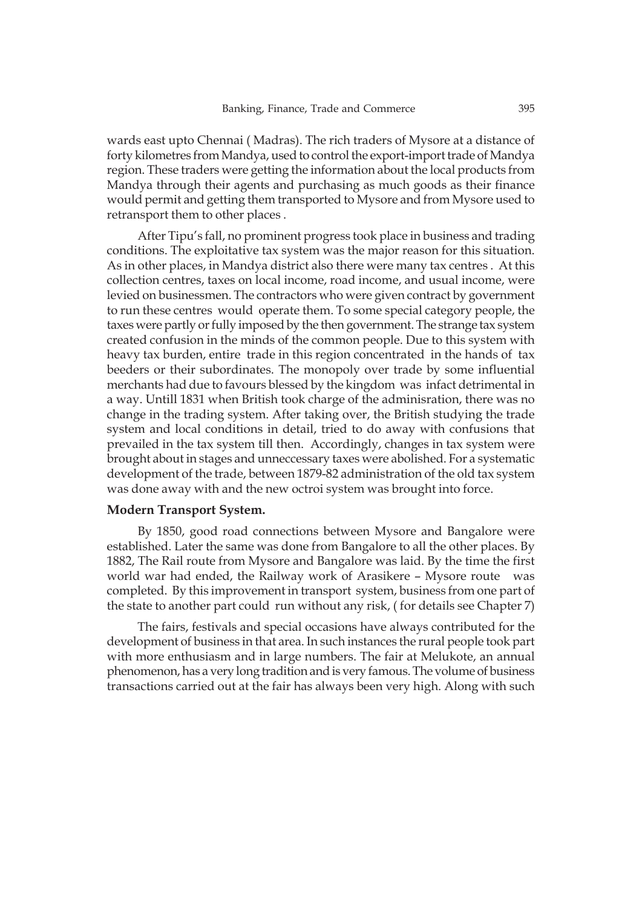wards east upto Chennai ( Madras). The rich traders of Mysore at a distance of forty kilometres from Mandya, used to control the export-import trade of Mandya region. These traders were getting the information about the local products from Mandya through their agents and purchasing as much goods as their finance would permit and getting them transported to Mysore and from Mysore used to retransport them to other places .

After Tipu's fall, no prominent progress took place in business and trading conditions. The exploitative tax system was the major reason for this situation. As in other places, in Mandya district also there were many tax centres . At this collection centres, taxes on local income, road income, and usual income, were levied on businessmen. The contractors who were given contract by government to run these centres would operate them. To some special category people, the taxes were partly or fully imposed by the then government. The strange tax system created confusion in the minds of the common people. Due to this system with heavy tax burden, entire trade in this region concentrated in the hands of tax beeders or their subordinates. The monopoly over trade by some influential merchants had due to favours blessed by the kingdom was infact detrimental in a way. Untill 1831 when British took charge of the adminisration, there was no change in the trading system. After taking over, the British studying the trade system and local conditions in detail, tried to do away with confusions that prevailed in the tax system till then. Accordingly, changes in tax system were brought about in stages and unneccessary taxes were abolished. For a systematic development of the trade, between 1879-82 administration of the old tax system was done away with and the new octroi system was brought into force.

**Modern Transport System.**

By 1850, good road connections between Mysore and Bangalore were established. Later the same was done from Bangalore to all the other places. By 1882, The Rail route from Mysore and Bangalore was laid. By the time the first world war had ended, the Railway work of Arasikere – Mysore route was completed. By this improvement in transport system, business from one part of the state to another part could run without any risk, ( for details see Chapter 7)

The fairs, festivals and special occasions have always contributed for the development of business in that area. In such instances the rural people took part with more enthusiasm and in large numbers. The fair at Melukote, an annual phenomenon, has a very long tradition and is very famous. The volume of business transactions carried out at the fair has always been very high. Along with such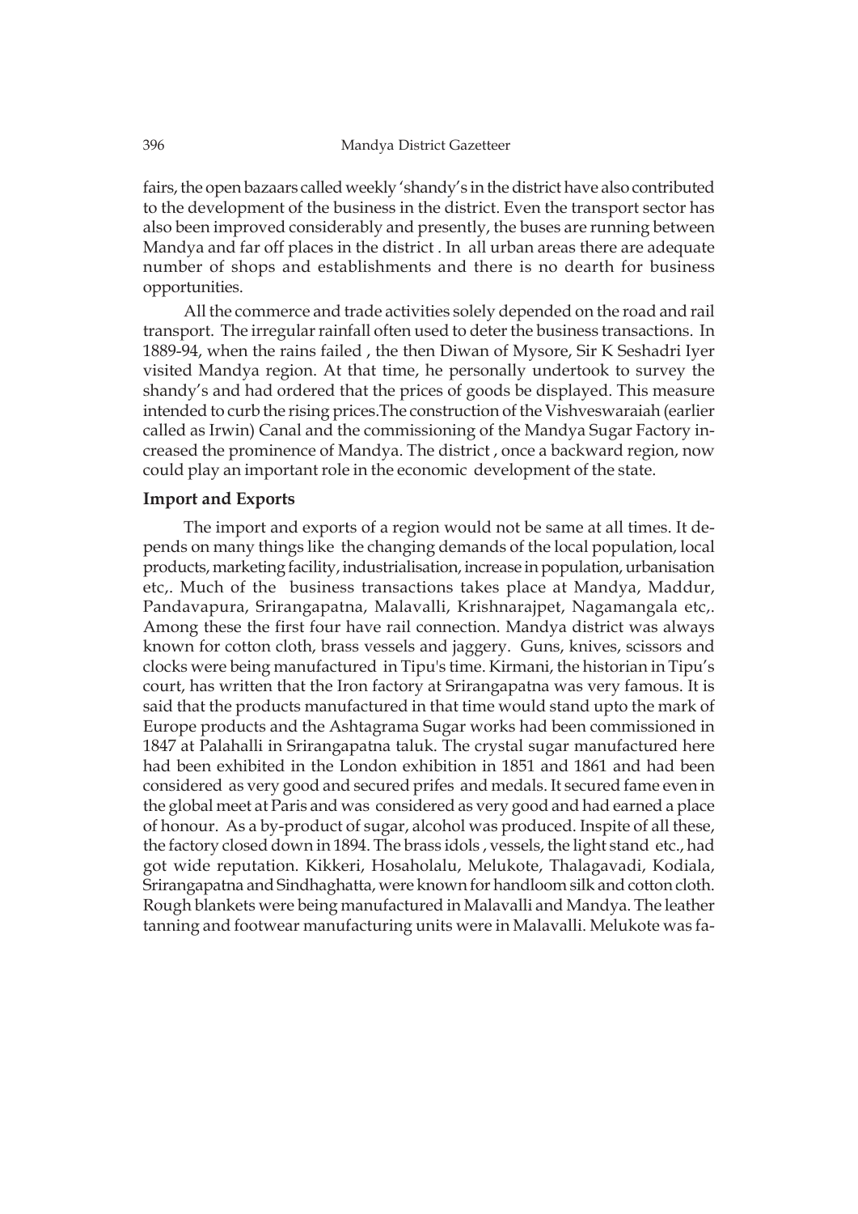fairs, the open bazaars called weekly 'shandy's in the district have also contributed to the development of the business in the district. Even the transport sector has also been improved considerably and presently, the buses are running between Mandya and far off places in the district . In all urban areas there are adequate number of shops and establishments and there is no dearth for business opportunities.

All the commerce and trade activities solely depended on the road and rail transport. The irregular rainfall often used to deter the business transactions. In 1889-94, when the rains failed , the then Diwan of Mysore, Sir K Seshadri Iyer visited Mandya region. At that time, he personally undertook to survey the shandy's and had ordered that the prices of goods be displayed. This measure intended to curb the rising prices.The construction of the Vishveswaraiah (earlier called as Irwin) Canal and the commissioning of the Mandya Sugar Factory increased the prominence of Mandya. The district , once a backward region, now could play an important role in the economic development of the state.

**Import and Exports**

The import and exports of a region would not be same at all times. It depends on many things like the changing demands of the local population, local products, marketing facility, industrialisation, increase in population, urbanisation etc,. Much of the business transactions takes place at Mandya, Maddur, Pandavapura, Srirangapatna, Malavalli, Krishnarajpet, Nagamangala etc,. Among these the first four have rail connection. Mandya district was always known for cotton cloth, brass vessels and jaggery. Guns, knives, scissors and clocks were being manufactured in Tipu's time. Kirmani, the historian in Tipu's court, has written that the Iron factory at Srirangapatna was very famous. It is said that the products manufactured in that time would stand upto the mark of Europe products and the Ashtagrama Sugar works had been commissioned in 1847 at Palahalli in Srirangapatna taluk. The crystal sugar manufactured here had been exhibited in the London exhibition in 1851 and 1861 and had been considered as very good and secured prifes and medals. It secured fame even in the global meet at Paris and was considered as very good and had earned a place of honour. As a by-product of sugar, alcohol was produced. Inspite of all these, the factory closed down in 1894. The brass idols , vessels, the light stand etc., had got wide reputation. Kikkeri, Hosaholalu, Melukote, Thalagavadi, Kodiala, Srirangapatna and Sindhaghatta, were known for handloom silk and cotton cloth. Rough blankets were being manufactured in Malavalli and Mandya. The leather tanning and footwear manufacturing units were in Malavalli. Melukote was fa-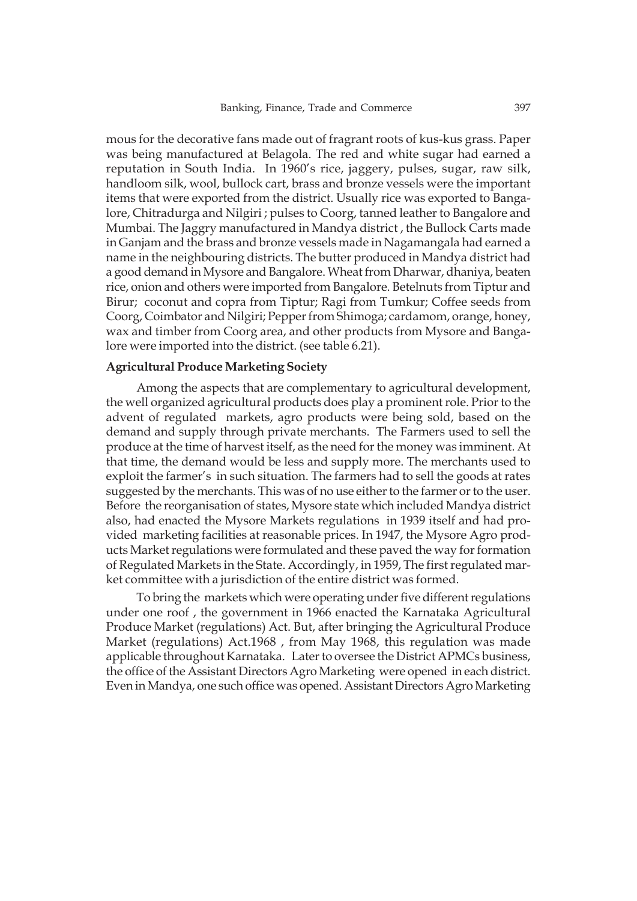mous for the decorative fans made out of fragrant roots of kus-kus grass. Paper was being manufactured at Belagola. The red and white sugar had earned a reputation in South India. In 1960's rice, jaggery, pulses, sugar, raw silk, handloom silk, wool, bullock cart, brass and bronze vessels were the important items that were exported from the district. Usually rice was exported to Bangalore, Chitradurga and Nilgiri ; pulses to Coorg, tanned leather to Bangalore and Mumbai. The Jaggry manufactured in Mandya district , the Bullock Carts made in Ganjam and the brass and bronze vessels made in Nagamangala had earned a name in the neighbouring districts. The butter produced in Mandya district had a good demand in Mysore and Bangalore. Wheat from Dharwar, dhaniya, beaten rice, onion and others were imported from Bangalore. Betelnuts from Tiptur and Birur; coconut and copra from Tiptur; Ragi from Tumkur; Coffee seeds from Coorg, Coimbator and Nilgiri; Pepper from Shimoga; cardamom, orange, honey, wax and timber from Coorg area, and other products from Mysore and Bangalore were imported into the district. (see table 6.21).

**Agricultural Produce Marketing Society**

Among the aspects that are complementary to agricultural development, the well organized agricultural products does play a prominent role. Prior to the advent of regulated markets, agro products were being sold, based on the demand and supply through private merchants. The Farmers used to sell the produce at the time of harvest itself, as the need for the money was imminent. At that time, the demand would be less and supply more. The merchants used to exploit the farmer's in such situation. The farmers had to sell the goods at rates suggested by the merchants. This was of no use either to the farmer or to the user. Before the reorganisation of states, Mysore state which included Mandya district also, had enacted the Mysore Markets regulations in 1939 itself and had provided marketing facilities at reasonable prices. In 1947, the Mysore Agro products Market regulations were formulated and these paved the way for formation of Regulated Markets in the State. Accordingly, in 1959, The first regulated market committee with a jurisdiction of the entire district was formed.

To bring the markets which were operating under five different regulations under one roof , the government in 1966 enacted the Karnataka Agricultural Produce Market (regulations) Act. But, after bringing the Agricultural Produce Market (regulations) Act.1968 , from May 1968, this regulation was made applicable throughout Karnataka. Later to oversee the District APMCs business, the office of the Assistant Directors Agro Marketing were opened in each district. Even in Mandya, one such office was opened. Assistant Directors Agro Marketing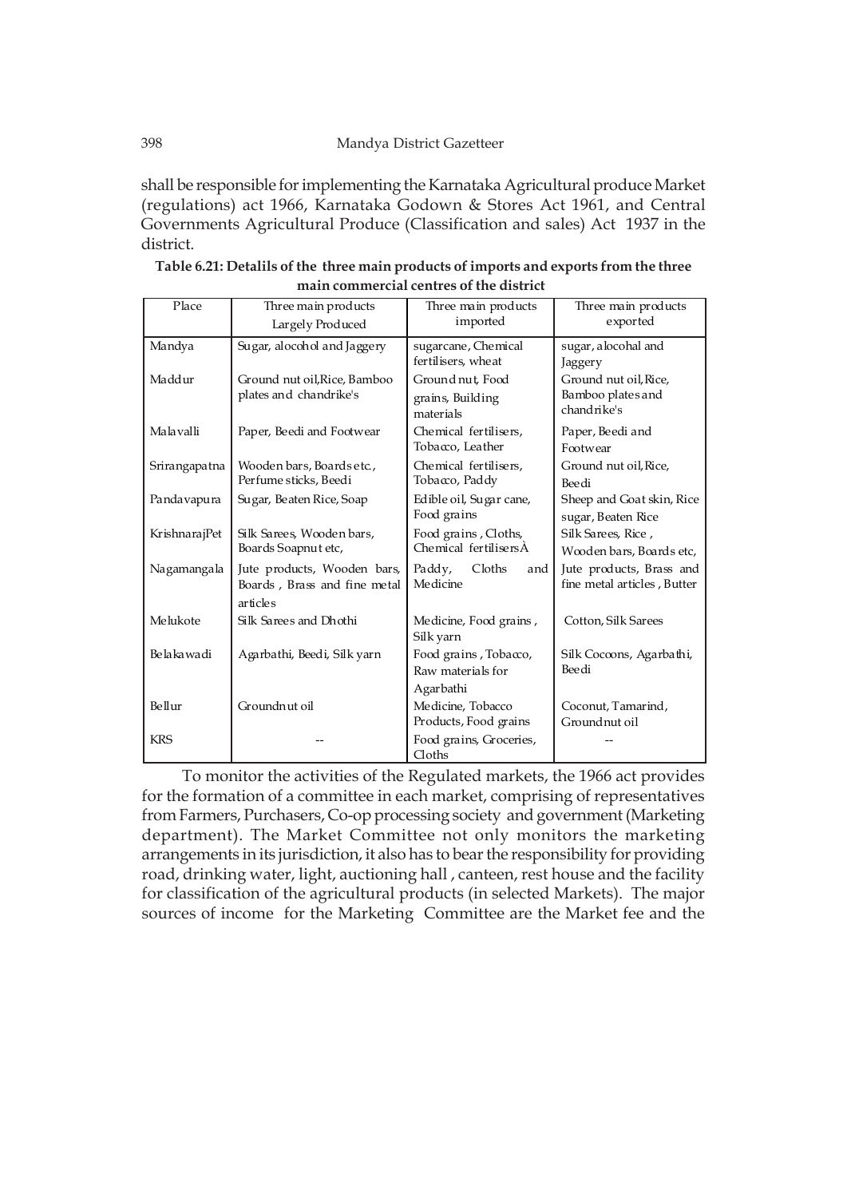shall be responsible for implementing the Karnataka Agricultural produce Market (regulations) act 1966, Karnataka Godown & Stores Act 1961, and Central Governments Agricultural Produce (Classification and sales) Act 1937 in the district.

**Table 6.21: Detalils of the three main products of imports and exports from the three main commercial centres of the district**

| Place | Three main products Largely Produced | Three main products imported | Three main products exported |
|---|---|---|---|
| Mandya | Sugar, alocohol and Jaggery | sugarcane, Chemical fertilisers, wheat | sugar, alocohal and Jaggery |
| Maddur | Ground nut oil,Rice, Bamboo plates and chandrike's | Ground nut, Food grains, Building materials | Ground nut oil, Rice, Bamboo plates and chandrike's |
| Malavalli | Paper, Beedi and Footwear | Chemical fertilisers, Tobacco, Leather | Paper, Beedi and Footwear |
| Srirangapatna | Wooden bars, Boards etc., Perfume sticks, Beedi | Chemical fertilisers, Tobacco, Paddy | Ground nut oil, Rice, Beedi |
| Pandavapura | Sugar, Beaten Rice, Soap | Edible oil, Sugar cane, Food grains | Sheep and Goat skin, Rice sugar, Beaten Rice |
| KrishnarajPet | Silk Sarees, Wooden bars, Boards Soapnut etc, | Food grains , Cloths, Chemical fertilisersÀ | Silk Sarees, Rice , Wooden bars, Boards etc, |
| Nagamangala | Jute products, Wooden bars, Boards , Brass and fine metal articles | Paddy, Cloths and Medicine | Jute products, Brass and fine metal articles , Butter |
| Melukote | Silk Sarees and Dhothi | Medicine, Food grains , Silk yarn | Cotton, Silk Sarees |
| Belakawadi | Agarbathi, Beedi, Silk yarn | Food grains , Tobacco, Raw materials for Agarbathi | Silk Cocoons, Agarbathi, Beedi |
| Bellur | Groundnut oil | Medicine, Tobacco Products, Food grains | Coconut, Tamarind, Groundnut oil |
| KRS | -- | Food grains, Groceries, Cloths | -- |

To monitor the activities of the Regulated markets, the 1966 act provides for the formation of a committee in each market, comprising of representatives from Farmers, Purchasers, Co-op processing society and government (Marketing department). The Market Committee not only monitors the marketing arrangements in its jurisdiction, it also has to bear the responsibility for providing road, drinking water, light, auctioning hall , canteen, rest house and the facility for classification of the agricultural products (in selected Markets). The major sources of income for the Marketing Committee are the Market fee and the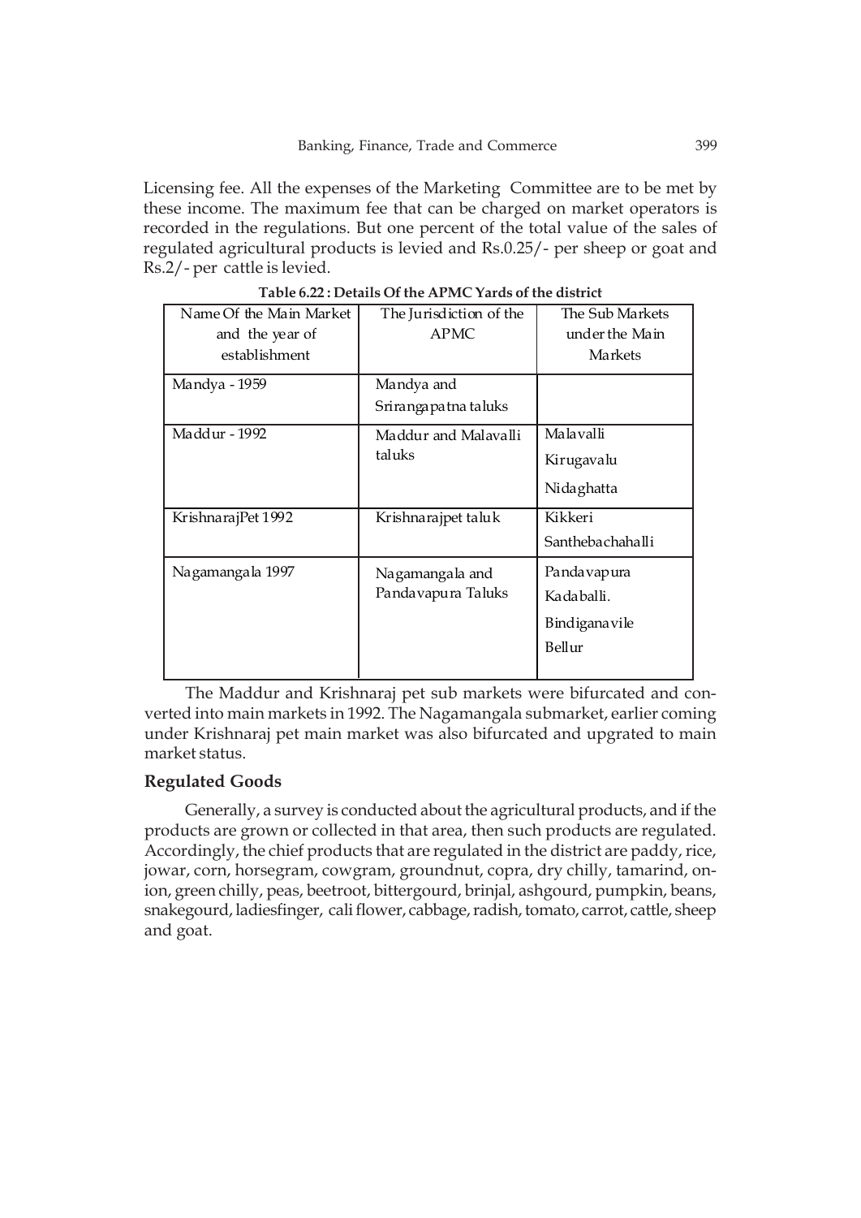Licensing fee. All the expenses of the Marketing Committee are to be met by these income. The maximum fee that can be charged on market operators is recorded in the regulations. But one percent of the total value of the sales of regulated agricultural products is levied and Rs.0.25/- per sheep or goat and Rs.2/- per cattle is levied.

**Table 6.22 : Details Of the APMC Yards of the district**

| Name Of the Main Market and the year of establishment | The Jurisdiction of the APMC | The Sub Markets under the Main Markets |
|---|---|---|
| Mandya - 1959 | Mandya and Srirangapatna taluks | |
| Maddur - 1992 | Maddur and Malavalli taluks | Malavalli<br>Kirugavalu<br>Nidaghatta |
| KrishnarajPet 1992 | Krishnarajpet taluk | Kikkeri<br>Santhebachahalli |
| Nagamangala 1997 | Nagamangala and Pandavapura Taluks | Pandavapura<br>Kadaballi.<br>Bindiganavile<br>Bellur |

The Maddur and Krishnaraj pet sub markets were bifurcated and converted into main markets in 1992. The Nagamangala submarket, earlier coming under Krishnaraj pet main market was also bifurcated and upgrated to main market status.

## Regulated Goods

Generally, a survey is conducted about the agricultural products, and if the products are grown or collected in that area, then such products are regulated. Accordingly, the chief products that are regulated in the district are paddy, rice, jowar, corn, horsegram, cowgram, groundnut, copra, dry chilly, tamarind, onion, green chilly, peas, beetroot, bittergourd, brinjal, ashgourd, pumpkin, beans, snakegourd, ladiesfinger, cali flower, cabbage, radish, tomato, carrot, cattle, sheep and goat.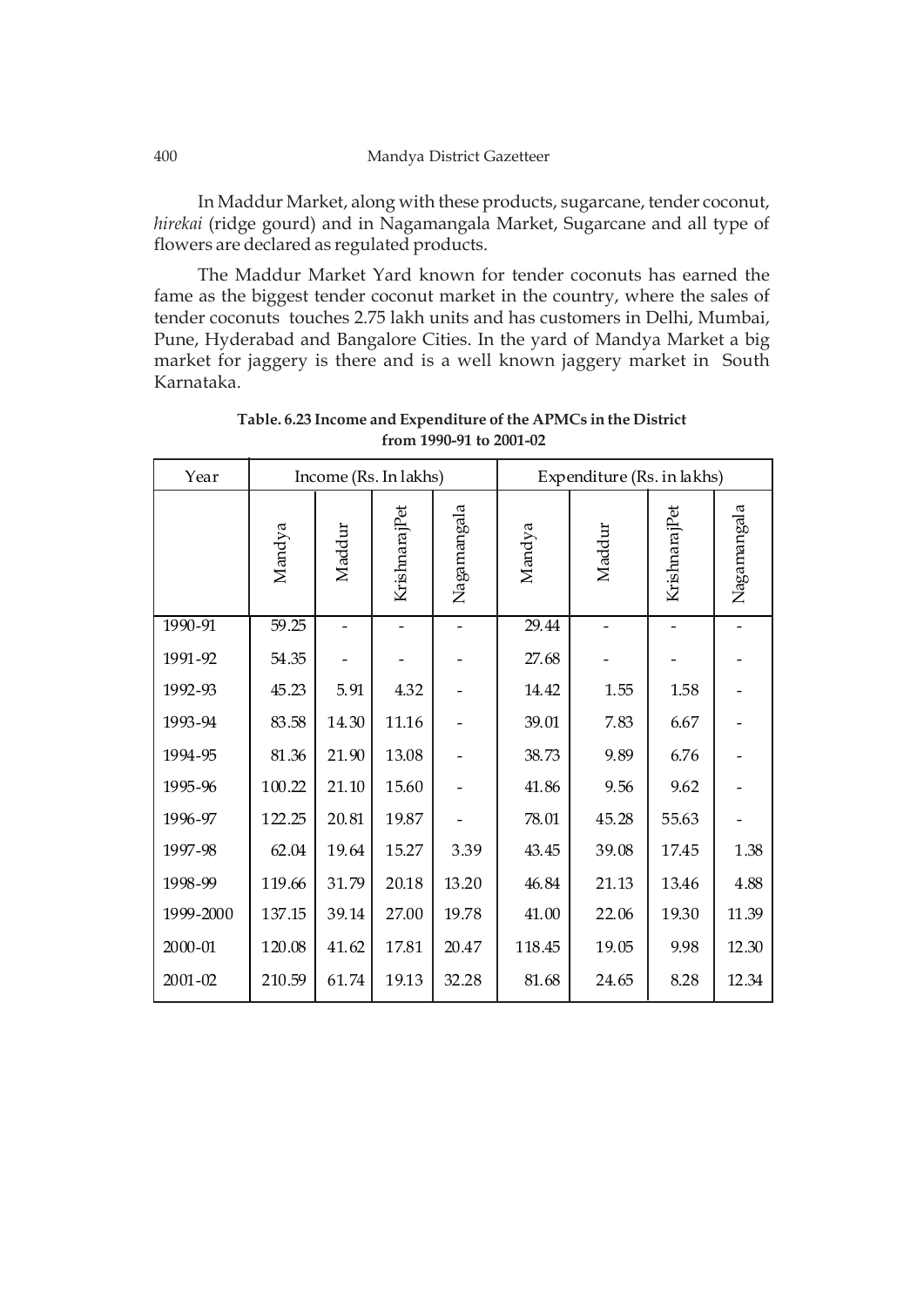In Maddur Market, along with these products, sugarcane, tender coconut, *hirekai* (ridge gourd) and in Nagamangala Market, Sugarcane and all type of flowers are declared as regulated products.

The Maddur Market Yard known for tender coconuts has earned the fame as the biggest tender coconut market in the country, where the sales of tender coconuts touches 2.75 lakh units and has customers in Delhi, Mumbai, Pune, Hyderabad and Bangalore Cities. In the yard of Mandya Market a big market for jaggery is there and is a well known jaggery market in South Karnataka.

**Table. 6.23 Income and Expenditure of the APMCs in the District from 1990-91 to 2001-02**

| Year | Income (Rs. In lakhs) | | | | Expenditure (Rs. in lakhs) | | | |
|---|---|---|---|---|---|---|---|---|
| | Mandya | Maddur | KrishnarajPet | Nagamangala | Mandya | Maddur | KrishnarajPet | Nagamangala |
| 1990-91 | 59.25 | - | - | - | 29.44 | - | - | - |
| 1991-92 | 54.35 | - | - | - | 27.68 | - | - | - |
| 1992-93 | 45.23 | 5.91 | 4.32 | - | 14.42 | 1.55 | 1.58 | - |
| 1993-94 | 83.58 | 14.30 | 11.16 | - | 39.01 | 7.83 | 6.67 | - |
| 1994-95 | 81.36 | 21.90 | 13.08 | - | 38.73 | 9.89 | 6.76 | - |
| 1995-96 | 100.22 | 21.10 | 15.60 | - | 41.86 | 9.56 | 9.62 | - |
| 1996-97 | 122.25 | 20.81 | 19.87 | - | 78.01 | 45.28 | 55.63 | - |
| 1997-98 | 62.04 | 19.64 | 15.27 | 3.39 | 43.45 | 39.08 | 17.45 | 1.38 |
| 1998-99 | 119.66 | 31.79 | 20.18 | 13.20 | 46.84 | 21.13 | 13.46 | 4.88 |
| 1999-2000 | 137.15 | 39.14 | 27.00 | 19.78 | 41.00 | 22.06 | 19.30 | 11.39 |
| 2000-01 | 120.08 | 41.62 | 17.81 | 20.47 | 118.45 | 19.05 | 9.98 | 12.30 |
| 2001-02 | 210.59 | 61.74 | 19.13 | 32.28 | 81.68 | 24.65 | 8.28 | 12.34 |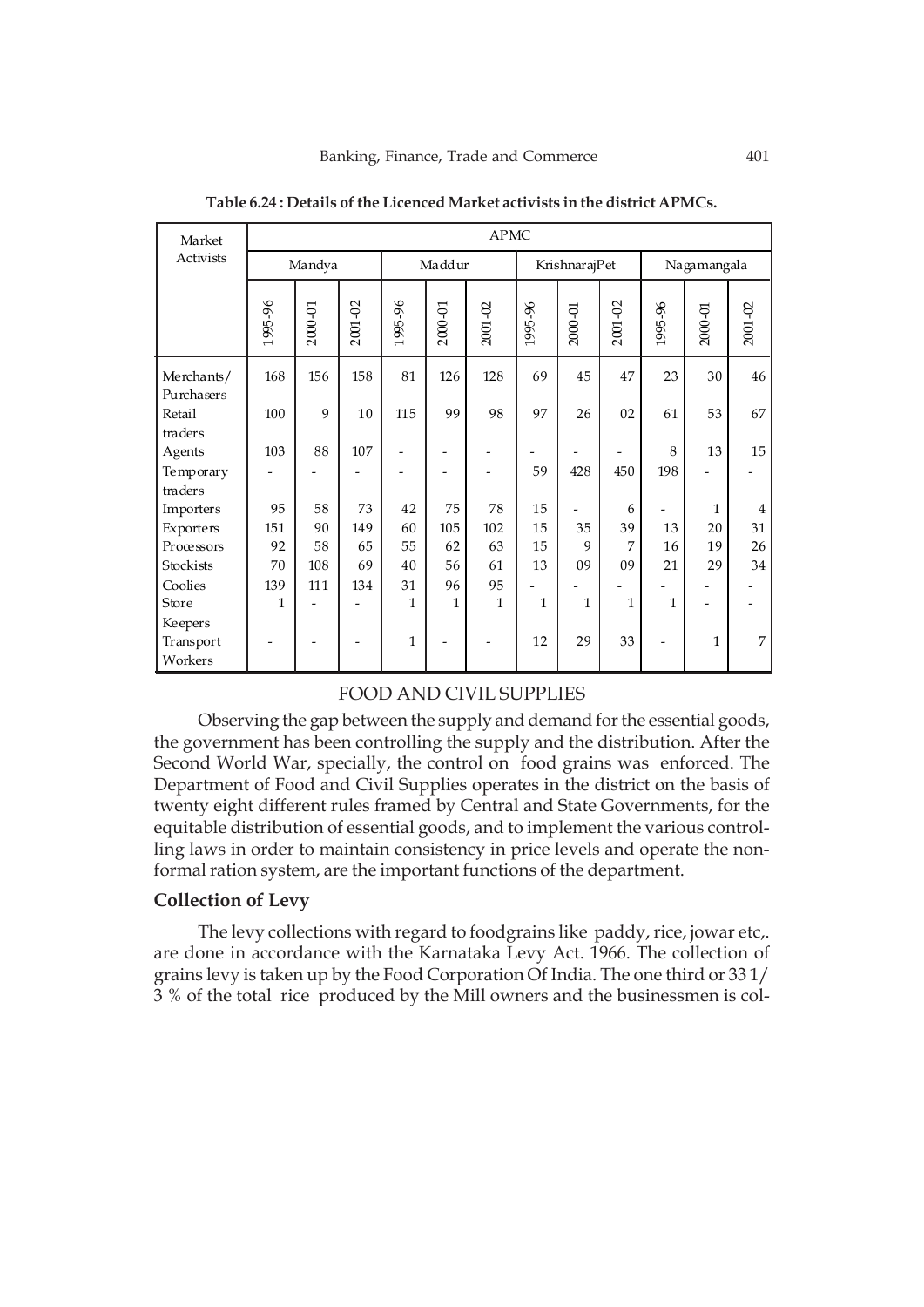**Table 6.24 : Details of the Licenced Market activists in the district APMCs.**

| Market Activists | APMC | | | | | | | | | | | |
|---|---|---|---|---|---|---|---|---|---|---|---|---|
| | Mandya | | | Maddur | | | KrishnarajPet | | | Nagamangala | | |
| | 1995-96 | 2000-01 | 2001-02 | 1995-96 | 2000-01 | 2001-02 | 1995-96 | 2000-01 | 2001-02 | 1995-96 | 2000-01 | 2001-02 |
| Merchants/ Purchasers | 168 | 156 | 158 | 81 | 126 | 128 | 69 | 45 | 47 | 23 | 30 | 46 |
| Retail traders | 100 | 9 | 10 | 115 | 99 | 98 | 97 | 26 | 02 | 61 | 53 | 67 |
| Agents | 103 | 88 | 107 | - | - | - | - | - | - | 8 | 13 | 15 |
| Temporary traders | - | - | - | - | - | - | 59 | 428 | 450 | 198 | - | - |
| Importers | 95 | 58 | 73 | 42 | 75 | 78 | 15 | - | 6 | - | 1 | 4 |
| Exporters | 151 | 90 | 149 | 60 | 105 | 102 | 15 | 35 | 39 | 13 | 20 | 31 |
| Processors | 92 | 58 | 65 | 55 | 62 | 63 | 15 | 9 | 7 | 16 | 19 | 26 |
| Stockists | 70 | 108 | 69 | 40 | 56 | 61 | 13 | 09 | 09 | 21 | 29 | 34 |
| Coolies | 139 | 111 | 134 | 31 | 96 | 95 | - | - | - | - | - | - |
| Store Keepers | 1 | - | - | 1 | 1 | 1 | 1 | 1 | 1 | 1 | - | - |
| Transport Workers | - | - | - | 1 | - | - | 12 | 29 | 33 | - | 1 | 7 |

## FOOD AND CIVIL SUPPLIES

Observing the gap between the supply and demand for the essential goods, the government has been controlling the supply and the distribution. After the Second World War, specially, the control on food grains was enforced. The Department of Food and Civil Supplies operates in the district on the basis of twenty eight different rules framed by Central and State Governments, for the equitable distribution of essential goods, and to implement the various controlling laws in order to maintain consistency in price levels and operate the nonformal ration system, are the important functions of the department.

### Collection of Levy

The levy collections with regard to foodgrains like paddy, rice, jowar etc,. are done in accordance with the Karnataka Levy Act. 1966. The collection of grains levy is taken up by the Food Corporation Of India. The one third or 33 1/3 % of the total rice produced by the Mill owners and the businessmen is col-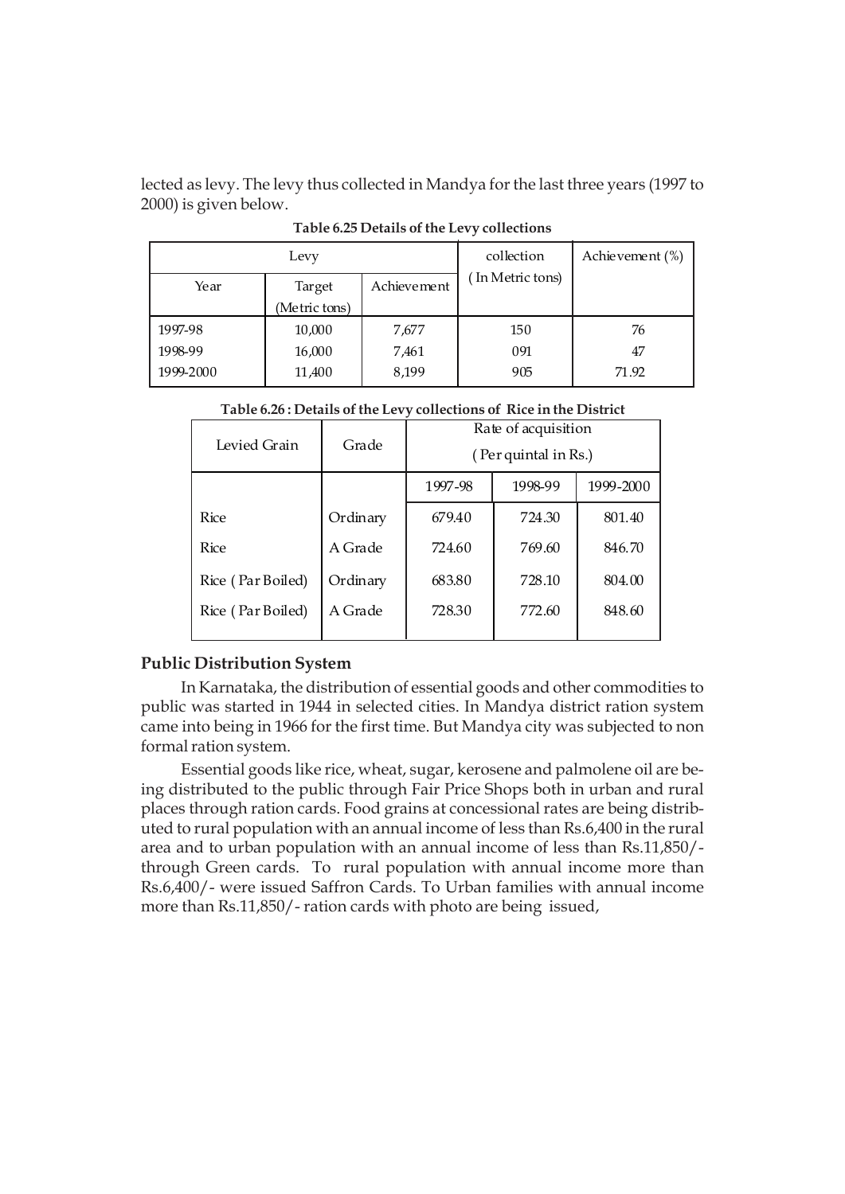lected as levy. The levy thus collected in Mandya for the last three years (1997 to 2000) is given below.

**Table 6.25 Details of the Levy collections**

| Levy | | | collection ( In Metric tons) | Achievement (%) |
|---|---|---|---|---|
| Year | Target (Metric tons) | Achievement | | |
| 1997-98 | 10,000 | 7,677 | 150 | 76 |
| 1998-99 | 16,000 | 7,461 | 091 | 47 |
| 1999-2000 | 11,400 | 8,199 | 905 | 71.92 |

**Table 6.26 : Details of the Levy collections of Rice in the District**

| Levied Grain | Grade | Rate of acquisition ( Per quintal in Rs.) | | |
|---|---|---|---|---|
| | | 1997-98 | 1998-99 | 1999-2000 |
| Rice | Ordinary | 679.40 | 724.30 | 801.40 |
| Rice | A Grade | 724.60 | 769.60 | 846.70 |
| Rice ( Par Boiled) | Ordinary | 683.80 | 728.10 | 804.00 |
| Rice ( Par Boiled) | A Grade | 728.30 | 772.60 | 848.60 |

### Public Distribution System

In Karnataka, the distribution of essential goods and other commodities to public was started in 1944 in selected cities. In Mandya district ration system came into being in 1966 for the first time. But Mandya city was subjected to non formal ration system.

Essential goods like rice, wheat, sugar, kerosene and palmolene oil are being distributed to the public through Fair Price Shops both in urban and rural places through ration cards. Food grains at concessional rates are being distributed to rural population with an annual income of less than Rs.6,400 in the rural area and to urban population with an annual income of less than Rs.11,850/- through Green cards. To rural population with annual income more than Rs.6,400/- were issued Saffron Cards. To Urban families with annual income more than Rs.11,850/- ration cards with photo are being issued,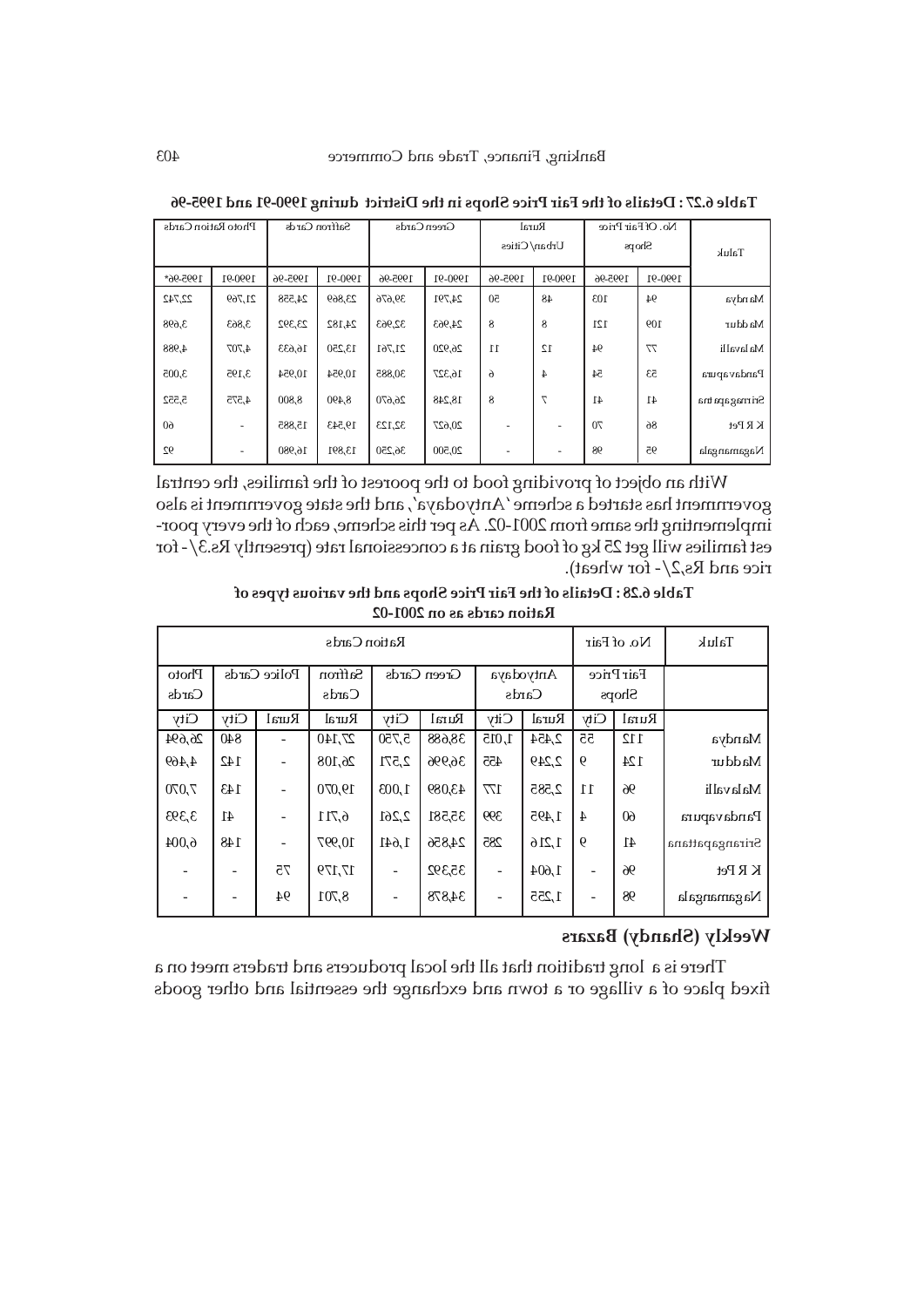**Table 6.27 : Details of the Fair Price Shops in the District during 1990-91 and 1995-96**

| Taluk | No. Of Fair Price Shops | | Rural Urban/Cities | | Green Cards | | Saffron Cards | | Photo Ration Cards | |
|---|---|---|---|---|---|---|---|---|---|---|
| | 1990-91 | 1995-96 | 1990-91 | 1995-96 | 1990-91 | 1995-96 | 1990-91 | 1995-96 | 1990-91 | 1995-96* |
| Mandya | 94 | 103 | 48 | 50 | 24,791 | 39,676 | 23,869 | 24,558 | 21,769 | 22,742 |
| Maddur | 109 | 121 | 8 | 8 | 24,963 | 32,963 | 24,182 | 23,392 | 3,863 | 3,698 |
| Malavalli | 77 | 94 | 12 | 11 | 26,920 | 21,761 | 13,250 | 16,633 | 4,707 | 4,988 |
| Pandavapura | 53 | 54 | 4 | 6 | 16,327 | 30,885 | 10,954 | 10,954 | 3,195 | 3,005 |
| Srirangapatna | 41 | 41 | 7 | 8 | 18,248 | 26,670 | 8,490 | 8,800 | 4,575 | 5,552 |
| K R Pet | 86 | 70 | - | - | 20,627 | 32,123 | 19,543 | 15,885 | - | 60 |
| Nagamangala | 95 | 98 | - | - | 20,500 | 36,250 | 13,891 | 16,980 | - | 92 |

With an object of providing food to the poorest of the families, the central government has started a scheme 'Antyodaya', and the state government is also implementing the same from 2001-02. As per this scheme, each of the every poorest families will get 25 kg of food grain at a concessional rate (presently Rs.3/- for rice and Rs.2/- for wheat).

**Table 6.28 : Details of the Fair Price Shops and the various types of Ration cards as on 2001-02**

| Taluk | No. of Fair Price Shops | | Ration Cards | | | | | | | |
|---|---|---|---|---|---|---|---|---|---|---|
| | | | Antyodaya Cards | | Green Cards | | Saffron Cards | Police Cards | | Photo Cards |
| | Rural | City | Rural | City | Rural | City | Rural | Rural | City | City |
| Mandya | 112 | 55 | 2,454 | 1,015 | 38,688 | 5,750 | 27,140 | - | 840 | 26,694 |
| Maddur | 124 | 9 | 2,249 | 455 | 36,996 | 2,571 | 26,108 | - | 142 | 4,469 |
| Malavalli | 96 | 11 | 2,585 | 177 | 43,089 | 1,003 | 19,070 | - | 143 | 7,070 |
| Pandavapura | 60 | 4 | 1,495 | 399 | 35,581 | 2,261 | 6,711 | - | 41 | 3,393 |
| Srirangapattana | 41 | 9 | 1,216 | 285 | 24,856 | 1,641 | 10,997 | - | 148 | 6,004 |
| K R Pet | 96 | - | 1,604 | - | 35,392 | - | 17,179 | 75 | - | - |
| Nagamangala | 98 | - | 1,255 | - | 34,878 | - | 8,701 | 94 | - | - |

### Weekly (Shandy) Bazars

There is a long tradition that all the local producers and traders meet on a fixed place of a village or a town and exchange the essential and other goods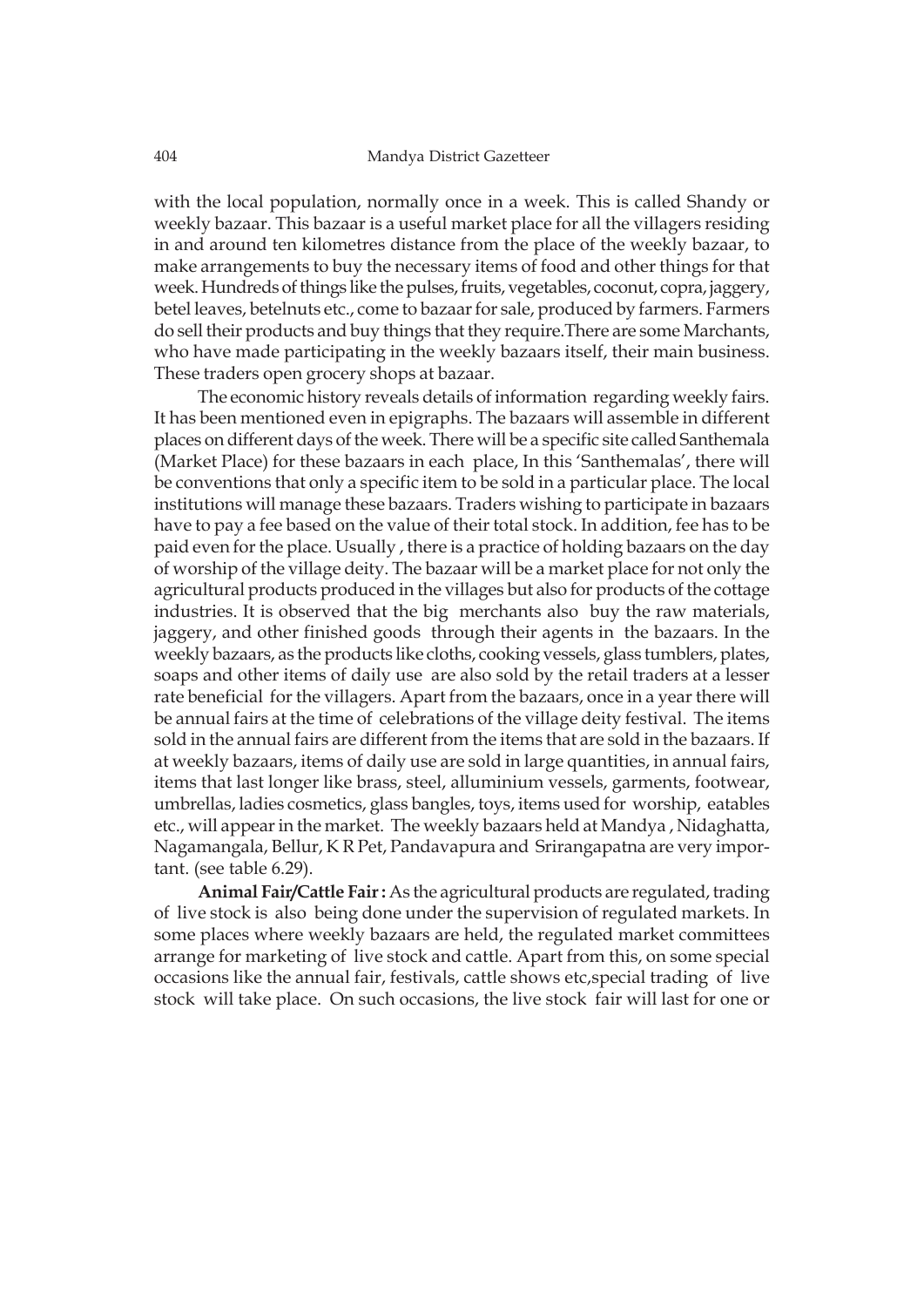with the local population, normally once in a week. This is called Shandy or weekly bazaar. This bazaar is a useful market place for all the villagers residing in and around ten kilometres distance from the place of the weekly bazaar, to make arrangements to buy the necessary items of food and other things for that week. Hundreds of things like the pulses, fruits, vegetables, coconut, copra, jaggery, betel leaves, betelnuts etc., come to bazaar for sale, produced by farmers. Farmers do sell their products and buy things that they require.There are some Marchants, who have made participating in the weekly bazaars itself, their main business. These traders open grocery shops at bazaar.

The economic history reveals details of information regarding weekly fairs. It has been mentioned even in epigraphs. The bazaars will assemble in different places on different days of the week. There will be a specific site called Santhemala (Market Place) for these bazaars in each place, In this 'Santhemalas', there will be conventions that only a specific item to be sold in a particular place. The local institutions will manage these bazaars. Traders wishing to participate in bazaars have to pay a fee based on the value of their total stock. In addition, fee has to be paid even for the place. Usually , there is a practice of holding bazaars on the day of worship of the village deity. The bazaar will be a market place for not only the agricultural products produced in the villages but also for products of the cottage industries. It is observed that the big merchants also buy the raw materials, jaggery, and other finished goods through their agents in the bazaars. In the weekly bazaars, as the products like cloths, cooking vessels, glass tumblers, plates, soaps and other items of daily use are also sold by the retail traders at a lesser rate beneficial for the villagers. Apart from the bazaars, once in a year there will be annual fairs at the time of celebrations of the village deity festival. The items sold in the annual fairs are different from the items that are sold in the bazaars. If at weekly bazaars, items of daily use are sold in large quantities, in annual fairs, items that last longer like brass, steel, alluminium vessels, garments, footwear, umbrellas, ladies cosmetics, glass bangles, toys, items used for worship, eatables etc., will appear in the market. The weekly bazaars held at Mandya , Nidaghatta, Nagamangala, Bellur, K R Pet, Pandavapura and Srirangapatna are very important. (see table 6.29).

**Animal Fair/Cattle Fair :** As the agricultural products are regulated, trading of live stock is also being done under the supervision of regulated markets. In some places where weekly bazaars are held, the regulated market committees arrange for marketing of live stock and cattle. Apart from this, on some special occasions like the annual fair, festivals, cattle shows etc,special trading of live stock will take place. On such occasions, the live stock fair will last for one or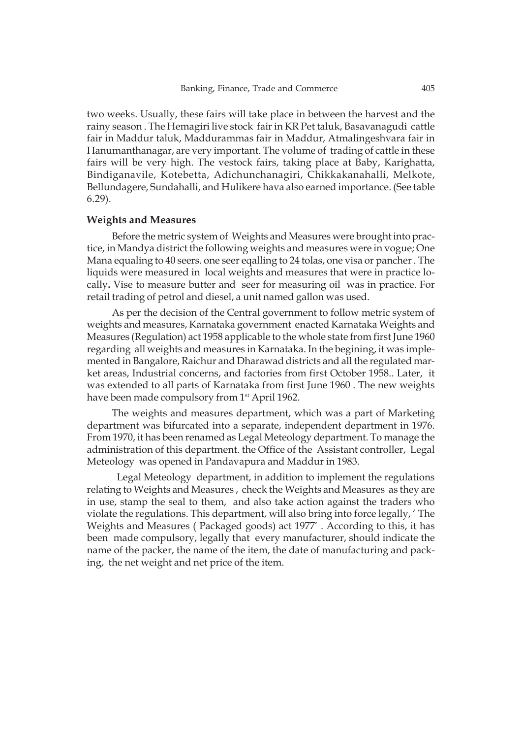two weeks. Usually, these fairs will take place in between the harvest and the rainy season . The Hemagiri live stock fair in KR Pet taluk, Basavanagudi cattle fair in Maddur taluk, Maddurammas fair in Maddur, Atmalingeshvara fair in Hanumanthanagar, are very important. The volume of trading of cattle in these fairs will be very high. The vestock fairs, taking place at Baby, Karighatta, Bindiganavile, Kotebetta, Adichunchanagiri, Chikkakanahalli, Melkote, Bellundagere, Sundahalli, and Hulikere hava also earned importance. (See table 6.29).

### Weights and Measures

Before the metric system of Weights and Measures were brought into practice, in Mandya district the following weights and measures were in vogue; One Mana equaling to 40 seers. one seer eqalling to 24 tolas, one visa or pancher . The liquids were measured in local weights and measures that were in practice locally**.** Vise to measure butter and seer for measuring oil was in practice. For retail trading of petrol and diesel, a unit named gallon was used.

As per the decision of the Central government to follow metric system of weights and measures, Karnataka government enacted Karnataka Weights and Measures (Regulation) act 1958 applicable to the whole state from first June 1960 regarding all weights and measures in Karnataka. In the begining, it was implemented in Bangalore, Raichur and Dharawad districts and all the regulated market areas, Industrial concerns, and factories from first October 1958.. Later, it was extended to all parts of Karnataka from first June 1960 . The new weights have been made compulsory from 1st April 1962.

The weights and measures department, which was a part of Marketing department was bifurcated into a separate, independent department in 1976. From 1970, it has been renamed as Legal Meteology department. To manage the administration of this department. the Office of the Assistant controller, Legal Meteology was opened in Pandavapura and Maddur in 1983.

Legal Meteology department, in addition to implement the regulations relating to Weights and Measures , check the Weights and Measures as they are in use, stamp the seal to them, and also take action against the traders who violate the regulations. This department, will also bring into force legally, ' The Weights and Measures ( Packaged goods) act 1977' . According to this, it has been made compulsory, legally that every manufacturer, should indicate the name of the packer, the name of the item, the date of manufacturing and packing, the net weight and net price of the item.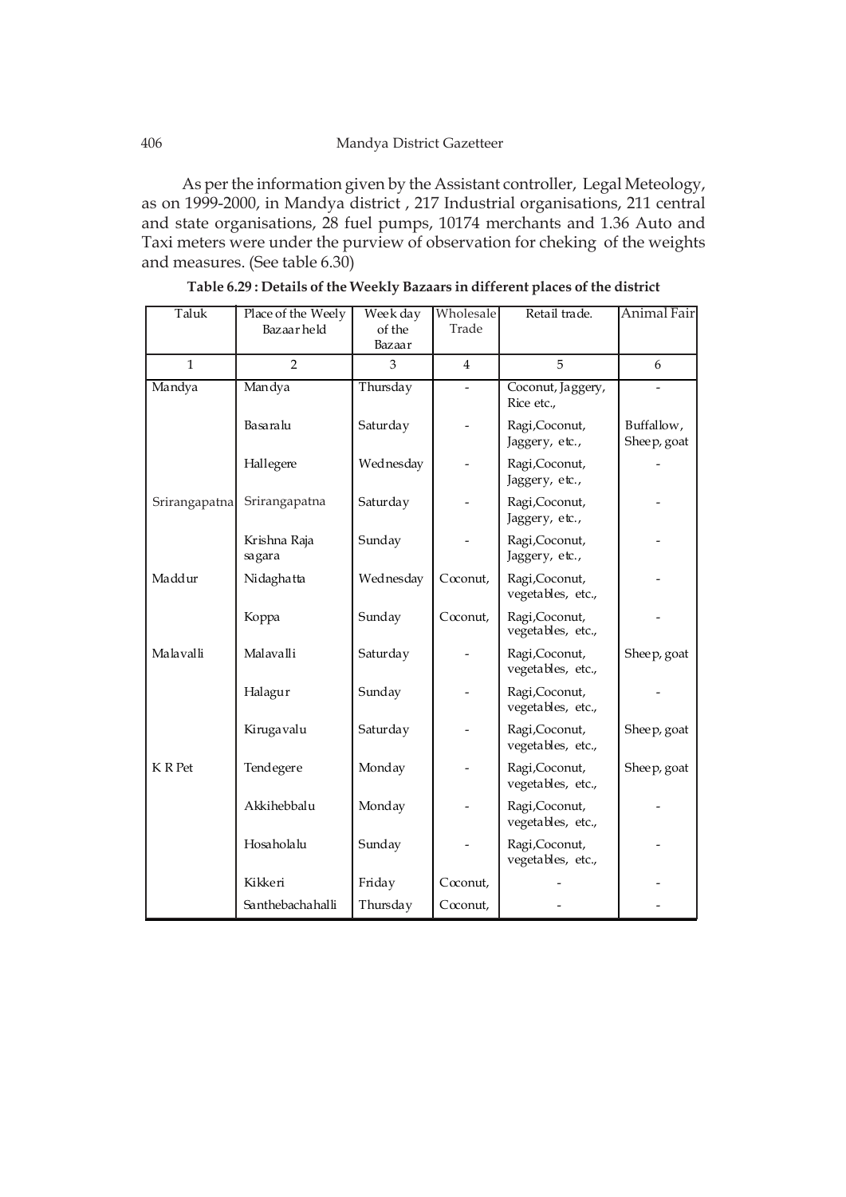As per the information given by the Assistant controller, Legal Meteology, as on 1999-2000, in Mandya district , 217 Industrial organisations, 211 central and state organisations, 28 fuel pumps, 10174 merchants and 1.36 Auto and Taxi meters were under the purview of observation for cheking of the weights and measures. (See table 6.30)

**Table 6.29 : Details of the Weekly Bazaars in different places of the district**

| Taluk | Place of the Weely Bazaar held | Week day of the Bazaar | Wholesale Trade | Retail trade. | Animal Fair |
|---|---|---|---|---|---|
| 1 | 2 | 3 | 4 | 5 | 6 |
| Mandya | Mandya | Thursday | - | Coconut, Jaggery, Rice etc., | - |
| | Basaralu | Saturday | - | Ragi,Coconut, Jaggery, etc., | Buffallow, Sheep, goat |
| | Hallegere | Wednesday | - | Ragi,Coconut, Jaggery, etc., | - |
| Srirangapatna | Srirangapatna | Saturday | - | Ragi,Coconut, Jaggery, etc., | - |
| | Krishna Raja sagara | Sunday | - | Ragi,Coconut, Jaggery, etc., | - |
| Maddur | Nidaghatta | Wednesday | Coconut, | Ragi,Coconut, vegetables, etc., | - |
| | Koppa | Sunday | Coconut, | Ragi,Coconut, vegetables, etc., | - |
| Malavalli | Malavalli | Saturday | - | Ragi,Coconut, vegetables, etc., | Sheep, goat |
| | Halagur | Sunday | - | Ragi,Coconut, vegetables, etc., | - |
| | Kirugavalu | Saturday | - | Ragi,Coconut, vegetables, etc., | Sheep, goat |
| K R Pet | Tendegere | Monday | - | Ragi,Coconut, vegetables, etc., | Sheep, goat |
| | Akkihebbalu | Monday | - | Ragi,Coconut, vegetables, etc., | - |
| | Hosaholalu | Sunday | - | Ragi,Coconut, vegetables, etc., | - |
| | Kikkeri | Friday | Coconut, | - | - |
| | Santhebachahalli | Thursday | Coconut, | - | - |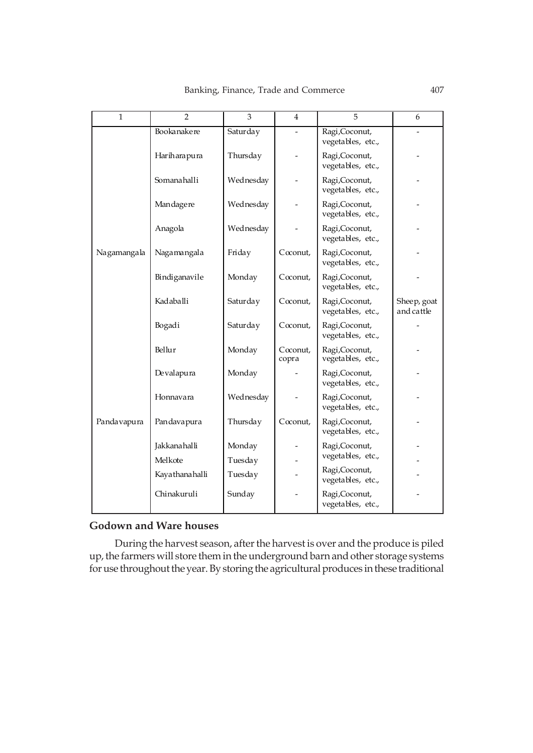| 1 | 2 | 3 | 4 | 5 | 6 |
|---|---|---|---|---|---|
| | Bookanakere | Saturday | - | Ragi,Coconut, vegetables, etc., | - |
| | Hariharapura | Thursday | - | Ragi,Coconut, vegetables, etc., | - |
| | Somanahalli | Wednesday | - | Ragi,Coconut, vegetables, etc., | - |
| | Mandagere | Wednesday | - | Ragi,Coconut, vegetables, etc., | - |
| | Anagola | Wednesday | - | Ragi,Coconut, vegetables, etc., | - |
| Nagamangala | Nagamangala | Friday | Coconut, | Ragi,Coconut, vegetables, etc., | - |
| | Bindiganavile | Monday | Coconut, | Ragi,Coconut, vegetables, etc., | - |
| | Kadaballi | Saturday | Coconut, | Ragi,Coconut, vegetables, etc., | Sheep, goat and cattle |
| | Bogadi | Saturday | Coconut, | Ragi,Coconut, vegetables, etc., | - |
| | Bellur | Monday | Coconut, copra | Ragi,Coconut, vegetables, etc., | - |
| | Devalapura | Monday | - | Ragi,Coconut, vegetables, etc., | - |
| | Honnavara | Wednesday | - | Ragi,Coconut, vegetables, etc., | - |
| Pandavapura | Pandavapura | Thursday | Coconut, | Ragi,Coconut, vegetables, etc., | - |
| | Jakkanahalli | Monday | - | Ragi,Coconut, vegetables, etc., | - |
| | Melkote | Tuesday | - | | - |
| | Kayathanahalli | Tuesday | - | Ragi,Coconut, vegetables, etc., | - |
| | Chinakuruli | Sunday | - | Ragi,Coconut, vegetables, etc., | - |

**Godown and Ware houses**

During the harvest season, after the harvest is over and the produce is piled up, the farmers will store them in the underground barn and other storage systems for use throughout the year. By storing the agricultural produces in these traditional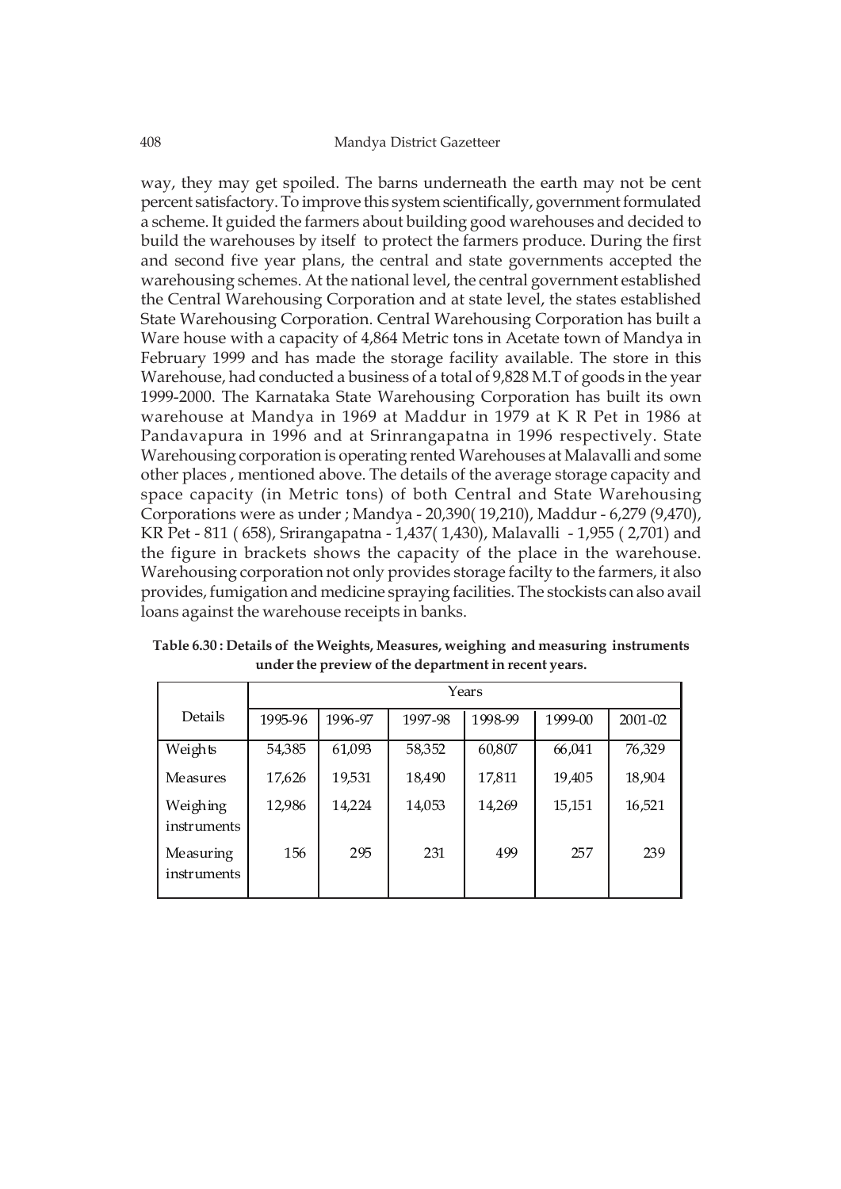way, they may get spoiled. The barns underneath the earth may not be cent percent satisfactory. To improve this system scientifically, government formulated a scheme. It guided the farmers about building good warehouses and decided to build the warehouses by itself to protect the farmers produce. During the first and second five year plans, the central and state governments accepted the warehousing schemes. At the national level, the central government established the Central Warehousing Corporation and at state level, the states established State Warehousing Corporation. Central Warehousing Corporation has built a Ware house with a capacity of 4,864 Metric tons in Acetate town of Mandya in February 1999 and has made the storage facility available. The store in this Warehouse, had conducted a business of a total of 9,828 M.T of goods in the year 1999-2000. The Karnataka State Warehousing Corporation has built its own warehouse at Mandya in 1969 at Maddur in 1979 at K R Pet in 1986 at Pandavapura in 1996 and at Srinrangapatna in 1996 respectively. State Warehousing corporation is operating rented Warehouses at Malavalli and some other places , mentioned above. The details of the average storage capacity and space capacity (in Metric tons) of both Central and State Warehousing Corporations were as under ; Mandya - 20,390( 19,210), Maddur - 6,279 (9,470), KR Pet - 811 ( 658), Srirangapatna - 1,437( 1,430), Malavalli - 1,955 ( 2,701) and the figure in brackets shows the capacity of the place in the warehouse. Warehousing corporation not only provides storage facilty to the farmers, it also provides, fumigation and medicine spraying facilities. The stockists can also avail loans against the warehouse receipts in banks.

**Table 6.30 : Details of the Weights, Measures, weighing and measuring instruments under the preview of the department in recent years.**

| Details | Years | | | | | |
|---|---|---|---|---|---|---|
| | 1995-96 | 1996-97 | 1997-98 | 1998-99 | 1999-00 | 2001-02 |
| Weights | 54,385 | 61,093 | 58,352 | 60,807 | 66,041 | 76,329 |
| Measures | 17,626 | 19,531 | 18,490 | 17,811 | 19,405 | 18,904 |
| Weighing instruments | 12,986 | 14,224 | 14,053 | 14,269 | 15,151 | 16,521 |
| Measuring instruments | 156 | 295 | 231 | 499 | 257 | 239 |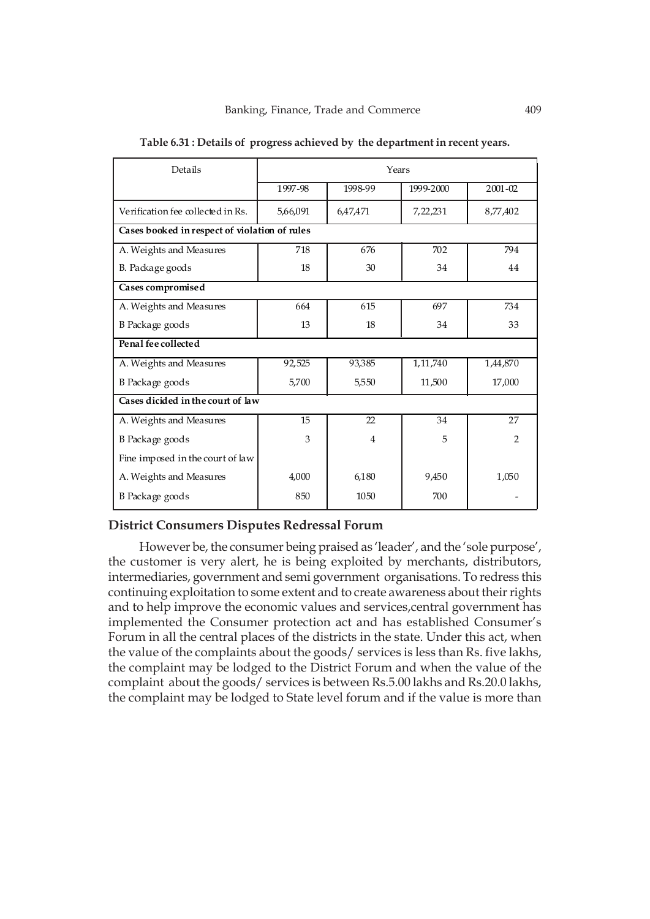**Table 6.31 : Details of progress achieved by the department in recent years.**

| Details | Years | | | |
|---|---|---|---|---|
| | 1997-98 | 1998-99 | 1999-2000 | 2001-02 |
| Verification fee collected in Rs. | 5,66,091 | 6,47,471 | 7,22,231 | 8,77,402 |
| **Cases booked in respect of violation of rules** | | | | |
| A. Weights and Measures | 718 | 676 | 702 | 794 |
| B. Package goods | 18 | 30 | 34 | 44 |
| **Cases compromised** | | | | |
| A. Weights and Measures | 664 | 615 | 697 | 734 |
| B Package goods | 13 | 18 | 34 | 33 |
| **Penal fee collected** | | | | |
| A. Weights and Measures | 92,525 | 93,385 | 1,11,740 | 1,44,870 |
| B Package goods | 5,700 | 5,550 | 11,500 | 17,000 |
| **Cases dicided in the court of law** | | | | |
| A. Weights and Measures | 15 | 22 | 34 | 27 |
| B Package goods | 3 | 4 | 5 | 2 |
| Fine imposed in the court of law | | | | |
| A. Weights and Measures | 4,000 | 6,180 | 9,450 | 1,050 |
| B Package goods | 850 | 1050 | 700 | - |

## District Consumers Disputes Redressal Forum

However be, the consumer being praised as 'leader', and the 'sole purpose', the customer is very alert, he is being exploited by merchants, distributors, intermediaries, government and semi government organisations. To redress this continuing exploitation to some extent and to create awareness about their rights and to help improve the economic values and services,central government has implemented the Consumer protection act and has established Consumer's Forum in all the central places of the districts in the state. Under this act, when the value of the complaints about the goods/ services is less than Rs. five lakhs, the complaint may be lodged to the District Forum and when the value of the complaint about the goods/ services is between Rs.5.00 lakhs and Rs.20.0 lakhs, the complaint may be lodged to State level forum and if the value is more than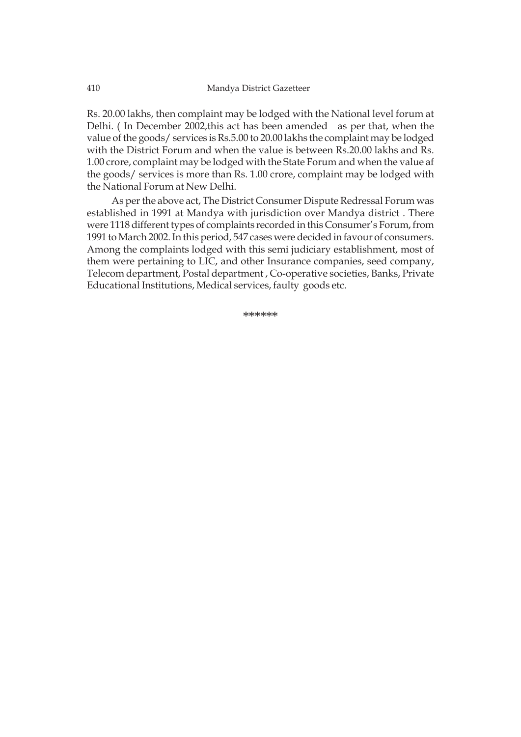Rs. 20.00 lakhs, then complaint may be lodged with the National level forum at Delhi. ( In December 2002,this act has been amended as per that, when the value of the goods/ services is Rs.5.00 to 20.00 lakhs the complaint may be lodged with the District Forum and when the value is between Rs.20.00 lakhs and Rs. 1.00 crore, complaint may be lodged with the State Forum and when the value af the goods/ services is more than Rs. 1.00 crore, complaint may be lodged with the National Forum at New Delhi.

As per the above act, The District Consumer Dispute Redressal Forum was established in 1991 at Mandya with jurisdiction over Mandya district . There were 1118 different types of complaints recorded in this Consumer's Forum, from 1991 to March 2002. In this period, 547 cases were decided in favour of consumers. Among the complaints lodged with this semi judiciary establishment, most of them were pertaining to LIC, and other Insurance companies, seed company, Telecom department, Postal department , Co-operative societies, Banks, Private Educational Institutions, Medical services, faulty goods etc.

******